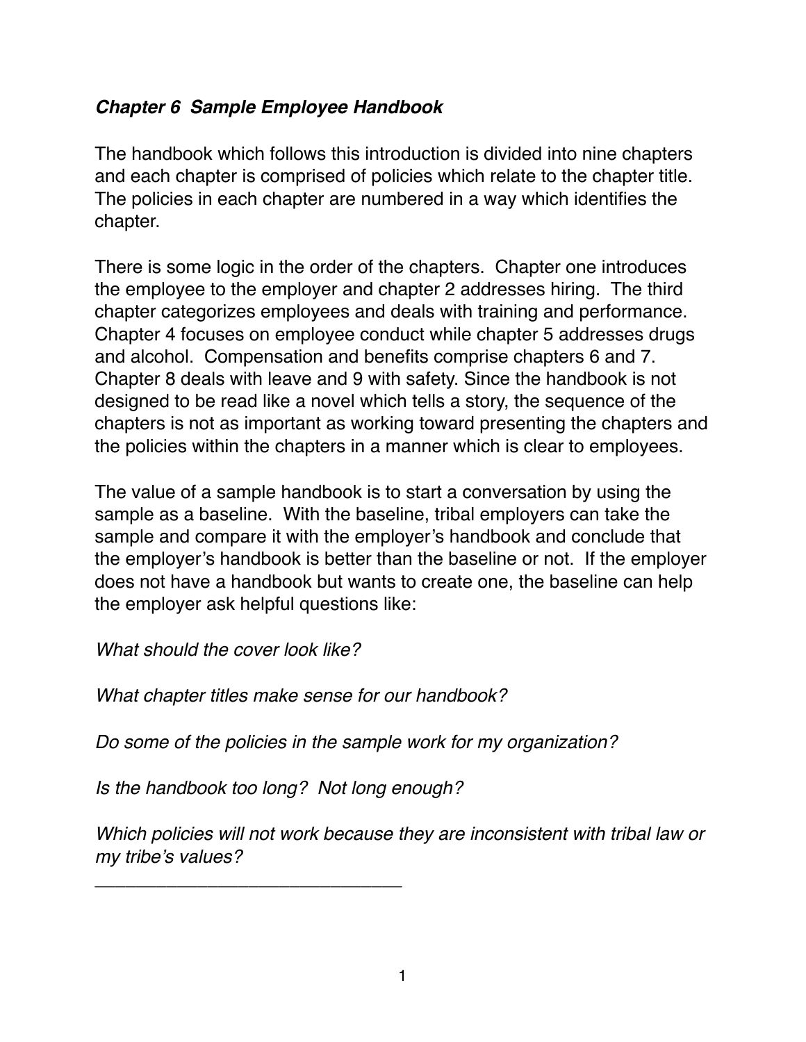***Chapter 6  Sample Employee Handbook***

The handbook which follows this introduction is divided into nine chapters and each chapter is comprised of policies which relate to the chapter title. The policies in each chapter are numbered in a way which identifies the chapter.

There is some logic in the order of the chapters. Chapter one introduces the employee to the employer and chapter 2 addresses hiring. The third chapter categorizes employees and deals with training and performance. Chapter 4 focuses on employee conduct while chapter 5 addresses drugs and alcohol. Compensation and benefits comprise chapters 6 and 7. Chapter 8 deals with leave and 9 with safety. Since the handbook is not designed to be read like a novel which tells a story, the sequence of the chapters is not as important as working toward presenting the chapters and the policies within the chapters in a manner which is clear to employees.

The value of a sample handbook is to start a conversation by using the sample as a baseline. With the baseline, tribal employers can take the sample and compare it with the employer's handbook and conclude that the employer's handbook is better than the baseline or not. If the employer does not have a handbook but wants to create one, the baseline can help the employer ask helpful questions like:

*What should the cover look like?*

*What chapter titles make sense for our handbook?*

*Do some of the policies in the sample work for my organization?*

*Is the handbook too long? Not long enough?*

*Which policies will not work because they are inconsistent with tribal law or my tribe's values?*

---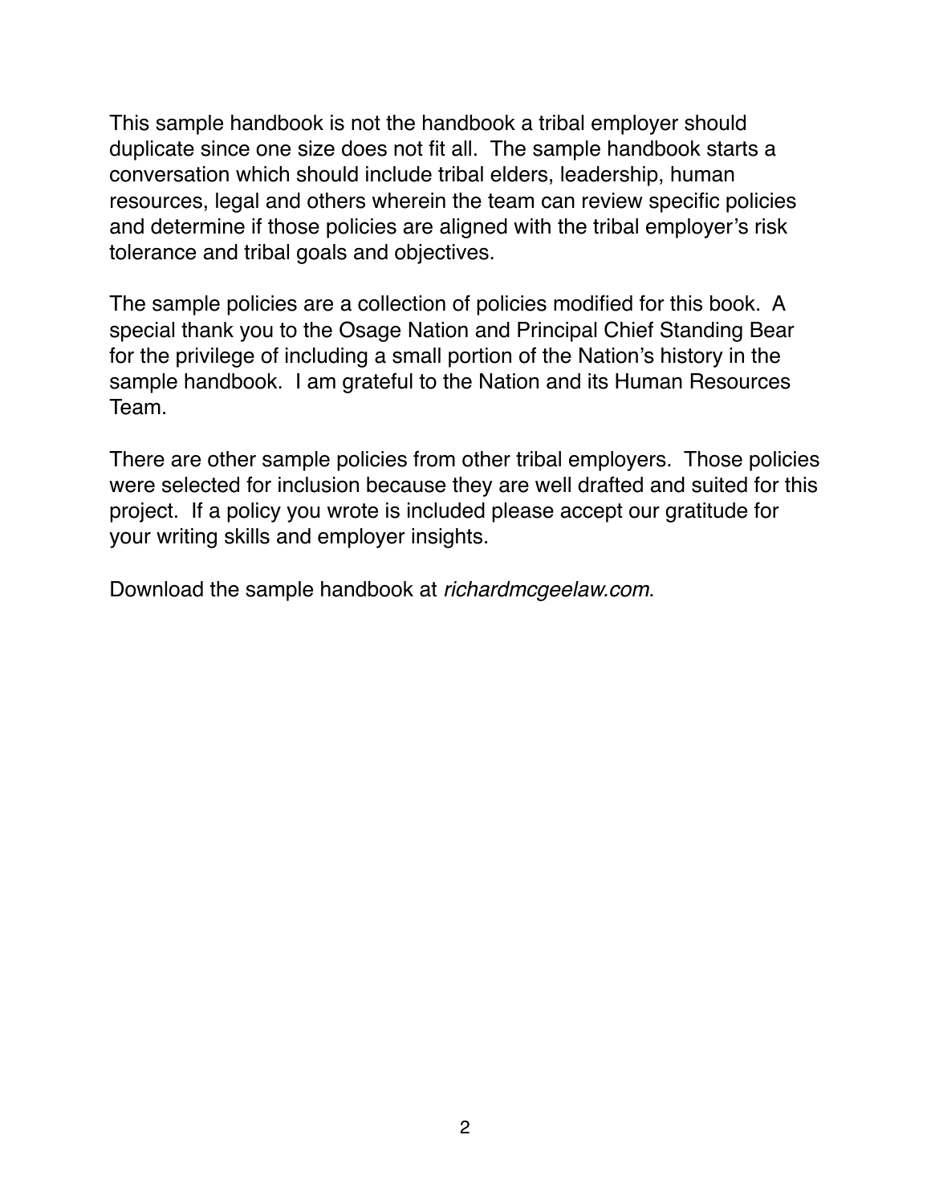This sample handbook is not the handbook a tribal employer should duplicate since one size does not fit all. The sample handbook starts a conversation which should include tribal elders, leadership, human resources, legal and others wherein the team can review specific policies and determine if those policies are aligned with the tribal employer's risk tolerance and tribal goals and objectives.

The sample policies are a collection of policies modified for this book. A special thank you to the Osage Nation and Principal Chief Standing Bear for the privilege of including a small portion of the Nation's history in the sample handbook. I am grateful to the Nation and its Human Resources Team.

There are other sample policies from other tribal employers. Those policies were selected for inclusion because they are well drafted and suited for this project. If a policy you wrote is included please accept our gratitude for your writing skills and employer insights.

Download the sample handbook at *richardmcgeelaw.com*.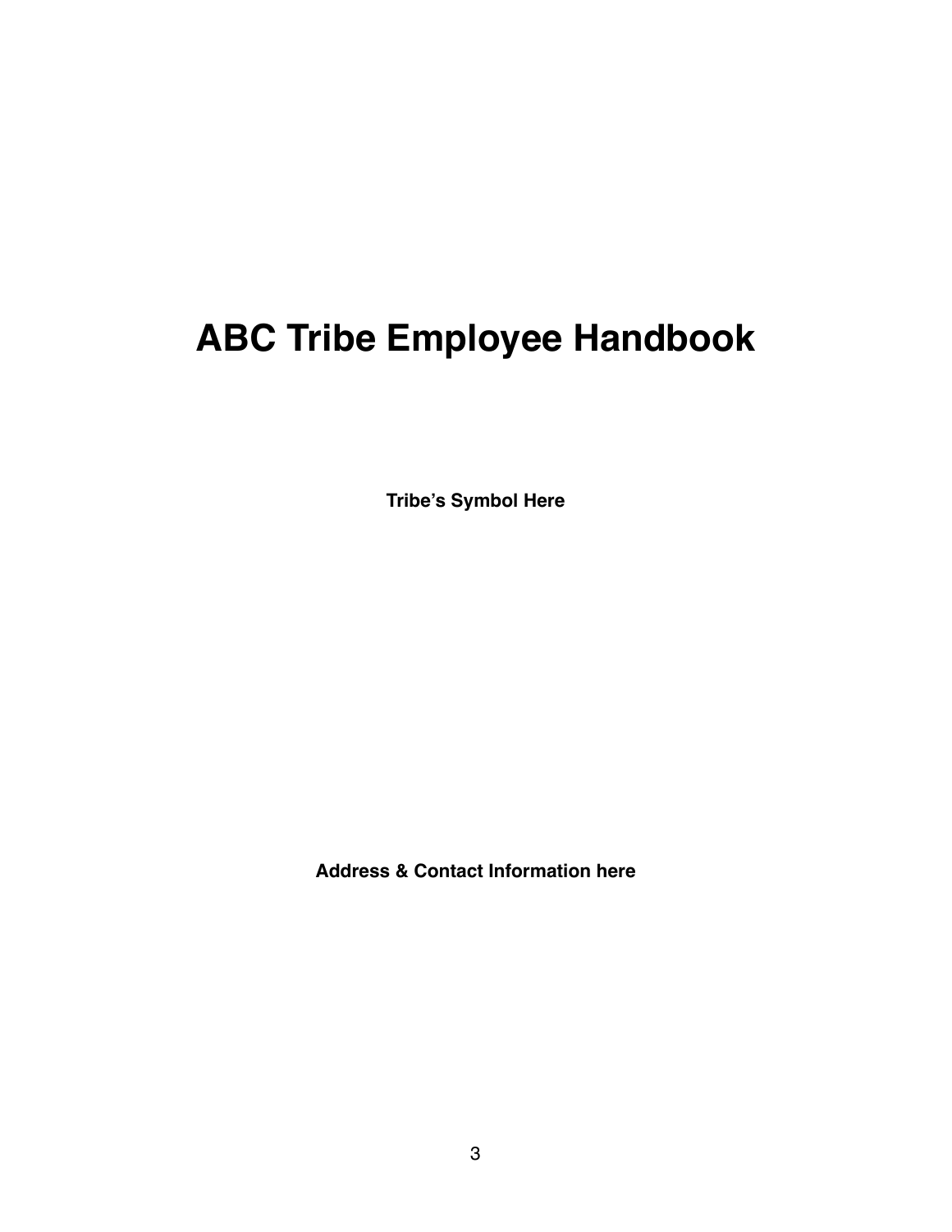# ABC Tribe Employee Handbook

**Tribe's Symbol Here**

**Address & Contact Information here**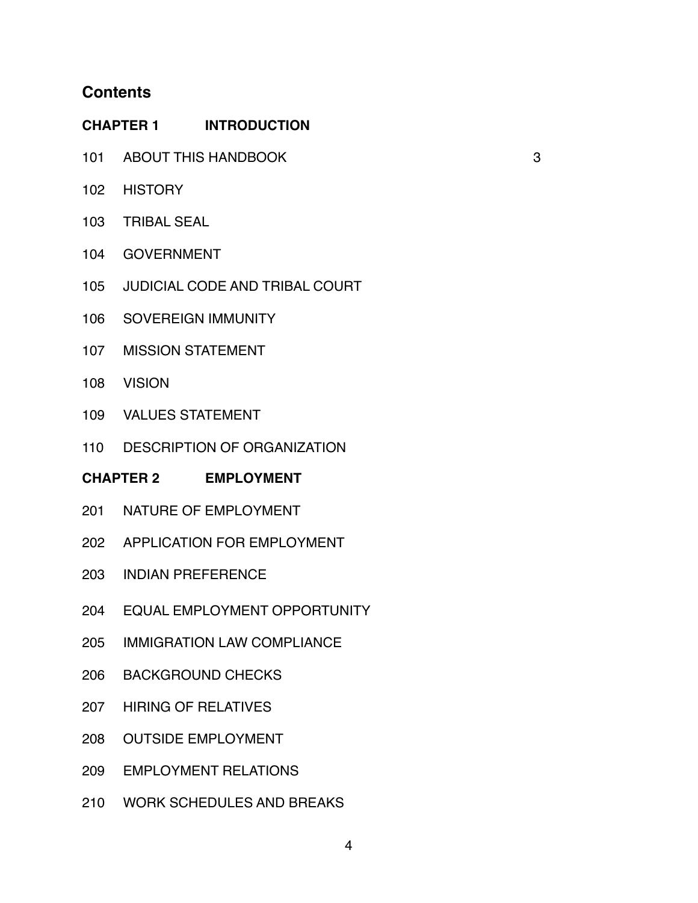## Contents

**CHAPTER 1 INTRODUCTION**

101 ABOUT THIS HANDBOOK 3

102 HISTORY

103 TRIBAL SEAL

104 GOVERNMENT

105 JUDICIAL CODE AND TRIBAL COURT

106 SOVEREIGN IMMUNITY

107 MISSION STATEMENT

108 VISION

109 VALUES STATEMENT

110 DESCRIPTION OF ORGANIZATION

**CHAPTER 2 EMPLOYMENT**

201 NATURE OF EMPLOYMENT

202 APPLICATION FOR EMPLOYMENT

203 INDIAN PREFERENCE

204 EQUAL EMPLOYMENT OPPORTUNITY

205 IMMIGRATION LAW COMPLIANCE

206 BACKGROUND CHECKS

207 HIRING OF RELATIVES

208 OUTSIDE EMPLOYMENT

209 EMPLOYMENT RELATIONS

210 WORK SCHEDULES AND BREAKS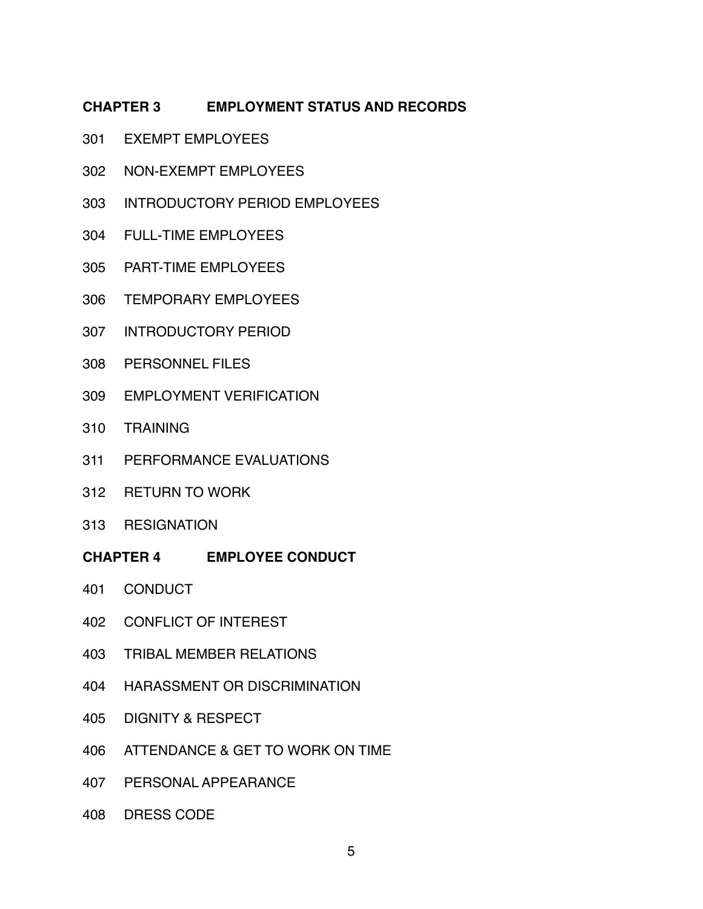**CHAPTER 3 EMPLOYMENT STATUS AND RECORDS**

301 EXEMPT EMPLOYEES

302 NON-EXEMPT EMPLOYEES

303 INTRODUCTORY PERIOD EMPLOYEES

304 FULL-TIME EMPLOYEES

305 PART-TIME EMPLOYEES

306 TEMPORARY EMPLOYEES

307 INTRODUCTORY PERIOD

308 PERSONNEL FILES

309 EMPLOYMENT VERIFICATION

310 TRAINING

311 PERFORMANCE EVALUATIONS

312 RETURN TO WORK

313 RESIGNATION

**CHAPTER 4 EMPLOYEE CONDUCT**

401 CONDUCT

402 CONFLICT OF INTEREST

403 TRIBAL MEMBER RELATIONS

404 HARASSMENT OR DISCRIMINATION

405 DIGNITY & RESPECT

406 ATTENDANCE & GET TO WORK ON TIME

407 PERSONAL APPEARANCE

408 DRESS CODE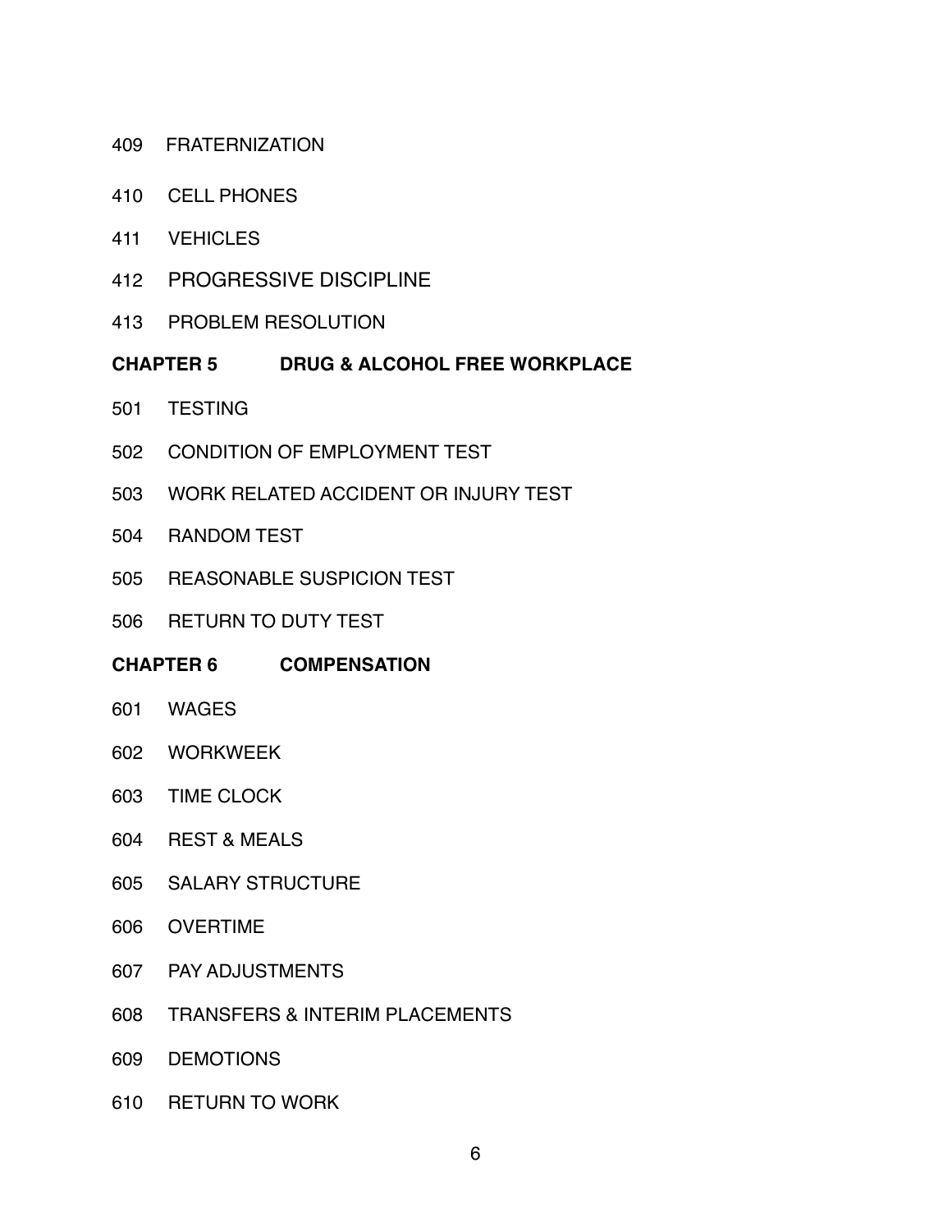409 FRATERNIZATION

410 CELL PHONES

411 VEHICLES

412 PROGRESSIVE DISCIPLINE

413 PROBLEM RESOLUTION

**CHAPTER 5 DRUG & ALCOHOL FREE WORKPLACE**

501 TESTING

502 CONDITION OF EMPLOYMENT TEST

503 WORK RELATED ACCIDENT OR INJURY TEST

504 RANDOM TEST

505 REASONABLE SUSPICION TEST

506 RETURN TO DUTY TEST

**CHAPTER 6 COMPENSATION**

601 WAGES

602 WORKWEEK

603 TIME CLOCK

604 REST & MEALS

605 SALARY STRUCTURE

606 OVERTIME

607 PAY ADJUSTMENTS

608 TRANSFERS & INTERIM PLACEMENTS

609 DEMOTIONS

610 RETURN TO WORK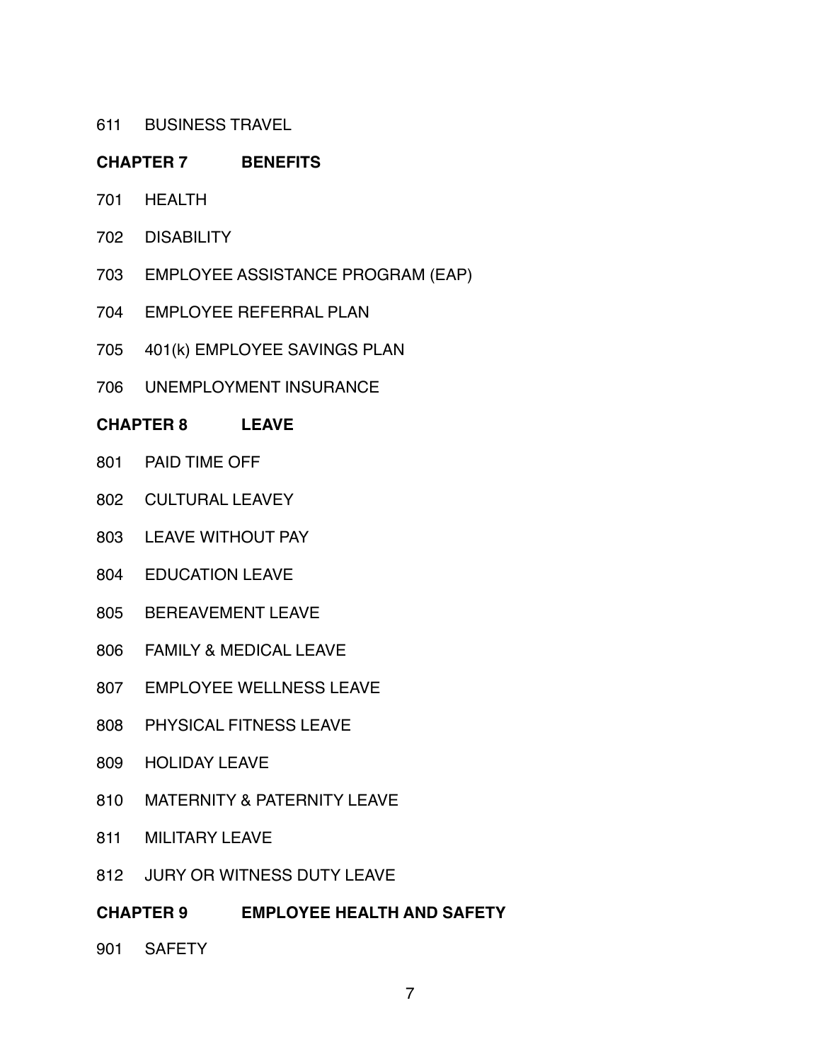611 BUSINESS TRAVEL

**CHAPTER 7 BENEFITS**

701 HEALTH

702 DISABILITY

703 EMPLOYEE ASSISTANCE PROGRAM (EAP)

704 EMPLOYEE REFERRAL PLAN

705 401(k) EMPLOYEE SAVINGS PLAN

706 UNEMPLOYMENT INSURANCE

**CHAPTER 8 LEAVE**

801 PAID TIME OFF

802 CULTURAL LEAVEY

803 LEAVE WITHOUT PAY

804 EDUCATION LEAVE

805 BEREAVEMENT LEAVE

806 FAMILY & MEDICAL LEAVE

807 EMPLOYEE WELLNESS LEAVE

808 PHYSICAL FITNESS LEAVE

809 HOLIDAY LEAVE

810 MATERNITY & PATERNITY LEAVE

811 MILITARY LEAVE

812 JURY OR WITNESS DUTY LEAVE

**CHAPTER 9 EMPLOYEE HEALTH AND SAFETY**

901 SAFETY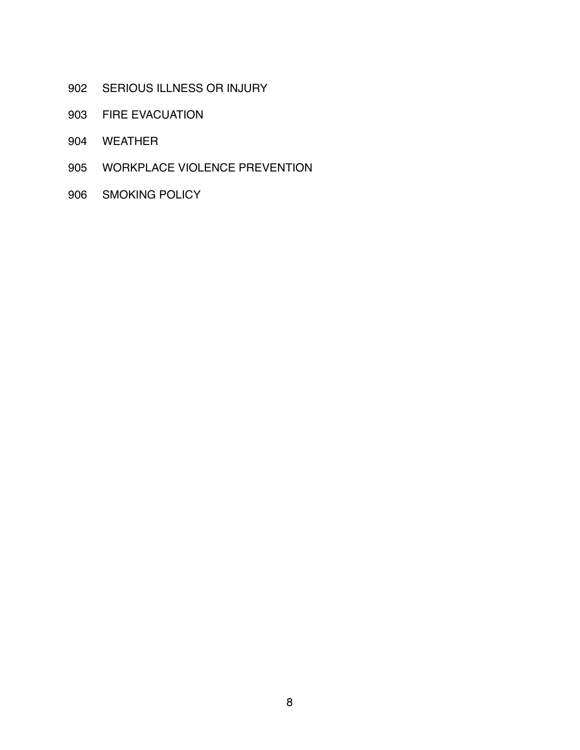902 SERIOUS ILLNESS OR INJURY

903 FIRE EVACUATION

904 WEATHER

905 WORKPLACE VIOLENCE PREVENTION

906 SMOKING POLICY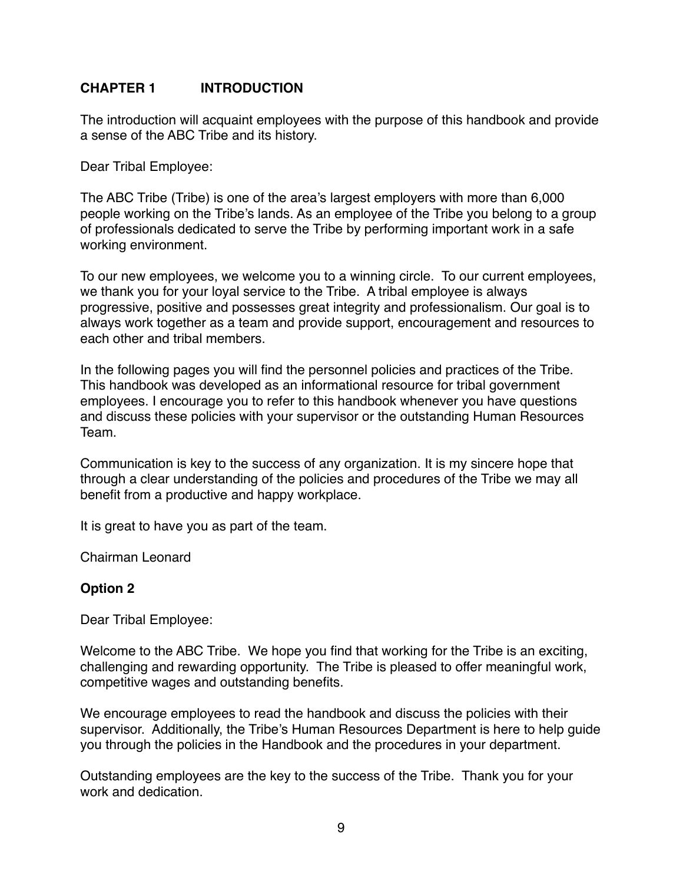## CHAPTER 1 INTRODUCTION

The introduction will acquaint employees with the purpose of this handbook and provide a sense of the ABC Tribe and its history.

Dear Tribal Employee:

The ABC Tribe (Tribe) is one of the area's largest employers with more than 6,000 people working on the Tribe's lands. As an employee of the Tribe you belong to a group of professionals dedicated to serve the Tribe by performing important work in a safe working environment.

To our new employees, we welcome you to a winning circle. To our current employees, we thank you for your loyal service to the Tribe. A tribal employee is always progressive, positive and possesses great integrity and professionalism. Our goal is to always work together as a team and provide support, encouragement and resources to each other and tribal members.

In the following pages you will find the personnel policies and practices of the Tribe. This handbook was developed as an informational resource for tribal government employees. I encourage you to refer to this handbook whenever you have questions and discuss these policies with your supervisor or the outstanding Human Resources Team.

Communication is key to the success of any organization. It is my sincere hope that through a clear understanding of the policies and procedures of the Tribe we may all benefit from a productive and happy workplace.

It is great to have you as part of the team.

Chairman Leonard

**Option 2**

Dear Tribal Employee:

Welcome to the ABC Tribe. We hope you find that working for the Tribe is an exciting, challenging and rewarding opportunity. The Tribe is pleased to offer meaningful work, competitive wages and outstanding benefits.

We encourage employees to read the handbook and discuss the policies with their supervisor. Additionally, the Tribe's Human Resources Department is here to help guide you through the policies in the Handbook and the procedures in your department.

Outstanding employees are the key to the success of the Tribe. Thank you for your work and dedication.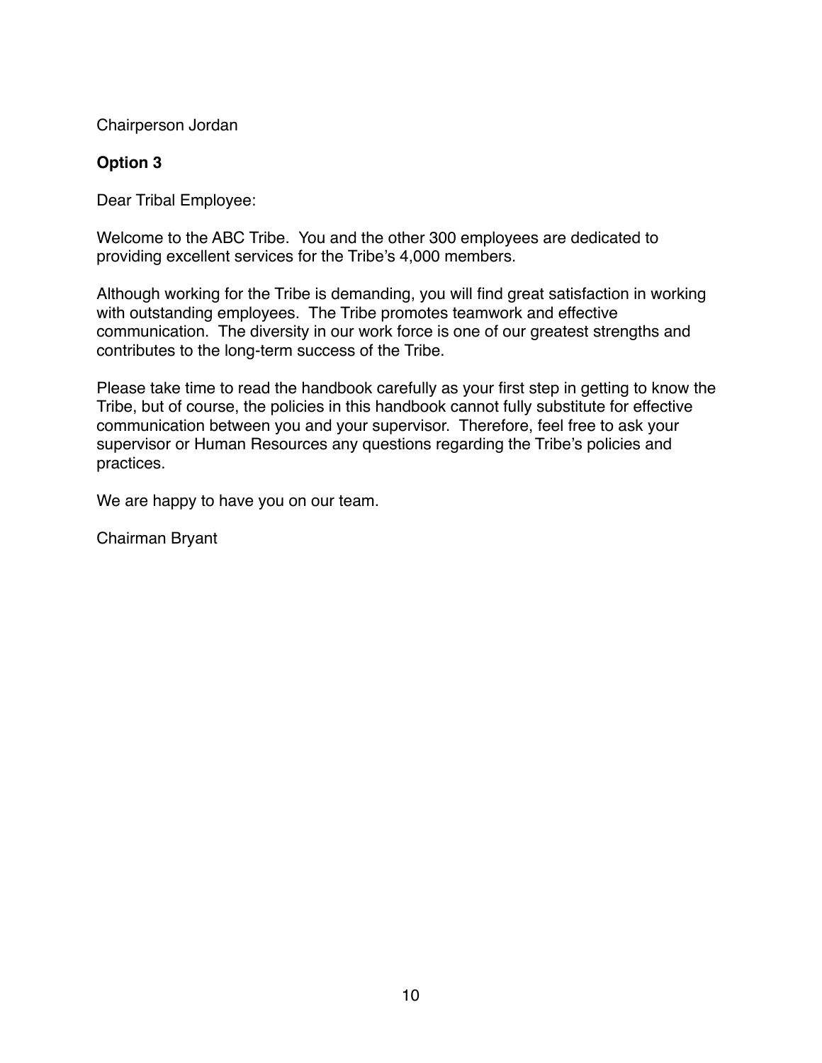Chairperson Jordan

**Option 3**

Dear Tribal Employee:

Welcome to the ABC Tribe. You and the other 300 employees are dedicated to providing excellent services for the Tribe's 4,000 members.

Although working for the Tribe is demanding, you will find great satisfaction in working with outstanding employees. The Tribe promotes teamwork and effective communication. The diversity in our work force is one of our greatest strengths and contributes to the long-term success of the Tribe.

Please take time to read the handbook carefully as your first step in getting to know the Tribe, but of course, the policies in this handbook cannot fully substitute for effective communication between you and your supervisor. Therefore, feel free to ask your supervisor or Human Resources any questions regarding the Tribe's policies and practices.

We are happy to have you on our team.

Chairman Bryant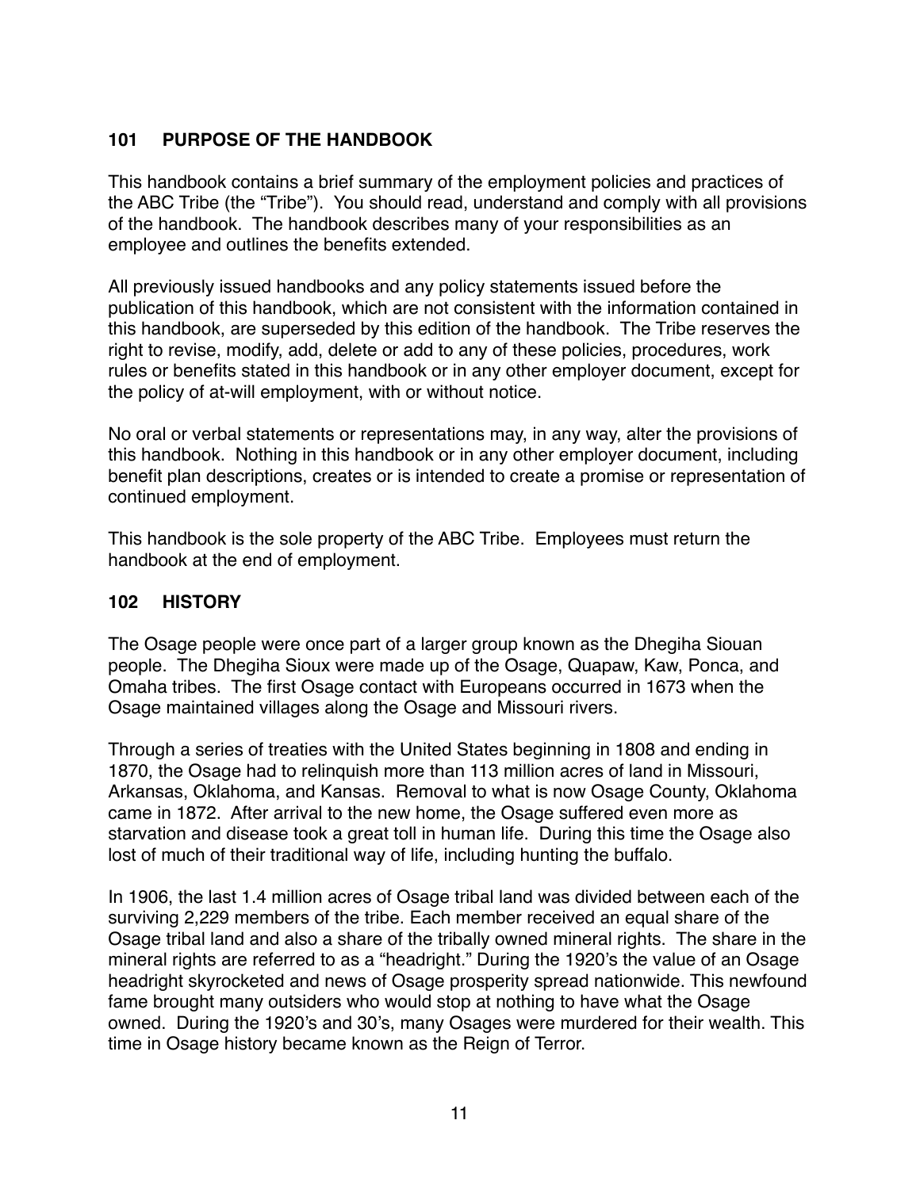## 101 PURPOSE OF THE HANDBOOK

This handbook contains a brief summary of the employment policies and practices of the ABC Tribe (the "Tribe"). You should read, understand and comply with all provisions of the handbook. The handbook describes many of your responsibilities as an employee and outlines the benefits extended.

All previously issued handbooks and any policy statements issued before the publication of this handbook, which are not consistent with the information contained in this handbook, are superseded by this edition of the handbook. The Tribe reserves the right to revise, modify, add, delete or add to any of these policies, procedures, work rules or benefits stated in this handbook or in any other employer document, except for the policy of at-will employment, with or without notice.

No oral or verbal statements or representations may, in any way, alter the provisions of this handbook. Nothing in this handbook or in any other employer document, including benefit plan descriptions, creates or is intended to create a promise or representation of continued employment.

This handbook is the sole property of the ABC Tribe. Employees must return the handbook at the end of employment.

## 102 HISTORY

The Osage people were once part of a larger group known as the Dhegiha Siouan people. The Dhegiha Sioux were made up of the Osage, Quapaw, Kaw, Ponca, and Omaha tribes. The first Osage contact with Europeans occurred in 1673 when the Osage maintained villages along the Osage and Missouri rivers.

Through a series of treaties with the United States beginning in 1808 and ending in 1870, the Osage had to relinquish more than 113 million acres of land in Missouri, Arkansas, Oklahoma, and Kansas. Removal to what is now Osage County, Oklahoma came in 1872. After arrival to the new home, the Osage suffered even more as starvation and disease took a great toll in human life. During this time the Osage also lost of much of their traditional way of life, including hunting the buffalo.

In 1906, the last 1.4 million acres of Osage tribal land was divided between each of the surviving 2,229 members of the tribe. Each member received an equal share of the Osage tribal land and also a share of the tribally owned mineral rights. The share in the mineral rights are referred to as a "headright." During the 1920's the value of an Osage headright skyrocketed and news of Osage prosperity spread nationwide. This newfound fame brought many outsiders who would stop at nothing to have what the Osage owned. During the 1920's and 30's, many Osages were murdered for their wealth. This time in Osage history became known as the Reign of Terror.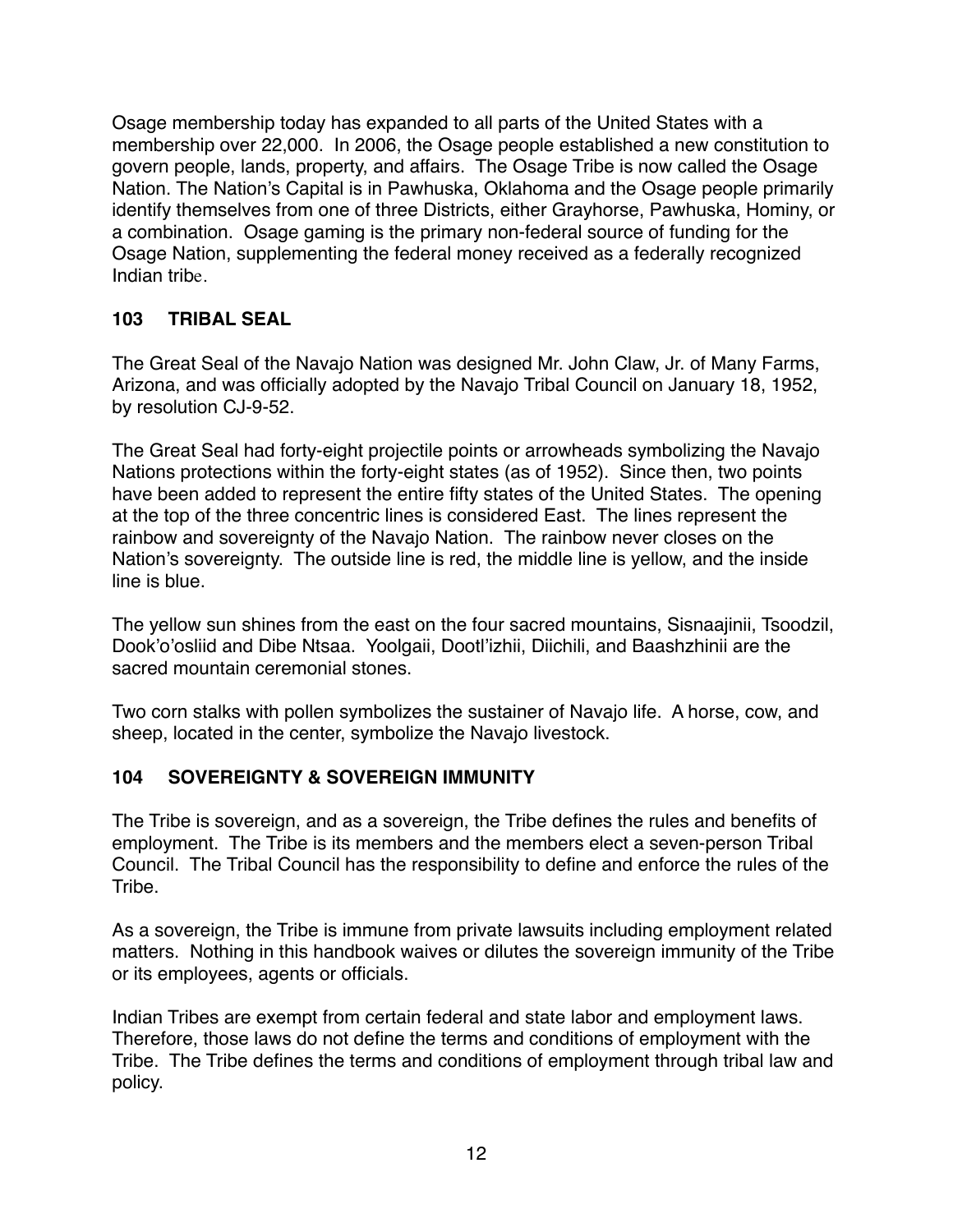Osage membership today has expanded to all parts of the United States with a membership over 22,000. In 2006, the Osage people established a new constitution to govern people, lands, property, and affairs. The Osage Tribe is now called the Osage Nation. The Nation's Capital is in Pawhuska, Oklahoma and the Osage people primarily identify themselves from one of three Districts, either Grayhorse, Pawhuska, Hominy, or a combination. Osage gaming is the primary non-federal source of funding for the Osage Nation, supplementing the federal money received as a federally recognized Indian tribe.

### 103 TRIBAL SEAL

The Great Seal of the Navajo Nation was designed Mr. John Claw, Jr. of Many Farms, Arizona, and was officially adopted by the Navajo Tribal Council on January 18, 1952, by resolution CJ-9-52.

The Great Seal had forty-eight projectile points or arrowheads symbolizing the Navajo Nations protections within the forty-eight states (as of 1952). Since then, two points have been added to represent the entire fifty states of the United States. The opening at the top of the three concentric lines is considered East. The lines represent the rainbow and sovereignty of the Navajo Nation. The rainbow never closes on the Nation's sovereignty. The outside line is red, the middle line is yellow, and the inside line is blue.

The yellow sun shines from the east on the four sacred mountains, Sisnaajinii, Tsoodzil, Dook'o'osliid and Dibe Ntsaa. Yoolgaii, Dootl'izhii, Diichili, and Baashzhinii are the sacred mountain ceremonial stones.

Two corn stalks with pollen symbolizes the sustainer of Navajo life. A horse, cow, and sheep, located in the center, symbolize the Navajo livestock.

### 104 SOVEREIGNTY & SOVEREIGN IMMUNITY

The Tribe is sovereign, and as a sovereign, the Tribe defines the rules and benefits of employment. The Tribe is its members and the members elect a seven-person Tribal Council. The Tribal Council has the responsibility to define and enforce the rules of the Tribe.

As a sovereign, the Tribe is immune from private lawsuits including employment related matters. Nothing in this handbook waives or dilutes the sovereign immunity of the Tribe or its employees, agents or officials.

Indian Tribes are exempt from certain federal and state labor and employment laws. Therefore, those laws do not define the terms and conditions of employment with the Tribe. The Tribe defines the terms and conditions of employment through tribal law and policy.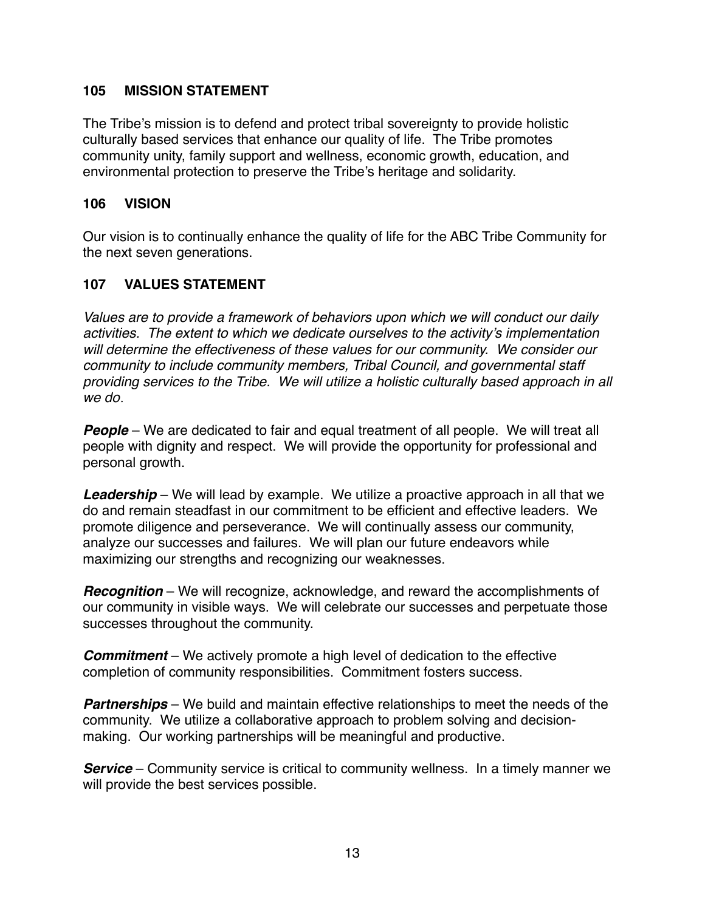## 105 MISSION STATEMENT

The Tribe's mission is to defend and protect tribal sovereignty to provide holistic culturally based services that enhance our quality of life. The Tribe promotes community unity, family support and wellness, economic growth, education, and environmental protection to preserve the Tribe's heritage and solidarity.

## 106 VISION

Our vision is to continually enhance the quality of life for the ABC Tribe Community for the next seven generations.

## 107 VALUES STATEMENT

*Values are to provide a framework of behaviors upon which we will conduct our daily activities. The extent to which we dedicate ourselves to the activity's implementation will determine the effectiveness of these values for our community. We consider our community to include community members, Tribal Council, and governmental staff providing services to the Tribe. We will utilize a holistic culturally based approach in all we do*.

***People*** – We are dedicated to fair and equal treatment of all people. We will treat all people with dignity and respect. We will provide the opportunity for professional and personal growth.

***Leadership*** – We will lead by example. We utilize a proactive approach in all that we do and remain steadfast in our commitment to be efficient and effective leaders. We promote diligence and perseverance. We will continually assess our community, analyze our successes and failures. We will plan our future endeavors while maximizing our strengths and recognizing our weaknesses.

***Recognition*** – We will recognize, acknowledge, and reward the accomplishments of our community in visible ways. We will celebrate our successes and perpetuate those successes throughout the community.

***Commitment*** – We actively promote a high level of dedication to the effective completion of community responsibilities. Commitment fosters success.

***Partnerships*** – We build and maintain effective relationships to meet the needs of the community. We utilize a collaborative approach to problem solving and decision-making. Our working partnerships will be meaningful and productive.

***Service*** – Community service is critical to community wellness. In a timely manner we will provide the best services possible.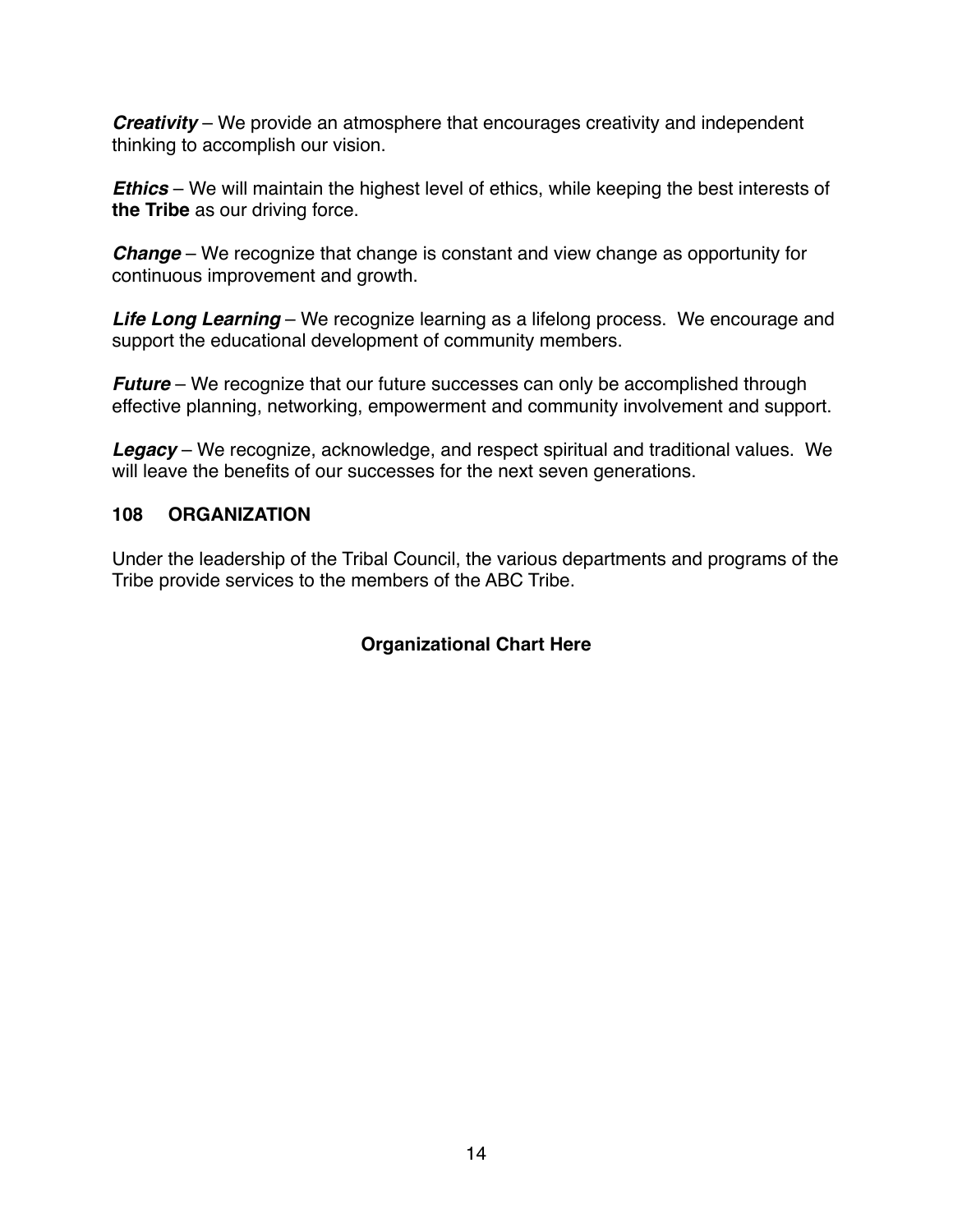***Creativity*** – We provide an atmosphere that encourages creativity and independent thinking to accomplish our vision.

***Ethics*** – We will maintain the highest level of ethics, while keeping the best interests of **the Tribe** as our driving force.

***Change*** – We recognize that change is constant and view change as opportunity for continuous improvement and growth.

***Life Long Learning*** – We recognize learning as a lifelong process. We encourage and support the educational development of community members.

***Future*** – We recognize that our future successes can only be accomplished through effective planning, networking, empowerment and community involvement and support.

***Legacy*** – We recognize, acknowledge, and respect spiritual and traditional values. We will leave the benefits of our successes for the next seven generations.

## 108 ORGANIZATION

Under the leadership of the Tribal Council, the various departments and programs of the Tribe provide services to the members of the ABC Tribe.

**Organizational Chart Here**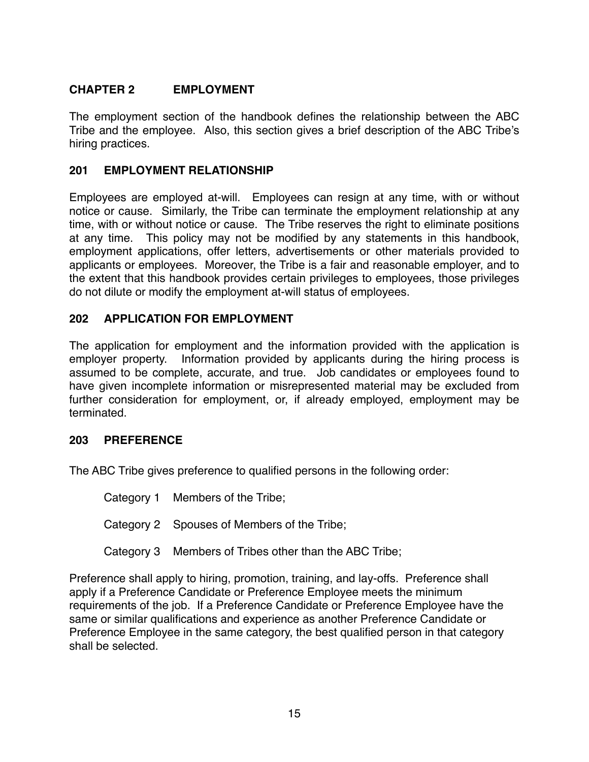# CHAPTER 2 EMPLOYMENT

The employment section of the handbook defines the relationship between the ABC Tribe and the employee. Also, this section gives a brief description of the ABC Tribe's hiring practices.

## 201 EMPLOYMENT RELATIONSHIP

Employees are employed at-will. Employees can resign at any time, with or without notice or cause. Similarly, the Tribe can terminate the employment relationship at any time, with or without notice or cause. The Tribe reserves the right to eliminate positions at any time. This policy may not be modified by any statements in this handbook, employment applications, offer letters, advertisements or other materials provided to applicants or employees. Moreover, the Tribe is a fair and reasonable employer, and to the extent that this handbook provides certain privileges to employees, those privileges do not dilute or modify the employment at-will status of employees.

## 202 APPLICATION FOR EMPLOYMENT

The application for employment and the information provided with the application is employer property. Information provided by applicants during the hiring process is assumed to be complete, accurate, and true. Job candidates or employees found to have given incomplete information or misrepresented material may be excluded from further consideration for employment, or, if already employed, employment may be terminated.

## 203 PREFERENCE

The ABC Tribe gives preference to qualified persons in the following order:

Category 1 Members of the Tribe;

Category 2 Spouses of Members of the Tribe;

Category 3 Members of Tribes other than the ABC Tribe;

Preference shall apply to hiring, promotion, training, and lay-offs. Preference shall apply if a Preference Candidate or Preference Employee meets the minimum requirements of the job. If a Preference Candidate or Preference Employee have the same or similar qualifications and experience as another Preference Candidate or Preference Employee in the same category, the best qualified person in that category shall be selected.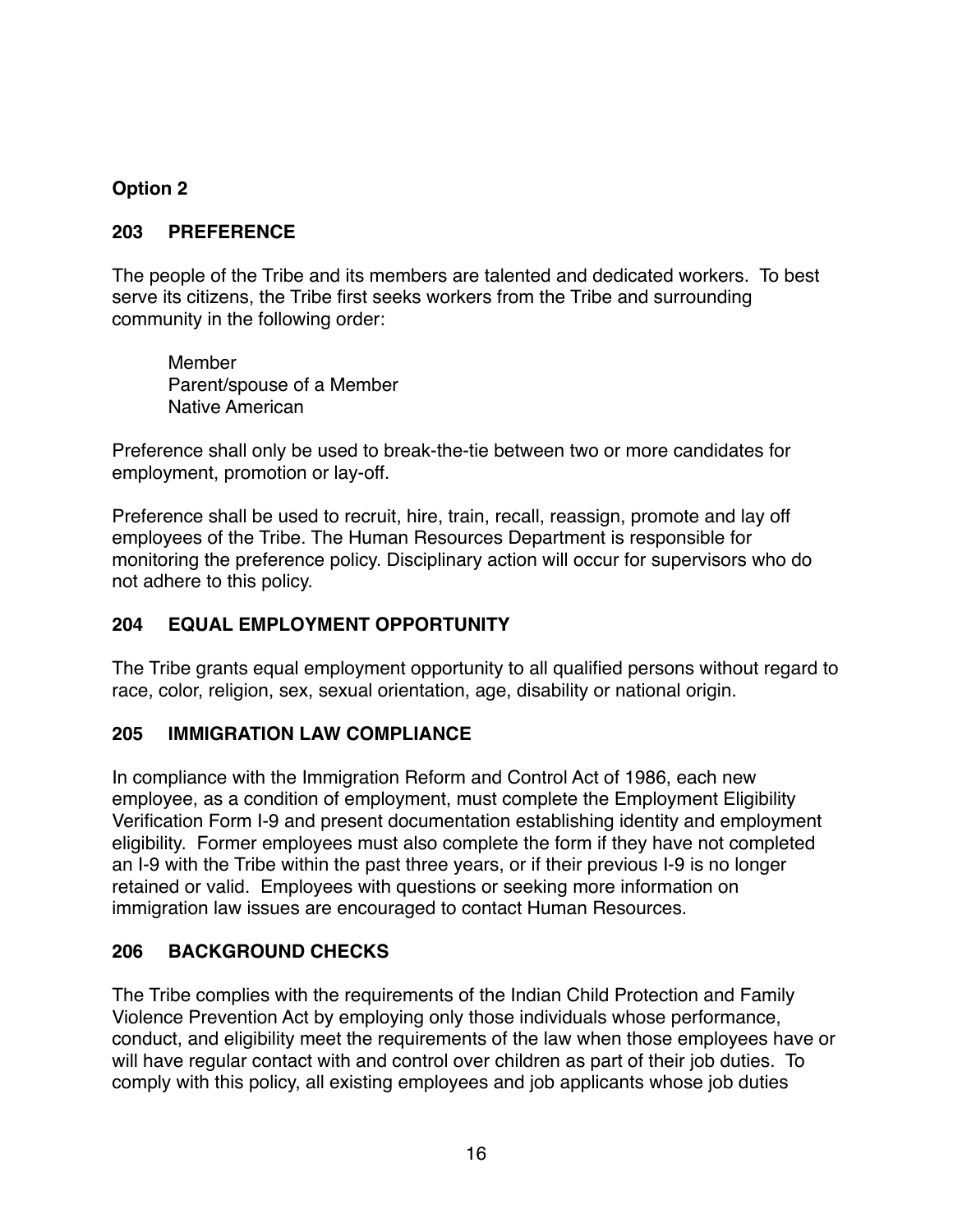**Option 2**

## 203 PREFERENCE

The people of the Tribe and its members are talented and dedicated workers. To best serve its citizens, the Tribe first seeks workers from the Tribe and surrounding community in the following order:

> Member
> Parent/spouse of a Member
> Native American

Preference shall only be used to break-the-tie between two or more candidates for employment, promotion or lay-off.

Preference shall be used to recruit, hire, train, recall, reassign, promote and lay off employees of the Tribe. The Human Resources Department is responsible for monitoring the preference policy. Disciplinary action will occur for supervisors who do not adhere to this policy.

## 204 EQUAL EMPLOYMENT OPPORTUNITY

The Tribe grants equal employment opportunity to all qualified persons without regard to race, color, religion, sex, sexual orientation, age, disability or national origin.

## 205 IMMIGRATION LAW COMPLIANCE

In compliance with the Immigration Reform and Control Act of 1986, each new employee, as a condition of employment, must complete the Employment Eligibility Verification Form I-9 and present documentation establishing identity and employment eligibility. Former employees must also complete the form if they have not completed an I-9 with the Tribe within the past three years, or if their previous I-9 is no longer retained or valid. Employees with questions or seeking more information on immigration law issues are encouraged to contact Human Resources.

## 206 BACKGROUND CHECKS

The Tribe complies with the requirements of the Indian Child Protection and Family Violence Prevention Act by employing only those individuals whose performance, conduct, and eligibility meet the requirements of the law when those employees have or will have regular contact with and control over children as part of their job duties. To comply with this policy, all existing employees and job applicants whose job duties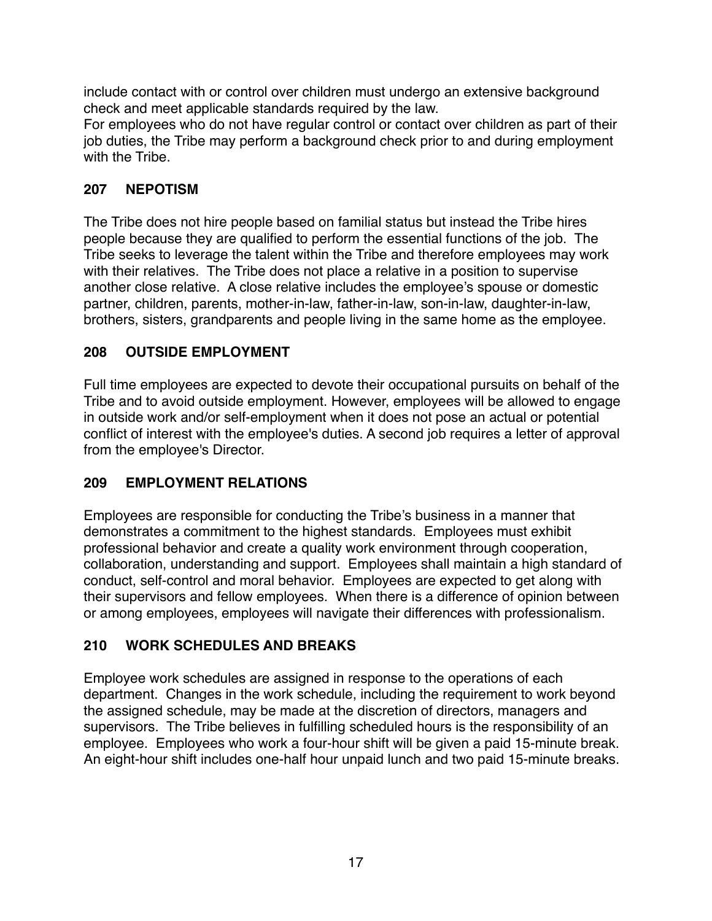include contact with or control over children must undergo an extensive background check and meet applicable standards required by the law.
For employees who do not have regular control or contact over children as part of their job duties, the Tribe may perform a background check prior to and during employment with the Tribe.

## 207 NEPOTISM

The Tribe does not hire people based on familial status but instead the Tribe hires people because they are qualified to perform the essential functions of the job. The Tribe seeks to leverage the talent within the Tribe and therefore employees may work with their relatives. The Tribe does not place a relative in a position to supervise another close relative. A close relative includes the employee's spouse or domestic partner, children, parents, mother-in-law, father-in-law, son-in-law, daughter-in-law, brothers, sisters, grandparents and people living in the same home as the employee.

## 208 OUTSIDE EMPLOYMENT

Full time employees are expected to devote their occupational pursuits on behalf of the Tribe and to avoid outside employment. However, employees will be allowed to engage in outside work and/or self-employment when it does not pose an actual or potential conflict of interest with the employee's duties. A second job requires a letter of approval from the employee's Director.

## 209 EMPLOYMENT RELATIONS

Employees are responsible for conducting the Tribe's business in a manner that demonstrates a commitment to the highest standards. Employees must exhibit professional behavior and create a quality work environment through cooperation, collaboration, understanding and support. Employees shall maintain a high standard of conduct, self-control and moral behavior. Employees are expected to get along with their supervisors and fellow employees. When there is a difference of opinion between or among employees, employees will navigate their differences with professionalism.

## 210 WORK SCHEDULES AND BREAKS

Employee work schedules are assigned in response to the operations of each department. Changes in the work schedule, including the requirement to work beyond the assigned schedule, may be made at the discretion of directors, managers and supervisors. The Tribe believes in fulfilling scheduled hours is the responsibility of an employee. Employees who work a four-hour shift will be given a paid 15-minute break. An eight-hour shift includes one-half hour unpaid lunch and two paid 15-minute breaks.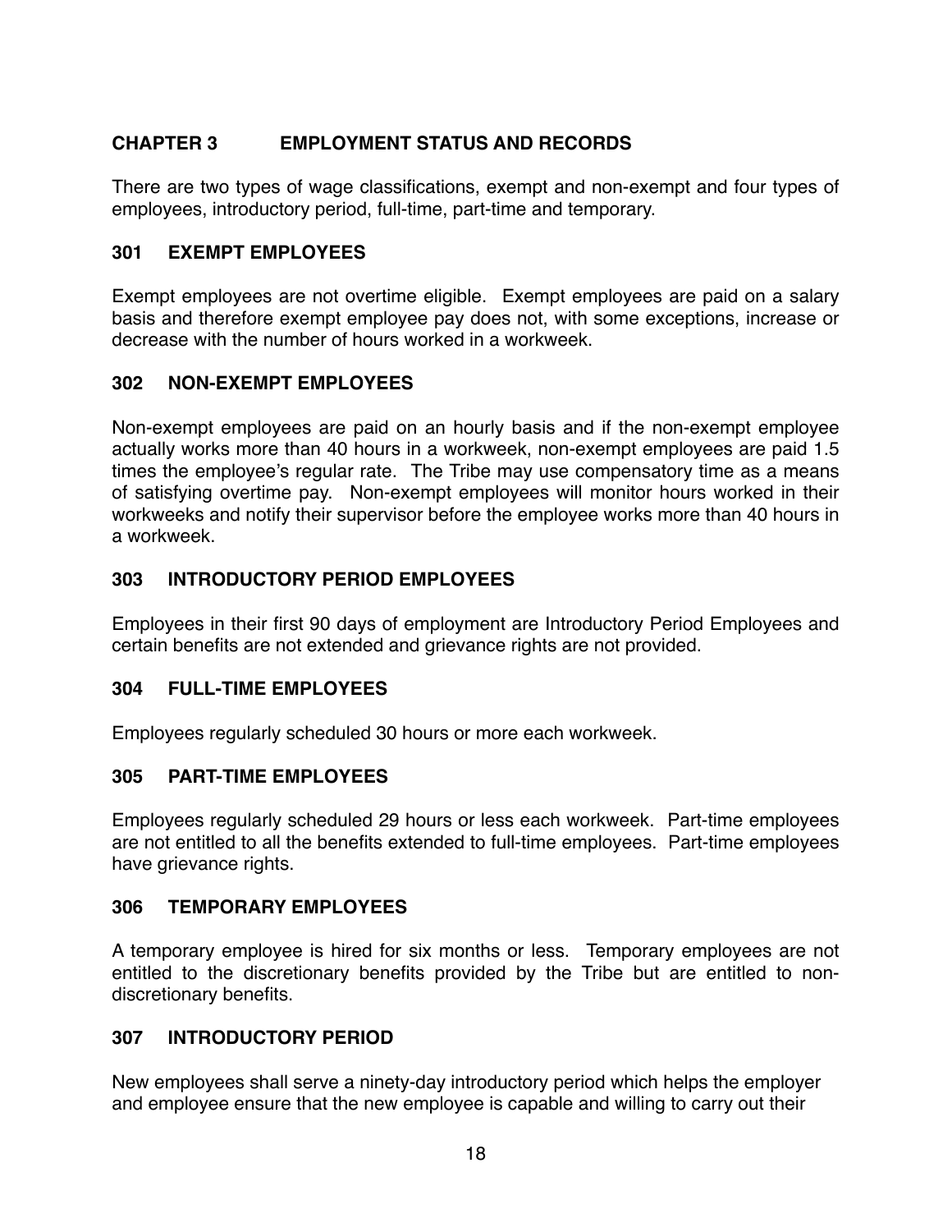## CHAPTER 3 EMPLOYMENT STATUS AND RECORDS

There are two types of wage classifications, exempt and non-exempt and four types of employees, introductory period, full-time, part-time and temporary.

### 301 EXEMPT EMPLOYEES

Exempt employees are not overtime eligible. Exempt employees are paid on a salary basis and therefore exempt employee pay does not, with some exceptions, increase or decrease with the number of hours worked in a workweek.

### 302 NON-EXEMPT EMPLOYEES

Non-exempt employees are paid on an hourly basis and if the non-exempt employee actually works more than 40 hours in a workweek, non-exempt employees are paid 1.5 times the employee's regular rate. The Tribe may use compensatory time as a means of satisfying overtime pay. Non-exempt employees will monitor hours worked in their workweeks and notify their supervisor before the employee works more than 40 hours in a workweek.

### 303 INTRODUCTORY PERIOD EMPLOYEES

Employees in their first 90 days of employment are Introductory Period Employees and certain benefits are not extended and grievance rights are not provided.

### 304 FULL-TIME EMPLOYEES

Employees regularly scheduled 30 hours or more each workweek.

### 305 PART-TIME EMPLOYEES

Employees regularly scheduled 29 hours or less each workweek. Part-time employees are not entitled to all the benefits extended to full-time employees. Part-time employees have grievance rights.

### 306 TEMPORARY EMPLOYEES

A temporary employee is hired for six months or less. Temporary employees are not entitled to the discretionary benefits provided by the Tribe but are entitled to non-discretionary benefits.

### 307 INTRODUCTORY PERIOD

New employees shall serve a ninety-day introductory period which helps the employer and employee ensure that the new employee is capable and willing to carry out their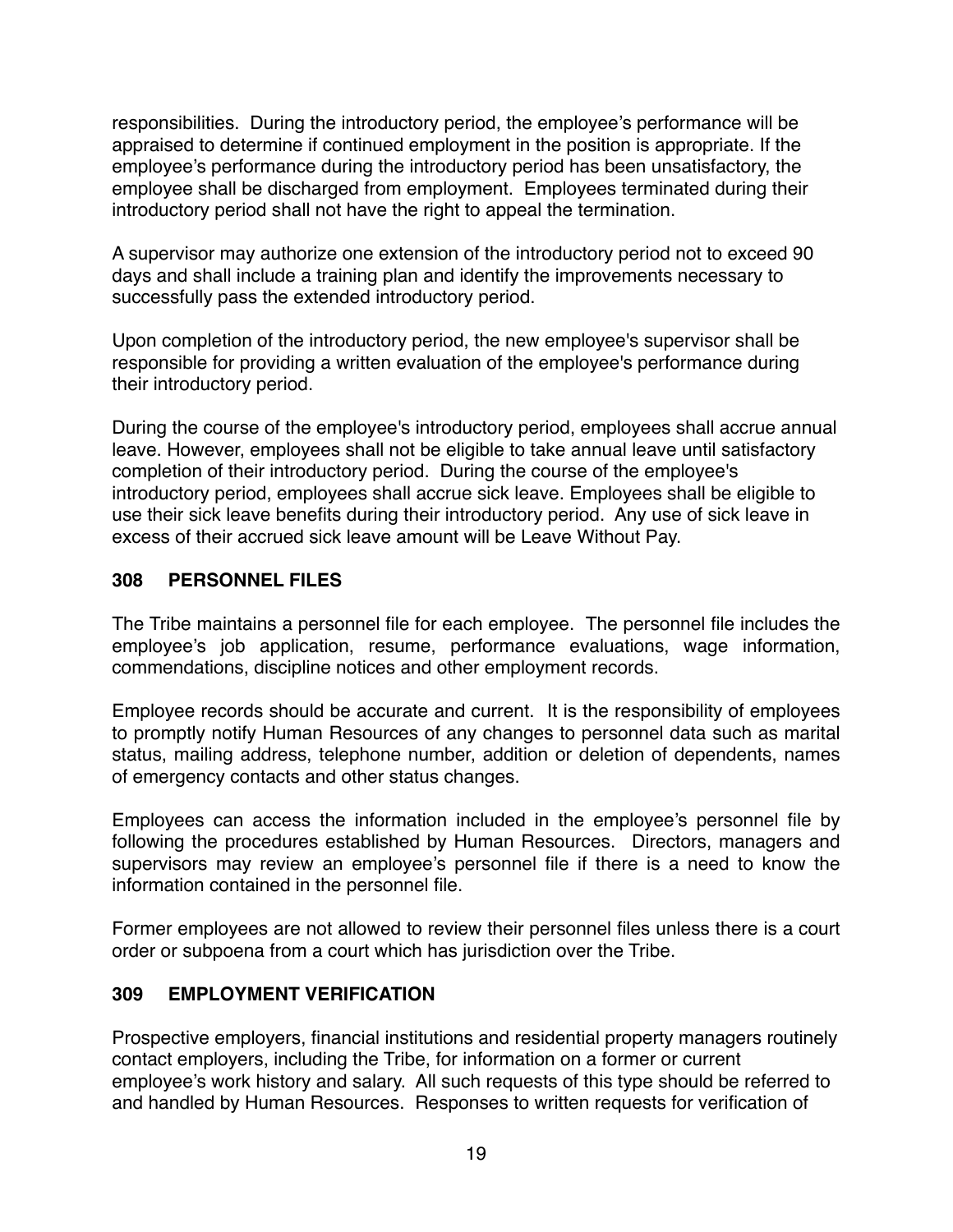responsibilities. During the introductory period, the employee's performance will be appraised to determine if continued employment in the position is appropriate. If the employee's performance during the introductory period has been unsatisfactory, the employee shall be discharged from employment. Employees terminated during their introductory period shall not have the right to appeal the termination.

A supervisor may authorize one extension of the introductory period not to exceed 90 days and shall include a training plan and identify the improvements necessary to successfully pass the extended introductory period.

Upon completion of the introductory period, the new employee's supervisor shall be responsible for providing a written evaluation of the employee's performance during their introductory period.

During the course of the employee's introductory period, employees shall accrue annual leave. However, employees shall not be eligible to take annual leave until satisfactory completion of their introductory period. During the course of the employee's introductory period, employees shall accrue sick leave. Employees shall be eligible to use their sick leave benefits during their introductory period. Any use of sick leave in excess of their accrued sick leave amount will be Leave Without Pay.

## 308 PERSONNEL FILES

The Tribe maintains a personnel file for each employee. The personnel file includes the employee's job application, resume, performance evaluations, wage information, commendations, discipline notices and other employment records.

Employee records should be accurate and current. It is the responsibility of employees to promptly notify Human Resources of any changes to personnel data such as marital status, mailing address, telephone number, addition or deletion of dependents, names of emergency contacts and other status changes.

Employees can access the information included in the employee's personnel file by following the procedures established by Human Resources. Directors, managers and supervisors may review an employee's personnel file if there is a need to know the information contained in the personnel file.

Former employees are not allowed to review their personnel files unless there is a court order or subpoena from a court which has jurisdiction over the Tribe.

## 309 EMPLOYMENT VERIFICATION

Prospective employers, financial institutions and residential property managers routinely contact employers, including the Tribe, for information on a former or current employee's work history and salary. All such requests of this type should be referred to and handled by Human Resources. Responses to written requests for verification of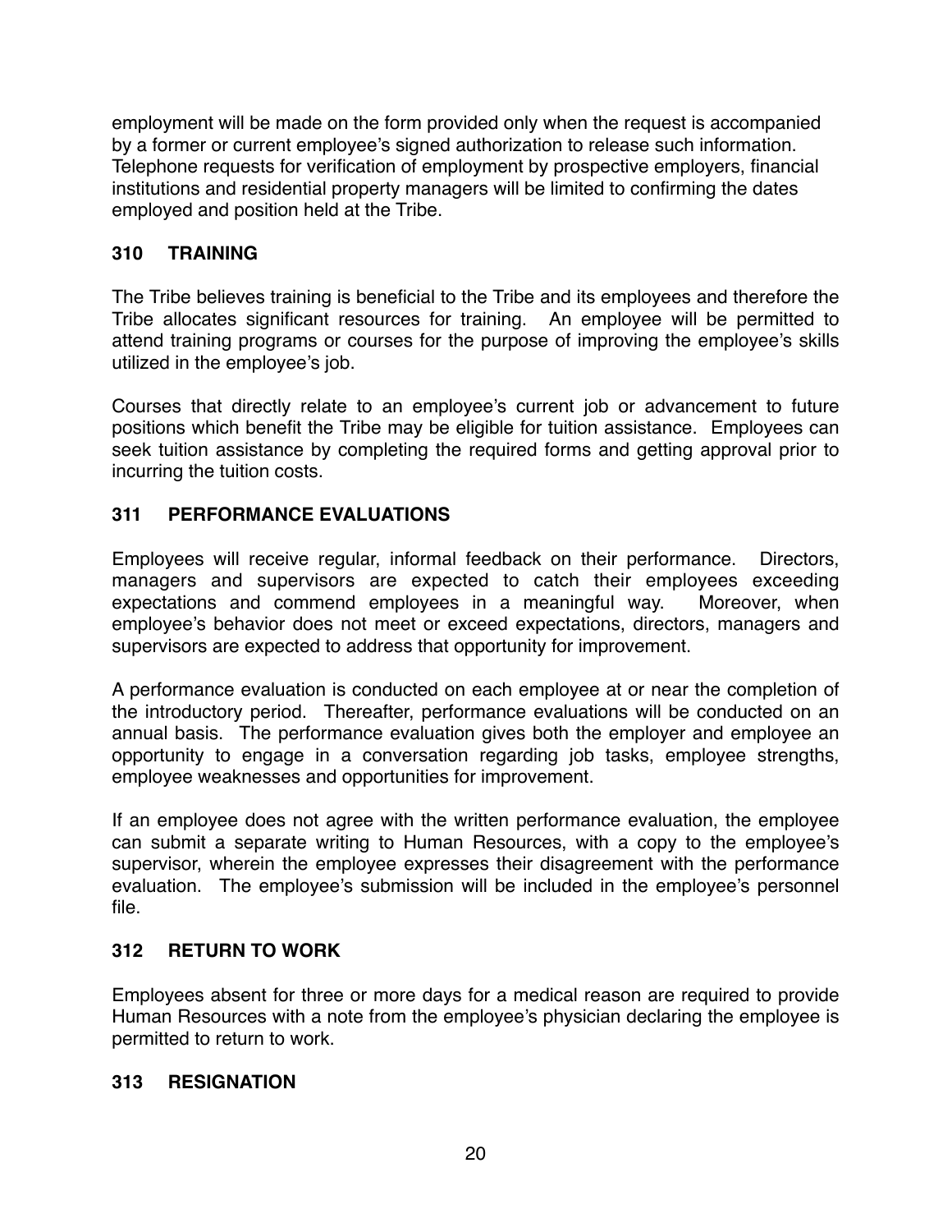employment will be made on the form provided only when the request is accompanied by a former or current employee's signed authorization to release such information. Telephone requests for verification of employment by prospective employers, financial institutions and residential property managers will be limited to confirming the dates employed and position held at the Tribe.

## 310 TRAINING

The Tribe believes training is beneficial to the Tribe and its employees and therefore the Tribe allocates significant resources for training. An employee will be permitted to attend training programs or courses for the purpose of improving the employee's skills utilized in the employee's job.

Courses that directly relate to an employee's current job or advancement to future positions which benefit the Tribe may be eligible for tuition assistance. Employees can seek tuition assistance by completing the required forms and getting approval prior to incurring the tuition costs.

## 311 PERFORMANCE EVALUATIONS

Employees will receive regular, informal feedback on their performance. Directors, managers and supervisors are expected to catch their employees exceeding expectations and commend employees in a meaningful way. Moreover, when employee's behavior does not meet or exceed expectations, directors, managers and supervisors are expected to address that opportunity for improvement.

A performance evaluation is conducted on each employee at or near the completion of the introductory period. Thereafter, performance evaluations will be conducted on an annual basis. The performance evaluation gives both the employer and employee an opportunity to engage in a conversation regarding job tasks, employee strengths, employee weaknesses and opportunities for improvement.

If an employee does not agree with the written performance evaluation, the employee can submit a separate writing to Human Resources, with a copy to the employee's supervisor, wherein the employee expresses their disagreement with the performance evaluation. The employee's submission will be included in the employee's personnel file.

## 312 RETURN TO WORK

Employees absent for three or more days for a medical reason are required to provide Human Resources with a note from the employee's physician declaring the employee is permitted to return to work.

## 313 RESIGNATION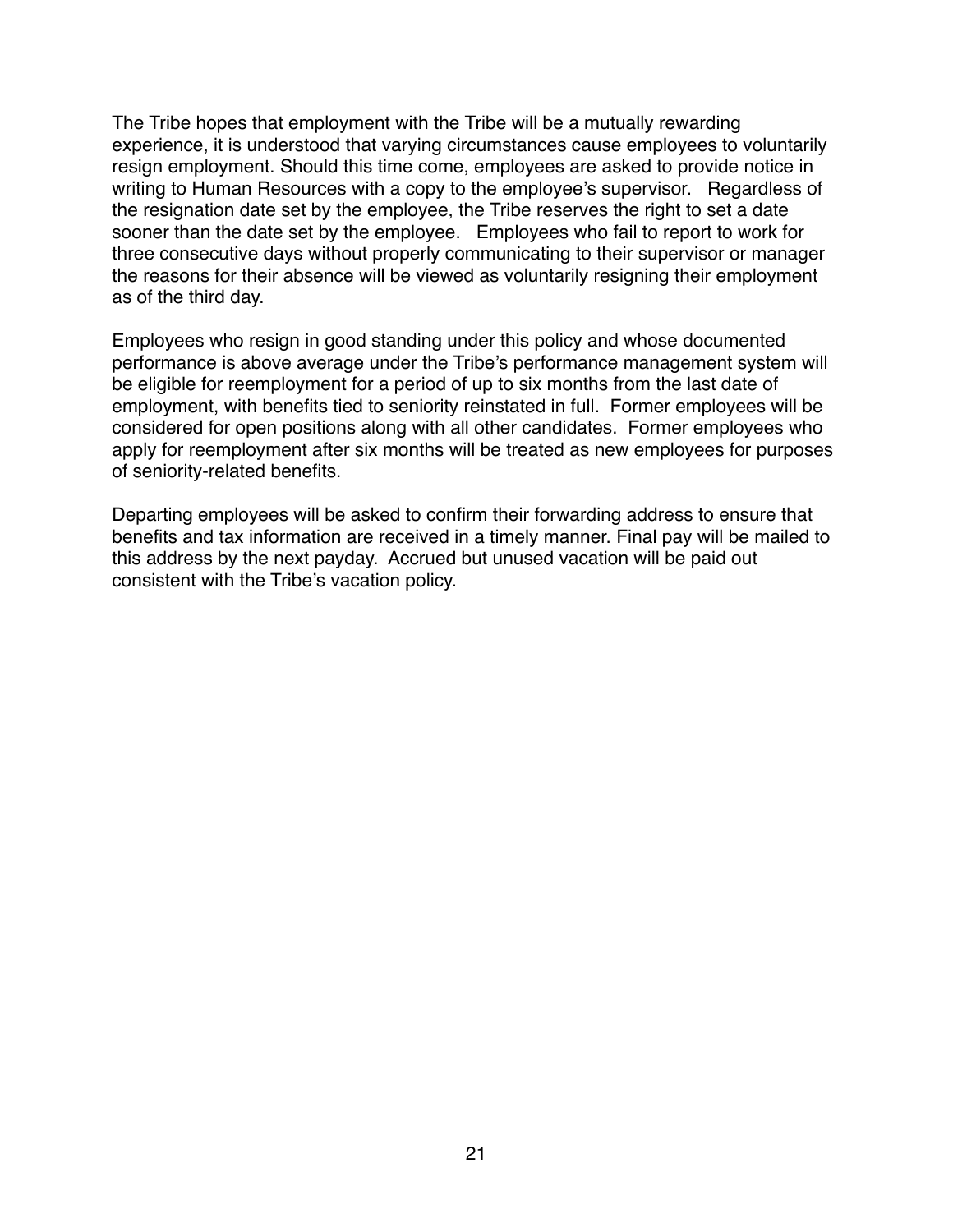The Tribe hopes that employment with the Tribe will be a mutually rewarding experience, it is understood that varying circumstances cause employees to voluntarily resign employment. Should this time come, employees are asked to provide notice in writing to Human Resources with a copy to the employee's supervisor. Regardless of the resignation date set by the employee, the Tribe reserves the right to set a date sooner than the date set by the employee. Employees who fail to report to work for three consecutive days without properly communicating to their supervisor or manager the reasons for their absence will be viewed as voluntarily resigning their employment as of the third day.

Employees who resign in good standing under this policy and whose documented performance is above average under the Tribe's performance management system will be eligible for reemployment for a period of up to six months from the last date of employment, with benefits tied to seniority reinstated in full. Former employees will be considered for open positions along with all other candidates. Former employees who apply for reemployment after six months will be treated as new employees for purposes of seniority-related benefits.

Departing employees will be asked to confirm their forwarding address to ensure that benefits and tax information are received in a timely manner. Final pay will be mailed to this address by the next payday. Accrued but unused vacation will be paid out consistent with the Tribe's vacation policy.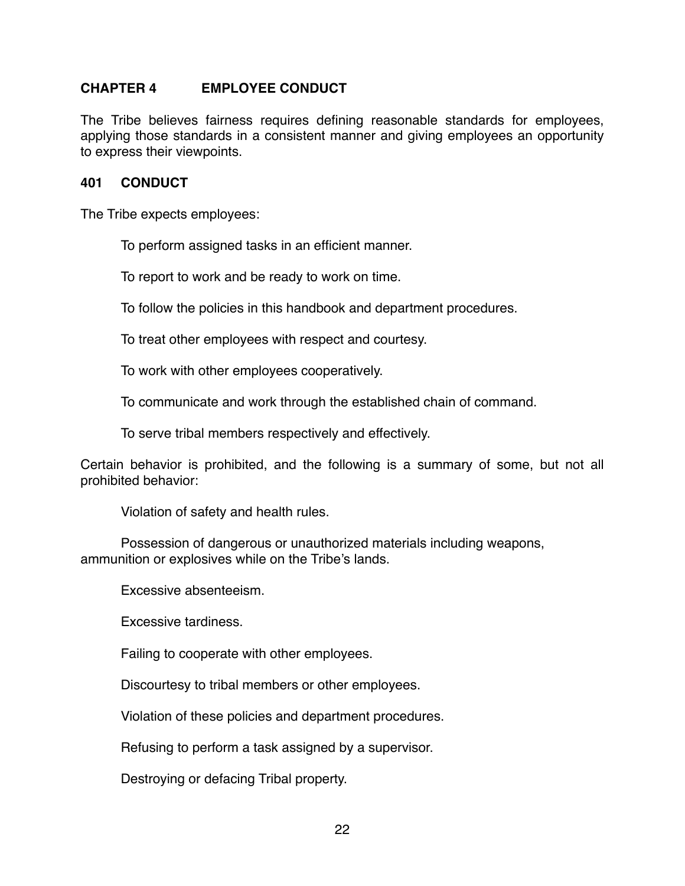## CHAPTER 4 EMPLOYEE CONDUCT

The Tribe believes fairness requires defining reasonable standards for employees, applying those standards in a consistent manner and giving employees an opportunity to express their viewpoints.

### 401 CONDUCT

The Tribe expects employees:

To perform assigned tasks in an efficient manner.

To report to work and be ready to work on time.

To follow the policies in this handbook and department procedures.

To treat other employees with respect and courtesy.

To work with other employees cooperatively.

To communicate and work through the established chain of command.

To serve tribal members respectively and effectively.

Certain behavior is prohibited, and the following is a summary of some, but not all prohibited behavior:

Violation of safety and health rules.

Possession of dangerous or unauthorized materials including weapons, ammunition or explosives while on the Tribe's lands.

Excessive absenteeism.

Excessive tardiness.

Failing to cooperate with other employees.

Discourtesy to tribal members or other employees.

Violation of these policies and department procedures.

Refusing to perform a task assigned by a supervisor.

Destroying or defacing Tribal property.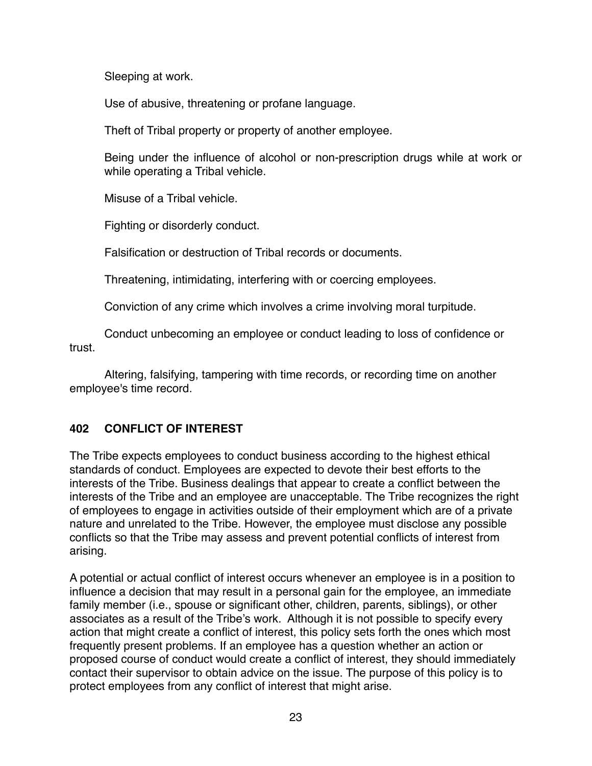Sleeping at work.

Use of abusive, threatening or profane language.

Theft of Tribal property or property of another employee.

Being under the influence of alcohol or non-prescription drugs while at work or while operating a Tribal vehicle.

Misuse of a Tribal vehicle.

Fighting or disorderly conduct.

Falsification or destruction of Tribal records or documents.

Threatening, intimidating, interfering with or coercing employees.

Conviction of any crime which involves a crime involving moral turpitude.

Conduct unbecoming an employee or conduct leading to loss of confidence or trust.

Altering, falsifying, tampering with time records, or recording time on another employee's time record.

## 402 CONFLICT OF INTEREST

The Tribe expects employees to conduct business according to the highest ethical standards of conduct. Employees are expected to devote their best efforts to the interests of the Tribe. Business dealings that appear to create a conflict between the interests of the Tribe and an employee are unacceptable. The Tribe recognizes the right of employees to engage in activities outside of their employment which are of a private nature and unrelated to the Tribe. However, the employee must disclose any possible conflicts so that the Tribe may assess and prevent potential conflicts of interest from arising.

A potential or actual conflict of interest occurs whenever an employee is in a position to influence a decision that may result in a personal gain for the employee, an immediate family member (i.e., spouse or significant other, children, parents, siblings), or other associates as a result of the Tribe's work. Although it is not possible to specify every action that might create a conflict of interest, this policy sets forth the ones which most frequently present problems. If an employee has a question whether an action or proposed course of conduct would create a conflict of interest, they should immediately contact their supervisor to obtain advice on the issue. The purpose of this policy is to protect employees from any conflict of interest that might arise.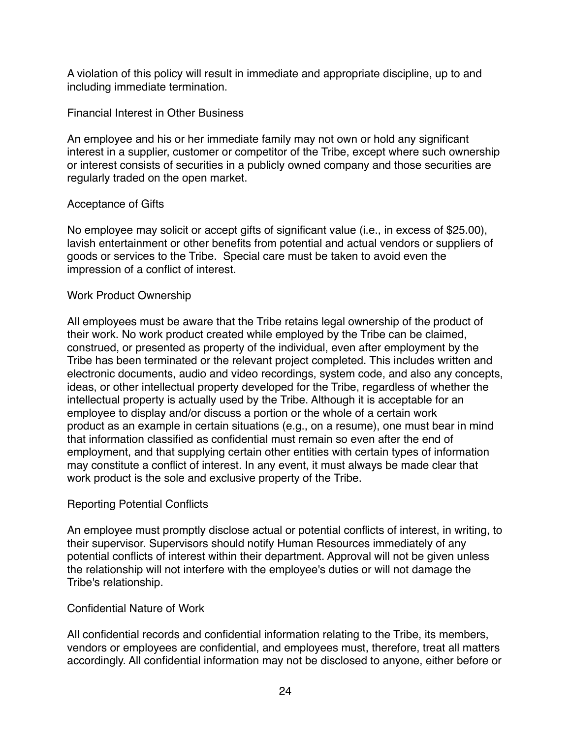A violation of this policy will result in immediate and appropriate discipline, up to and including immediate termination.

### Financial Interest in Other Business

An employee and his or her immediate family may not own or hold any significant interest in a supplier, customer or competitor of the Tribe, except where such ownership or interest consists of securities in a publicly owned company and those securities are regularly traded on the open market.

### Acceptance of Gifts

No employee may solicit or accept gifts of significant value (i.e., in excess of $25.00), lavish entertainment or other benefits from potential and actual vendors or suppliers of goods or services to the Tribe. Special care must be taken to avoid even the impression of a conflict of interest.

### Work Product Ownership

All employees must be aware that the Tribe retains legal ownership of the product of their work. No work product created while employed by the Tribe can be claimed, construed, or presented as property of the individual, even after employment by the Tribe has been terminated or the relevant project completed. This includes written and electronic documents, audio and video recordings, system code, and also any concepts, ideas, or other intellectual property developed for the Tribe, regardless of whether the intellectual property is actually used by the Tribe. Although it is acceptable for an employee to display and/or discuss a portion or the whole of a certain work product as an example in certain situations (e.g., on a resume), one must bear in mind that information classified as confidential must remain so even after the end of employment, and that supplying certain other entities with certain types of information may constitute a conflict of interest. In any event, it must always be made clear that work product is the sole and exclusive property of the Tribe.

### Reporting Potential Conflicts

An employee must promptly disclose actual or potential conflicts of interest, in writing, to their supervisor. Supervisors should notify Human Resources immediately of any potential conflicts of interest within their department. Approval will not be given unless the relationship will not interfere with the employee's duties or will not damage the Tribe's relationship.

### Confidential Nature of Work

All confidential records and confidential information relating to the Tribe, its members, vendors or employees are confidential, and employees must, therefore, treat all matters accordingly. All confidential information may not be disclosed to anyone, either before or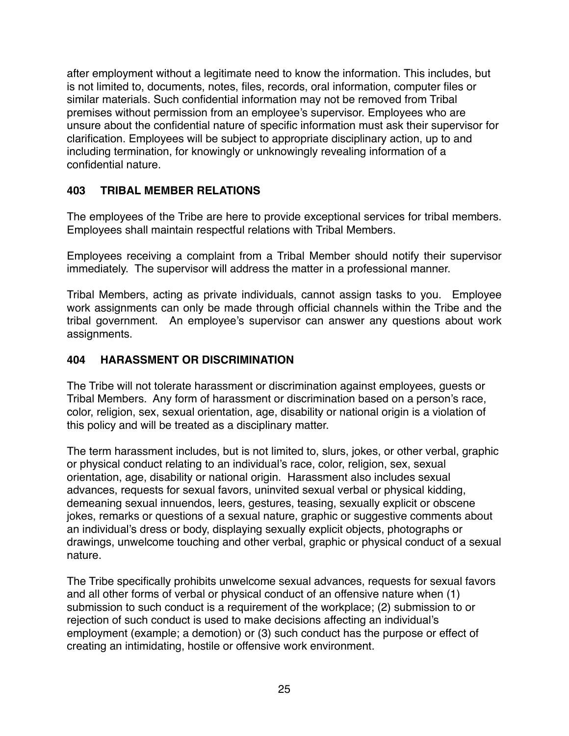after employment without a legitimate need to know the information. This includes, but is not limited to, documents, notes, files, records, oral information, computer files or similar materials. Such confidential information may not be removed from Tribal premises without permission from an employee's supervisor. Employees who are unsure about the confidential nature of specific information must ask their supervisor for clarification. Employees will be subject to appropriate disciplinary action, up to and including termination, for knowingly or unknowingly revealing information of a confidential nature.

## 403 TRIBAL MEMBER RELATIONS

The employees of the Tribe are here to provide exceptional services for tribal members. Employees shall maintain respectful relations with Tribal Members.

Employees receiving a complaint from a Tribal Member should notify their supervisor immediately. The supervisor will address the matter in a professional manner.

Tribal Members, acting as private individuals, cannot assign tasks to you. Employee work assignments can only be made through official channels within the Tribe and the tribal government. An employee's supervisor can answer any questions about work assignments.

## 404 HARASSMENT OR DISCRIMINATION

The Tribe will not tolerate harassment or discrimination against employees, guests or Tribal Members. Any form of harassment or discrimination based on a person's race, color, religion, sex, sexual orientation, age, disability or national origin is a violation of this policy and will be treated as a disciplinary matter.

The term harassment includes, but is not limited to, slurs, jokes, or other verbal, graphic or physical conduct relating to an individual's race, color, religion, sex, sexual orientation, age, disability or national origin. Harassment also includes sexual advances, requests for sexual favors, uninvited sexual verbal or physical kidding, demeaning sexual innuendos, leers, gestures, teasing, sexually explicit or obscene jokes, remarks or questions of a sexual nature, graphic or suggestive comments about an individual's dress or body, displaying sexually explicit objects, photographs or drawings, unwelcome touching and other verbal, graphic or physical conduct of a sexual nature.

The Tribe specifically prohibits unwelcome sexual advances, requests for sexual favors and all other forms of verbal or physical conduct of an offensive nature when (1) submission to such conduct is a requirement of the workplace; (2) submission to or rejection of such conduct is used to make decisions affecting an individual's employment (example; a demotion) or (3) such conduct has the purpose or effect of creating an intimidating, hostile or offensive work environment.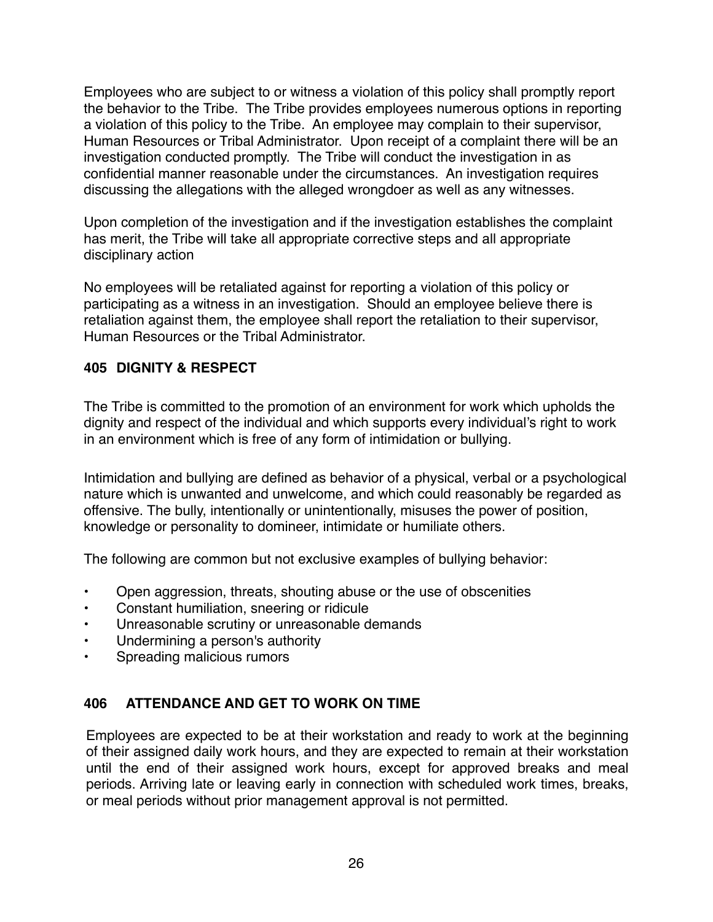Employees who are subject to or witness a violation of this policy shall promptly report the behavior to the Tribe. The Tribe provides employees numerous options in reporting a violation of this policy to the Tribe. An employee may complain to their supervisor, Human Resources or Tribal Administrator. Upon receipt of a complaint there will be an investigation conducted promptly. The Tribe will conduct the investigation in as confidential manner reasonable under the circumstances. An investigation requires discussing the allegations with the alleged wrongdoer as well as any witnesses.

Upon completion of the investigation and if the investigation establishes the complaint has merit, the Tribe will take all appropriate corrective steps and all appropriate disciplinary action

No employees will be retaliated against for reporting a violation of this policy or participating as a witness in an investigation. Should an employee believe there is retaliation against them, the employee shall report the retaliation to their supervisor, Human Resources or the Tribal Administrator.

### 405 DIGNITY & RESPECT

The Tribe is committed to the promotion of an environment for work which upholds the dignity and respect of the individual and which supports every individual's right to work in an environment which is free of any form of intimidation or bullying.

Intimidation and bullying are defined as behavior of a physical, verbal or a psychological nature which is unwanted and unwelcome, and which could reasonably be regarded as offensive. The bully, intentionally or unintentionally, misuses the power of position, knowledge or personality to domineer, intimidate or humiliate others.

The following are common but not exclusive examples of bullying behavior:

- Open aggression, threats, shouting abuse or the use of obscenities
- Constant humiliation, sneering or ridicule
- Unreasonable scrutiny or unreasonable demands
- Undermining a person's authority
- Spreading malicious rumors

### 406 ATTENDANCE AND GET TO WORK ON TIME

Employees are expected to be at their workstation and ready to work at the beginning of their assigned daily work hours, and they are expected to remain at their workstation until the end of their assigned work hours, except for approved breaks and meal periods. Arriving late or leaving early in connection with scheduled work times, breaks, or meal periods without prior management approval is not permitted.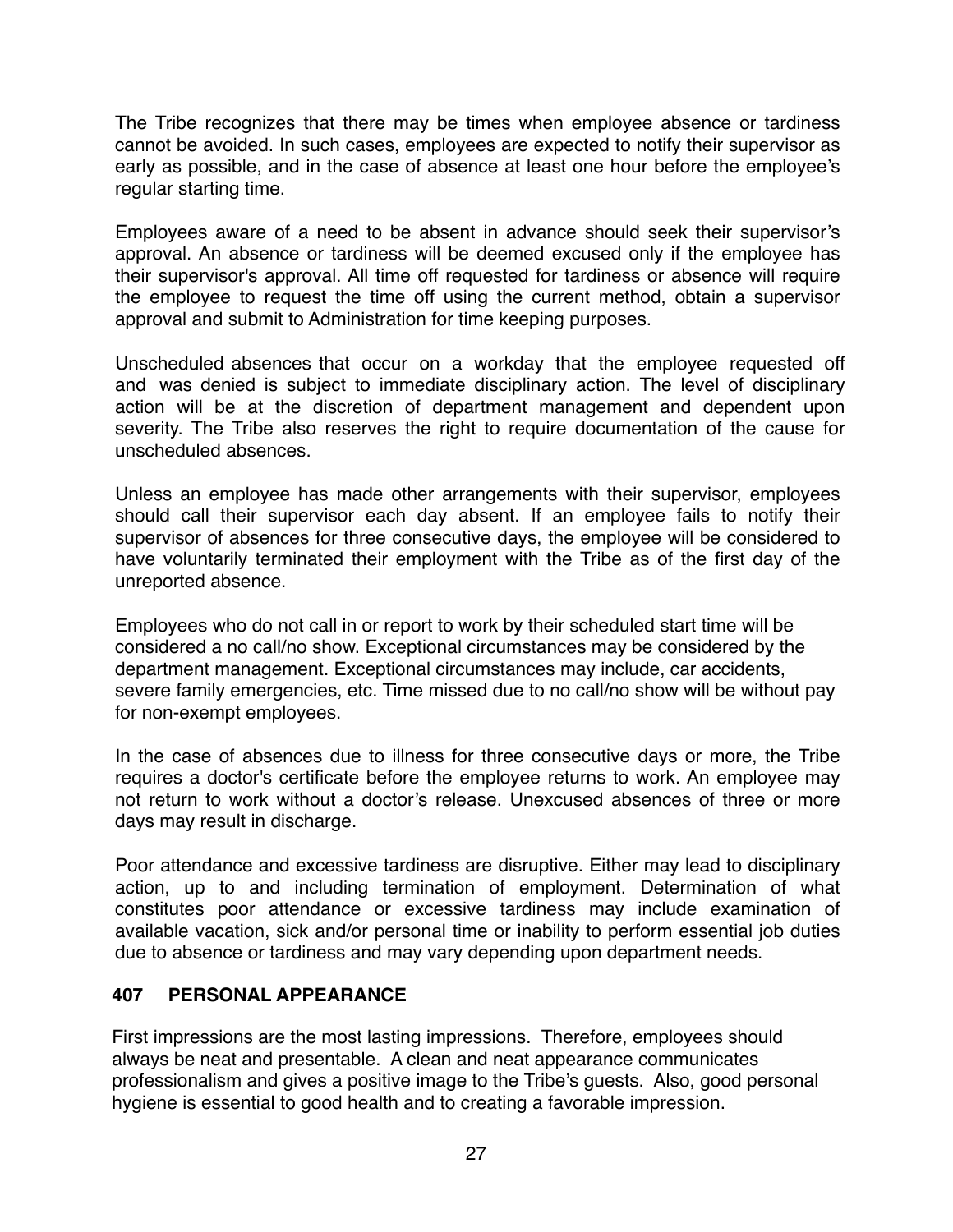The Tribe recognizes that there may be times when employee absence or tardiness cannot be avoided. In such cases, employees are expected to notify their supervisor as early as possible, and in the case of absence at least one hour before the employee's regular starting time.

Employees aware of a need to be absent in advance should seek their supervisor's approval. An absence or tardiness will be deemed excused only if the employee has their supervisor's approval. All time off requested for tardiness or absence will require the employee to request the time off using the current method, obtain a supervisor approval and submit to Administration for time keeping purposes.

Unscheduled absences that occur on a workday that the employee requested off and was denied is subject to immediate disciplinary action. The level of disciplinary action will be at the discretion of department management and dependent upon severity. The Tribe also reserves the right to require documentation of the cause for unscheduled absences.

Unless an employee has made other arrangements with their supervisor, employees should call their supervisor each day absent. If an employee fails to notify their supervisor of absences for three consecutive days, the employee will be considered to have voluntarily terminated their employment with the Tribe as of the first day of the unreported absence.

Employees who do not call in or report to work by their scheduled start time will be considered a no call/no show. Exceptional circumstances may be considered by the department management. Exceptional circumstances may include, car accidents, severe family emergencies, etc. Time missed due to no call/no show will be without pay for non-exempt employees.

In the case of absences due to illness for three consecutive days or more, the Tribe requires a doctor's certificate before the employee returns to work. An employee may not return to work without a doctor's release. Unexcused absences of three or more days may result in discharge.

Poor attendance and excessive tardiness are disruptive. Either may lead to disciplinary action, up to and including termination of employment. Determination of what constitutes poor attendance or excessive tardiness may include examination of available vacation, sick and/or personal time or inability to perform essential job duties due to absence or tardiness and may vary depending upon department needs.

## 407 PERSONAL APPEARANCE

First impressions are the most lasting impressions. Therefore, employees should always be neat and presentable. A clean and neat appearance communicates professionalism and gives a positive image to the Tribe's guests. Also, good personal hygiene is essential to good health and to creating a favorable impression.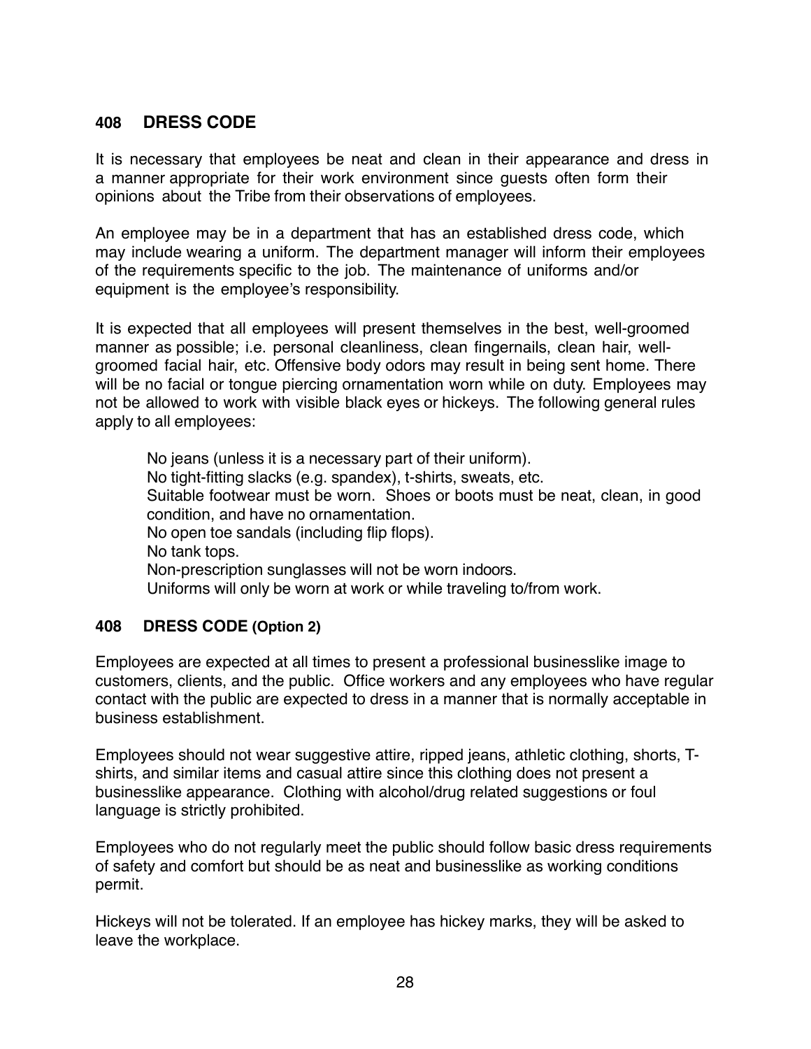## 408 DRESS CODE

It is necessary that employees be neat and clean in their appearance and dress in a manner appropriate for their work environment since guests often form their opinions about the Tribe from their observations of employees.

An employee may be in a department that has an established dress code, which may include wearing a uniform. The department manager will inform their employees of the requirements specific to the job. The maintenance of uniforms and/or equipment is the employee's responsibility.

It is expected that all employees will present themselves in the best, well-groomed manner as possible; i.e. personal cleanliness, clean fingernails, clean hair, well-groomed facial hair, etc. Offensive body odors may result in being sent home. There will be no facial or tongue piercing ornamentation worn while on duty. Employees may not be allowed to work with visible black eyes or hickeys. The following general rules apply to all employees:

- No jeans (unless it is a necessary part of their uniform).
- No tight-fitting slacks (e.g. spandex), t-shirts, sweats, etc.
- Suitable footwear must be worn. Shoes or boots must be neat, clean, in good condition, and have no ornamentation.
- No open toe sandals (including flip flops).
- No tank tops.
- Non-prescription sunglasses will not be worn indoors.
- Uniforms will only be worn at work or while traveling to/from work.

## 408 DRESS CODE (Option 2)

Employees are expected at all times to present a professional businesslike image to customers, clients, and the public. Office workers and any employees who have regular contact with the public are expected to dress in a manner that is normally acceptable in business establishment.

Employees should not wear suggestive attire, ripped jeans, athletic clothing, shorts, T-shirts, and similar items and casual attire since this clothing does not present a businesslike appearance. Clothing with alcohol/drug related suggestions or foul language is strictly prohibited.

Employees who do not regularly meet the public should follow basic dress requirements of safety and comfort but should be as neat and businesslike as working conditions permit.

Hickeys will not be tolerated. If an employee has hickey marks, they will be asked to leave the workplace.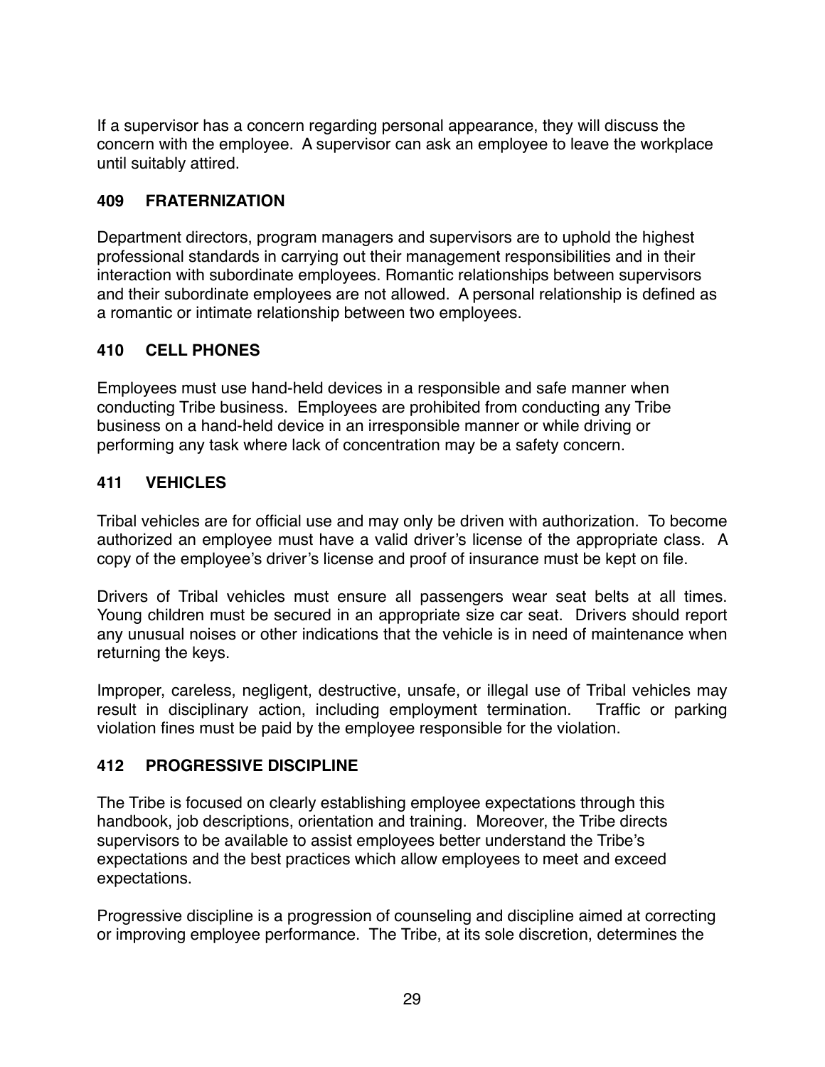If a supervisor has a concern regarding personal appearance, they will discuss the concern with the employee. A supervisor can ask an employee to leave the workplace until suitably attired.

## 409 FRATERNIZATION

Department directors, program managers and supervisors are to uphold the highest professional standards in carrying out their management responsibilities and in their interaction with subordinate employees. Romantic relationships between supervisors and their subordinate employees are not allowed. A personal relationship is defined as a romantic or intimate relationship between two employees.

## 410 CELL PHONES

Employees must use hand-held devices in a responsible and safe manner when conducting Tribe business. Employees are prohibited from conducting any Tribe business on a hand-held device in an irresponsible manner or while driving or performing any task where lack of concentration may be a safety concern.

## 411 VEHICLES

Tribal vehicles are for official use and may only be driven with authorization. To become authorized an employee must have a valid driver's license of the appropriate class. A copy of the employee's driver's license and proof of insurance must be kept on file.

Drivers of Tribal vehicles must ensure all passengers wear seat belts at all times. Young children must be secured in an appropriate size car seat. Drivers should report any unusual noises or other indications that the vehicle is in need of maintenance when returning the keys.

Improper, careless, negligent, destructive, unsafe, or illegal use of Tribal vehicles may result in disciplinary action, including employment termination. Traffic or parking violation fines must be paid by the employee responsible for the violation.

## 412 PROGRESSIVE DISCIPLINE

The Tribe is focused on clearly establishing employee expectations through this handbook, job descriptions, orientation and training. Moreover, the Tribe directs supervisors to be available to assist employees better understand the Tribe's expectations and the best practices which allow employees to meet and exceed expectations.

Progressive discipline is a progression of counseling and discipline aimed at correcting or improving employee performance. The Tribe, at its sole discretion, determines the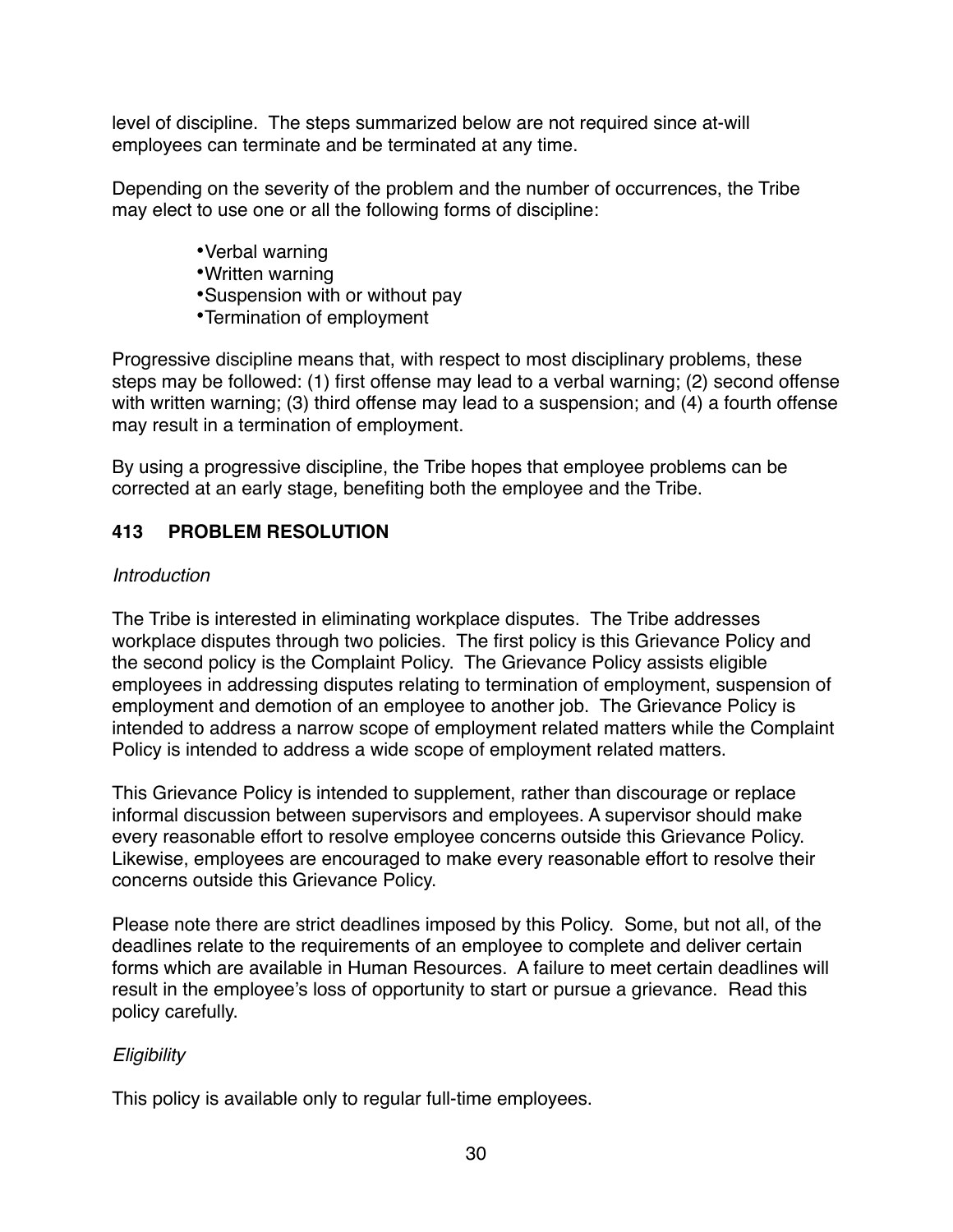level of discipline. The steps summarized below are not required since at-will employees can terminate and be terminated at any time.

Depending on the severity of the problem and the number of occurrences, the Tribe may elect to use one or all the following forms of discipline:

- Verbal warning
- Written warning
- Suspension with or without pay
- Termination of employment

Progressive discipline means that, with respect to most disciplinary problems, these steps may be followed: (1) first offense may lead to a verbal warning; (2) second offense with written warning; (3) third offense may lead to a suspension; and (4) a fourth offense may result in a termination of employment.

By using a progressive discipline, the Tribe hopes that employee problems can be corrected at an early stage, benefiting both the employee and the Tribe.

## 413 PROBLEM RESOLUTION

*Introduction*

The Tribe is interested in eliminating workplace disputes. The Tribe addresses workplace disputes through two policies. The first policy is this Grievance Policy and the second policy is the Complaint Policy. The Grievance Policy assists eligible employees in addressing disputes relating to termination of employment, suspension of employment and demotion of an employee to another job. The Grievance Policy is intended to address a narrow scope of employment related matters while the Complaint Policy is intended to address a wide scope of employment related matters.

This Grievance Policy is intended to supplement, rather than discourage or replace informal discussion between supervisors and employees. A supervisor should make every reasonable effort to resolve employee concerns outside this Grievance Policy. Likewise, employees are encouraged to make every reasonable effort to resolve their concerns outside this Grievance Policy.

Please note there are strict deadlines imposed by this Policy. Some, but not all, of the deadlines relate to the requirements of an employee to complete and deliver certain forms which are available in Human Resources. A failure to meet certain deadlines will result in the employee's loss of opportunity to start or pursue a grievance. Read this policy carefully.

*Eligibility*

This policy is available only to regular full-time employees.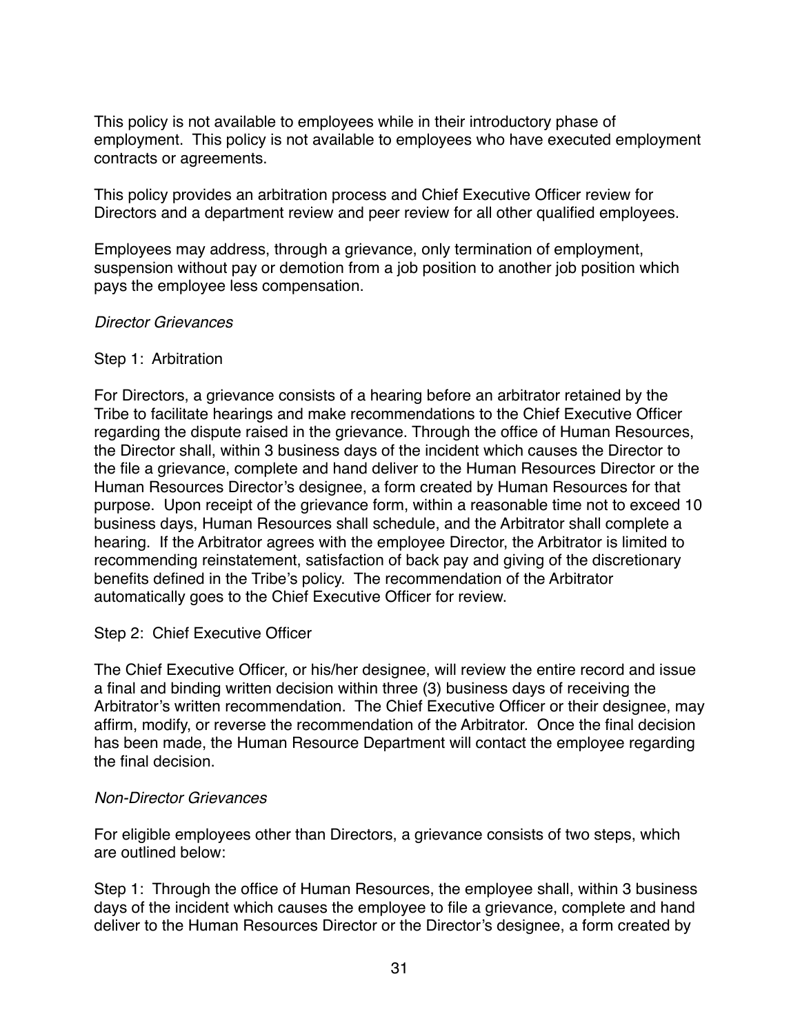This policy is not available to employees while in their introductory phase of employment. This policy is not available to employees who have executed employment contracts or agreements.

This policy provides an arbitration process and Chief Executive Officer review for Directors and a department review and peer review for all other qualified employees.

Employees may address, through a grievance, only termination of employment, suspension without pay or demotion from a job position to another job position which pays the employee less compensation.

*Director Grievances*

Step 1: Arbitration

For Directors, a grievance consists of a hearing before an arbitrator retained by the Tribe to facilitate hearings and make recommendations to the Chief Executive Officer regarding the dispute raised in the grievance. Through the office of Human Resources, the Director shall, within 3 business days of the incident which causes the Director to the file a grievance, complete and hand deliver to the Human Resources Director or the Human Resources Director's designee, a form created by Human Resources for that purpose. Upon receipt of the grievance form, within a reasonable time not to exceed 10 business days, Human Resources shall schedule, and the Arbitrator shall complete a hearing. If the Arbitrator agrees with the employee Director, the Arbitrator is limited to recommending reinstatement, satisfaction of back pay and giving of the discretionary benefits defined in the Tribe's policy. The recommendation of the Arbitrator automatically goes to the Chief Executive Officer for review.

Step 2: Chief Executive Officer

The Chief Executive Officer, or his/her designee, will review the entire record and issue a final and binding written decision within three (3) business days of receiving the Arbitrator's written recommendation. The Chief Executive Officer or their designee, may affirm, modify, or reverse the recommendation of the Arbitrator. Once the final decision has been made, the Human Resource Department will contact the employee regarding the final decision.

*Non-Director Grievances*

For eligible employees other than Directors, a grievance consists of two steps, which are outlined below:

Step 1: Through the office of Human Resources, the employee shall, within 3 business days of the incident which causes the employee to file a grievance, complete and hand deliver to the Human Resources Director or the Director's designee, a form created by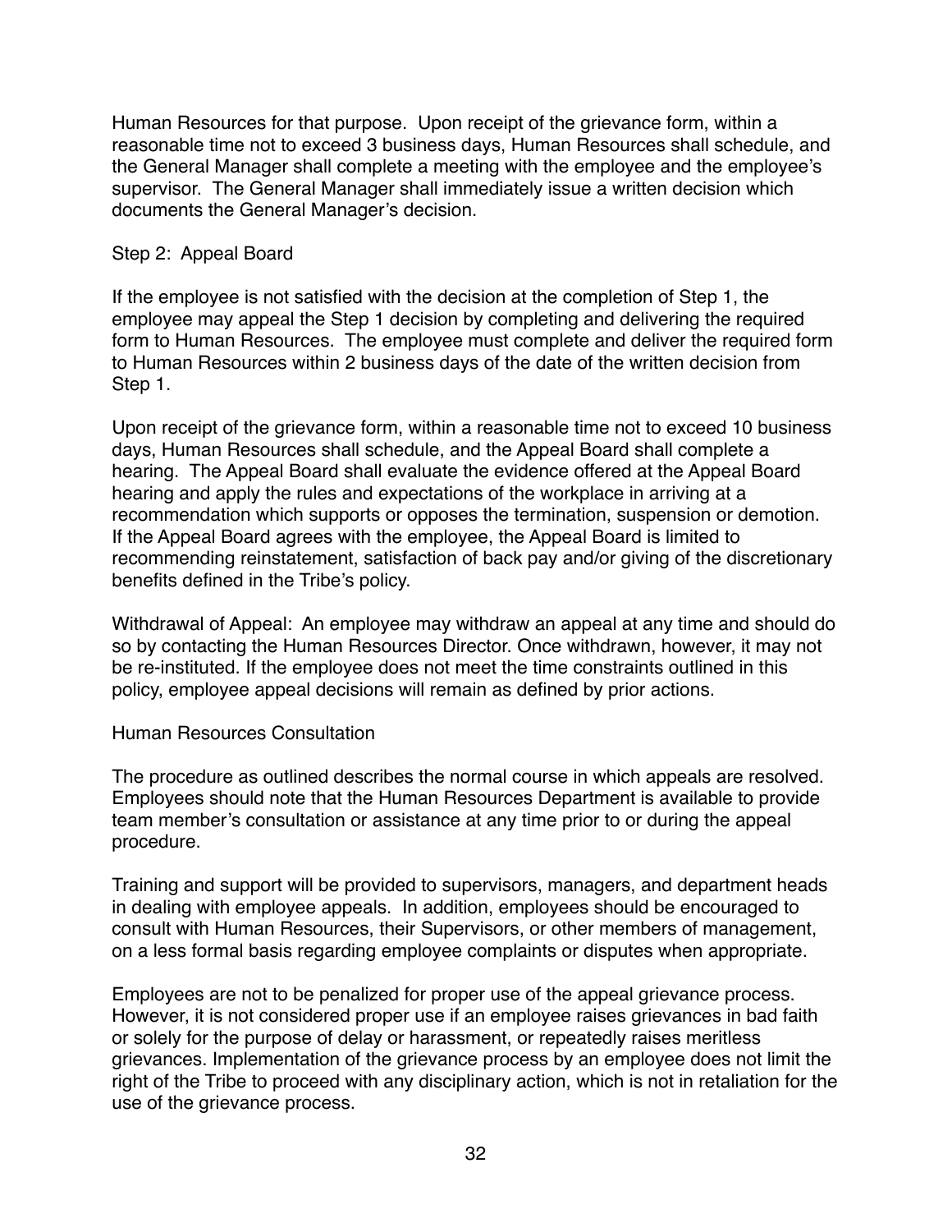Human Resources for that purpose. Upon receipt of the grievance form, within a reasonable time not to exceed 3 business days, Human Resources shall schedule, and the General Manager shall complete a meeting with the employee and the employee's supervisor. The General Manager shall immediately issue a written decision which documents the General Manager's decision.

Step 2: Appeal Board

If the employee is not satisfied with the decision at the completion of Step 1, the employee may appeal the Step 1 decision by completing and delivering the required form to Human Resources. The employee must complete and deliver the required form to Human Resources within 2 business days of the date of the written decision from Step 1.

Upon receipt of the grievance form, within a reasonable time not to exceed 10 business days, Human Resources shall schedule, and the Appeal Board shall complete a hearing. The Appeal Board shall evaluate the evidence offered at the Appeal Board hearing and apply the rules and expectations of the workplace in arriving at a recommendation which supports or opposes the termination, suspension or demotion. If the Appeal Board agrees with the employee, the Appeal Board is limited to recommending reinstatement, satisfaction of back pay and/or giving of the discretionary benefits defined in the Tribe's policy.

Withdrawal of Appeal: An employee may withdraw an appeal at any time and should do so by contacting the Human Resources Director. Once withdrawn, however, it may not be re-instituted. If the employee does not meet the time constraints outlined in this policy, employee appeal decisions will remain as defined by prior actions.

Human Resources Consultation

The procedure as outlined describes the normal course in which appeals are resolved. Employees should note that the Human Resources Department is available to provide team member's consultation or assistance at any time prior to or during the appeal procedure.

Training and support will be provided to supervisors, managers, and department heads in dealing with employee appeals. In addition, employees should be encouraged to consult with Human Resources, their Supervisors, or other members of management, on a less formal basis regarding employee complaints or disputes when appropriate.

Employees are not to be penalized for proper use of the appeal grievance process. However, it is not considered proper use if an employee raises grievances in bad faith or solely for the purpose of delay or harassment, or repeatedly raises meritless grievances. Implementation of the grievance process by an employee does not limit the right of the Tribe to proceed with any disciplinary action, which is not in retaliation for the use of the grievance process.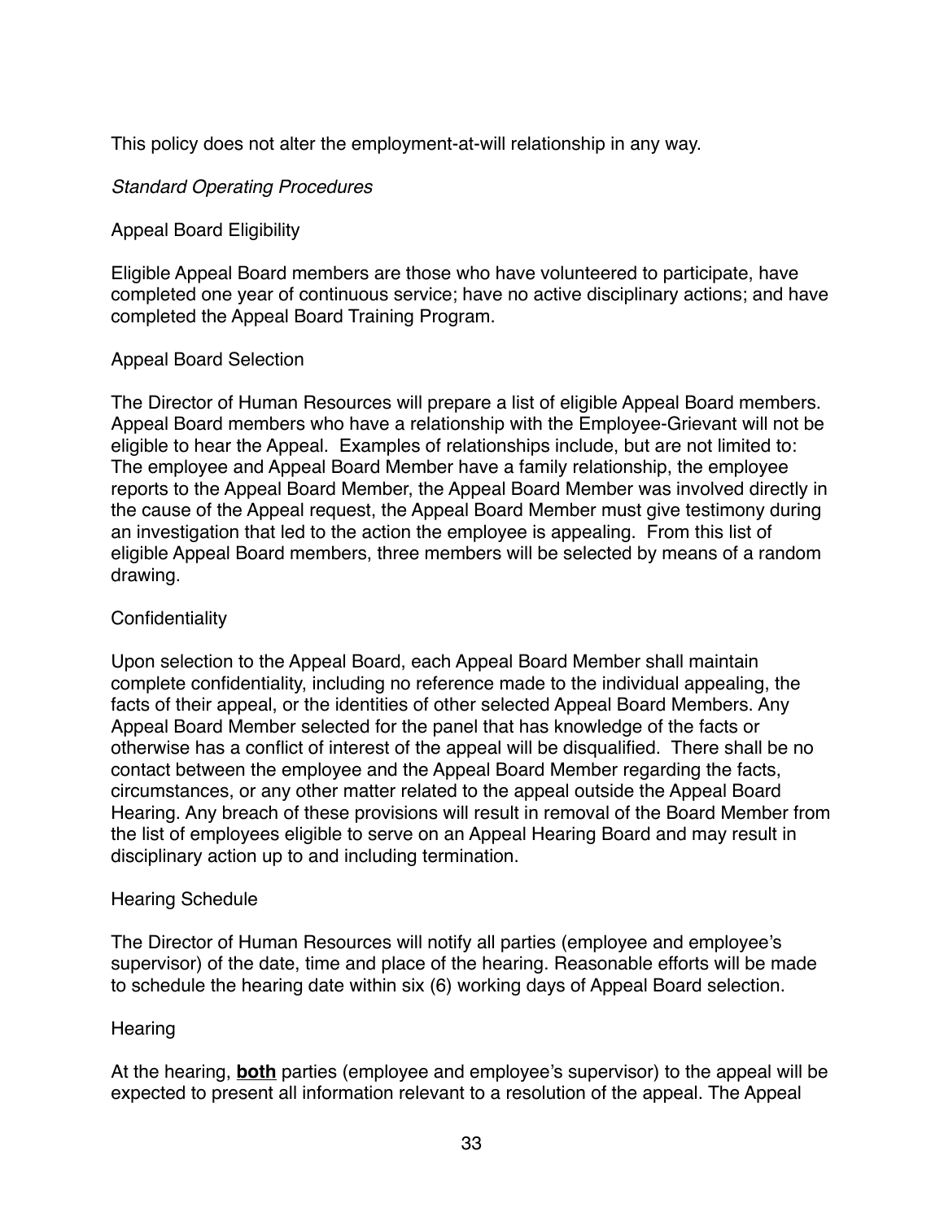This policy does not alter the employment-at-will relationship in any way.

*Standard Operating Procedures*

Appeal Board Eligibility

Eligible Appeal Board members are those who have volunteered to participate, have completed one year of continuous service; have no active disciplinary actions; and have completed the Appeal Board Training Program.

Appeal Board Selection

The Director of Human Resources will prepare a list of eligible Appeal Board members. Appeal Board members who have a relationship with the Employee-Grievant will not be eligible to hear the Appeal. Examples of relationships include, but are not limited to: The employee and Appeal Board Member have a family relationship, the employee reports to the Appeal Board Member, the Appeal Board Member was involved directly in the cause of the Appeal request, the Appeal Board Member must give testimony during an investigation that led to the action the employee is appealing. From this list of eligible Appeal Board members, three members will be selected by means of a random drawing.

Confidentiality

Upon selection to the Appeal Board, each Appeal Board Member shall maintain complete confidentiality, including no reference made to the individual appealing, the facts of their appeal, or the identities of other selected Appeal Board Members. Any Appeal Board Member selected for the panel that has knowledge of the facts or otherwise has a conflict of interest of the appeal will be disqualified. There shall be no contact between the employee and the Appeal Board Member regarding the facts, circumstances, or any other matter related to the appeal outside the Appeal Board Hearing. Any breach of these provisions will result in removal of the Board Member from the list of employees eligible to serve on an Appeal Hearing Board and may result in disciplinary action up to and including termination.

Hearing Schedule

The Director of Human Resources will notify all parties (employee and employee's supervisor) of the date, time and place of the hearing. Reasonable efforts will be made to schedule the hearing date within six (6) working days of Appeal Board selection.

Hearing

At the hearing, **both** parties (employee and employee's supervisor) to the appeal will be expected to present all information relevant to a resolution of the appeal. The Appeal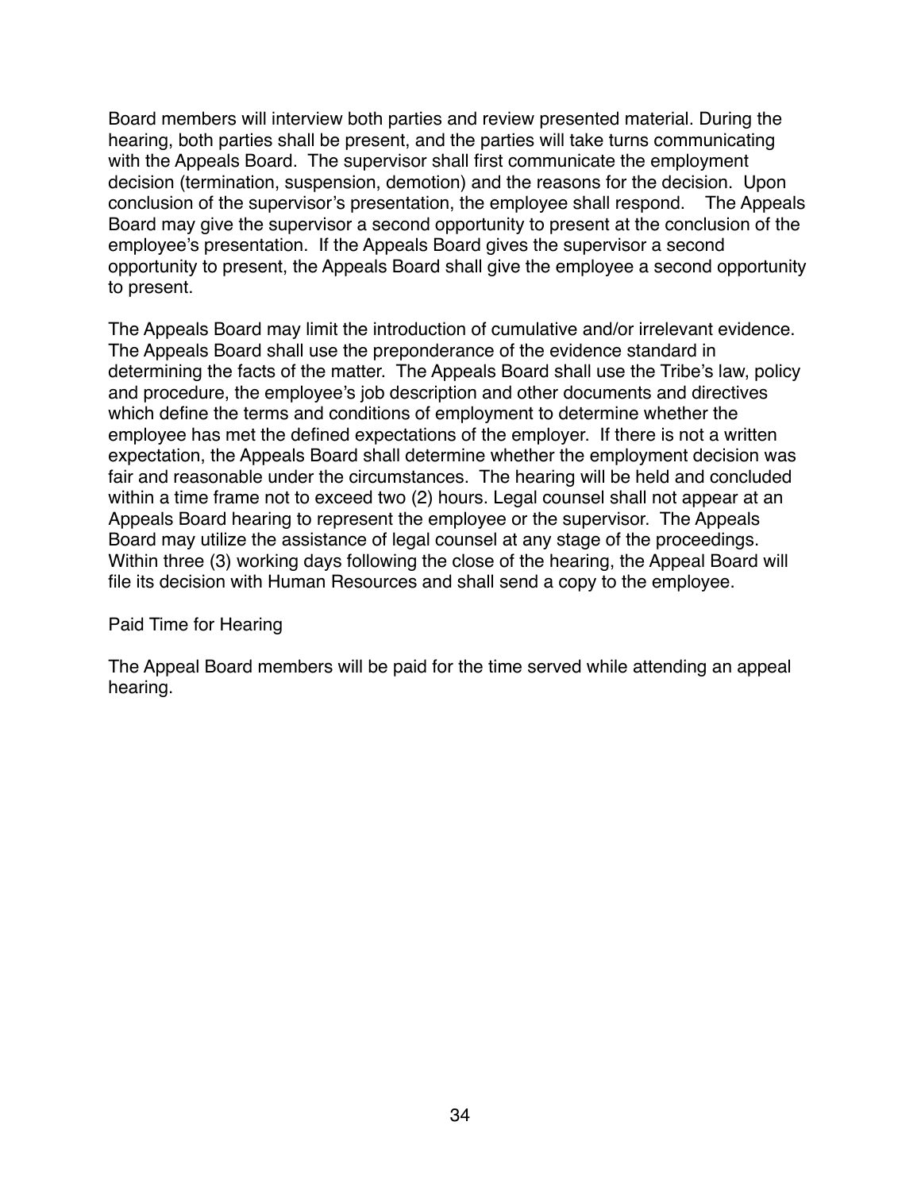Board members will interview both parties and review presented material. During the hearing, both parties shall be present, and the parties will take turns communicating with the Appeals Board. The supervisor shall first communicate the employment decision (termination, suspension, demotion) and the reasons for the decision. Upon conclusion of the supervisor's presentation, the employee shall respond. The Appeals Board may give the supervisor a second opportunity to present at the conclusion of the employee's presentation. If the Appeals Board gives the supervisor a second opportunity to present, the Appeals Board shall give the employee a second opportunity to present.

The Appeals Board may limit the introduction of cumulative and/or irrelevant evidence. The Appeals Board shall use the preponderance of the evidence standard in determining the facts of the matter. The Appeals Board shall use the Tribe's law, policy and procedure, the employee's job description and other documents and directives which define the terms and conditions of employment to determine whether the employee has met the defined expectations of the employer. If there is not a written expectation, the Appeals Board shall determine whether the employment decision was fair and reasonable under the circumstances. The hearing will be held and concluded within a time frame not to exceed two (2) hours. Legal counsel shall not appear at an Appeals Board hearing to represent the employee or the supervisor. The Appeals Board may utilize the assistance of legal counsel at any stage of the proceedings. Within three (3) working days following the close of the hearing, the Appeal Board will file its decision with Human Resources and shall send a copy to the employee.

Paid Time for Hearing

The Appeal Board members will be paid for the time served while attending an appeal hearing.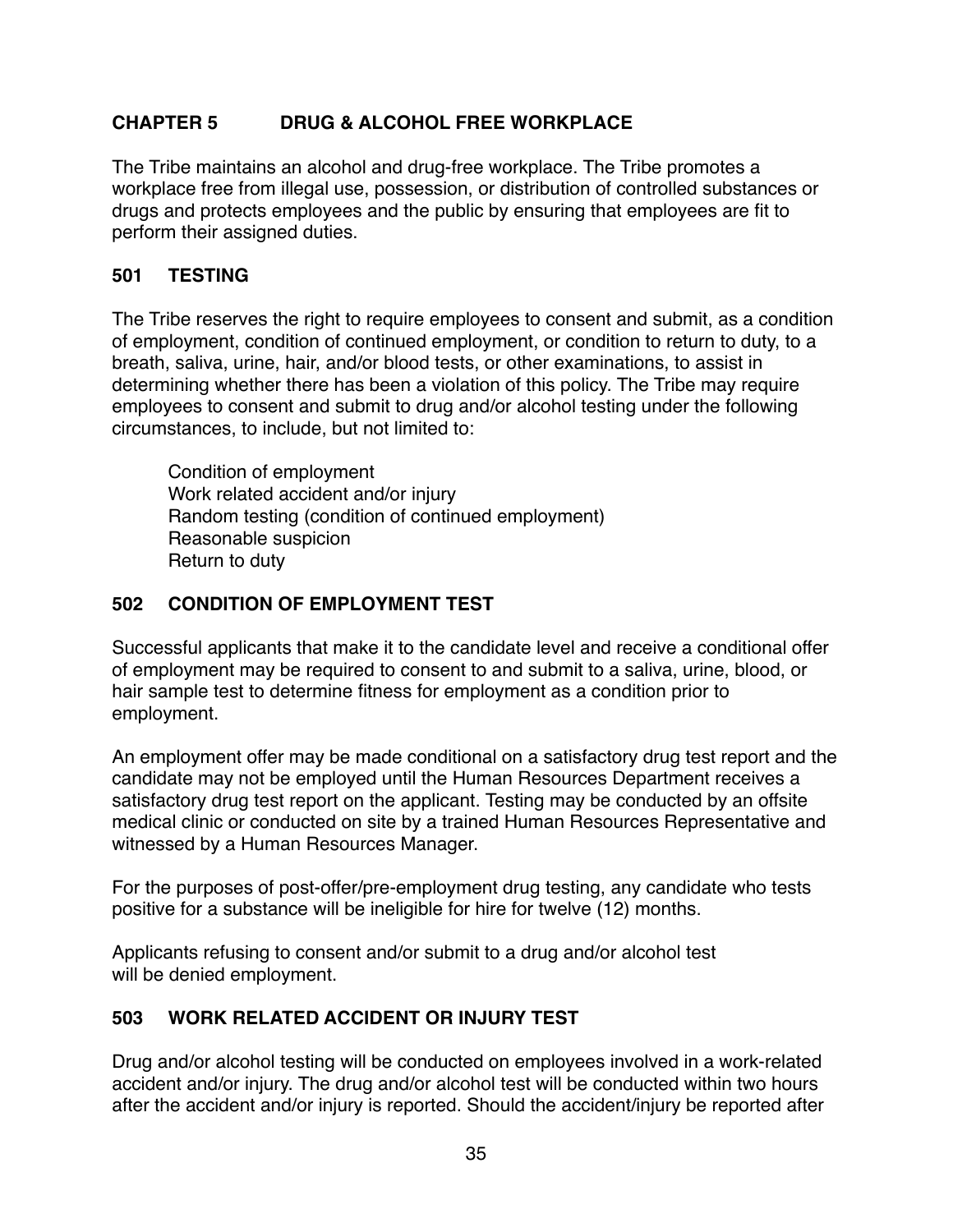## CHAPTER 5 DRUG & ALCOHOL FREE WORKPLACE

The Tribe maintains an alcohol and drug-free workplace. The Tribe promotes a workplace free from illegal use, possession, or distribution of controlled substances or drugs and protects employees and the public by ensuring that employees are fit to perform their assigned duties.

### 501 TESTING

The Tribe reserves the right to require employees to consent and submit, as a condition of employment, condition of continued employment, or condition to return to duty, to a breath, saliva, urine, hair, and/or blood tests, or other examinations, to assist in determining whether there has been a violation of this policy. The Tribe may require employees to consent and submit to drug and/or alcohol testing under the following circumstances, to include, but not limited to:

- Condition of employment
- Work related accident and/or injury
- Random testing (condition of continued employment)
- Reasonable suspicion
- Return to duty

### 502 CONDITION OF EMPLOYMENT TEST

Successful applicants that make it to the candidate level and receive a conditional offer of employment may be required to consent to and submit to a saliva, urine, blood, or hair sample test to determine fitness for employment as a condition prior to employment.

An employment offer may be made conditional on a satisfactory drug test report and the candidate may not be employed until the Human Resources Department receives a satisfactory drug test report on the applicant. Testing may be conducted by an offsite medical clinic or conducted on site by a trained Human Resources Representative and witnessed by a Human Resources Manager.

For the purposes of post-offer/pre-employment drug testing, any candidate who tests positive for a substance will be ineligible for hire for twelve (12) months.

Applicants refusing to consent and/or submit to a drug and/or alcohol test will be denied employment.

### 503 WORK RELATED ACCIDENT OR INJURY TEST

Drug and/or alcohol testing will be conducted on employees involved in a work-related accident and/or injury. The drug and/or alcohol test will be conducted within two hours after the accident and/or injury is reported. Should the accident/injury be reported after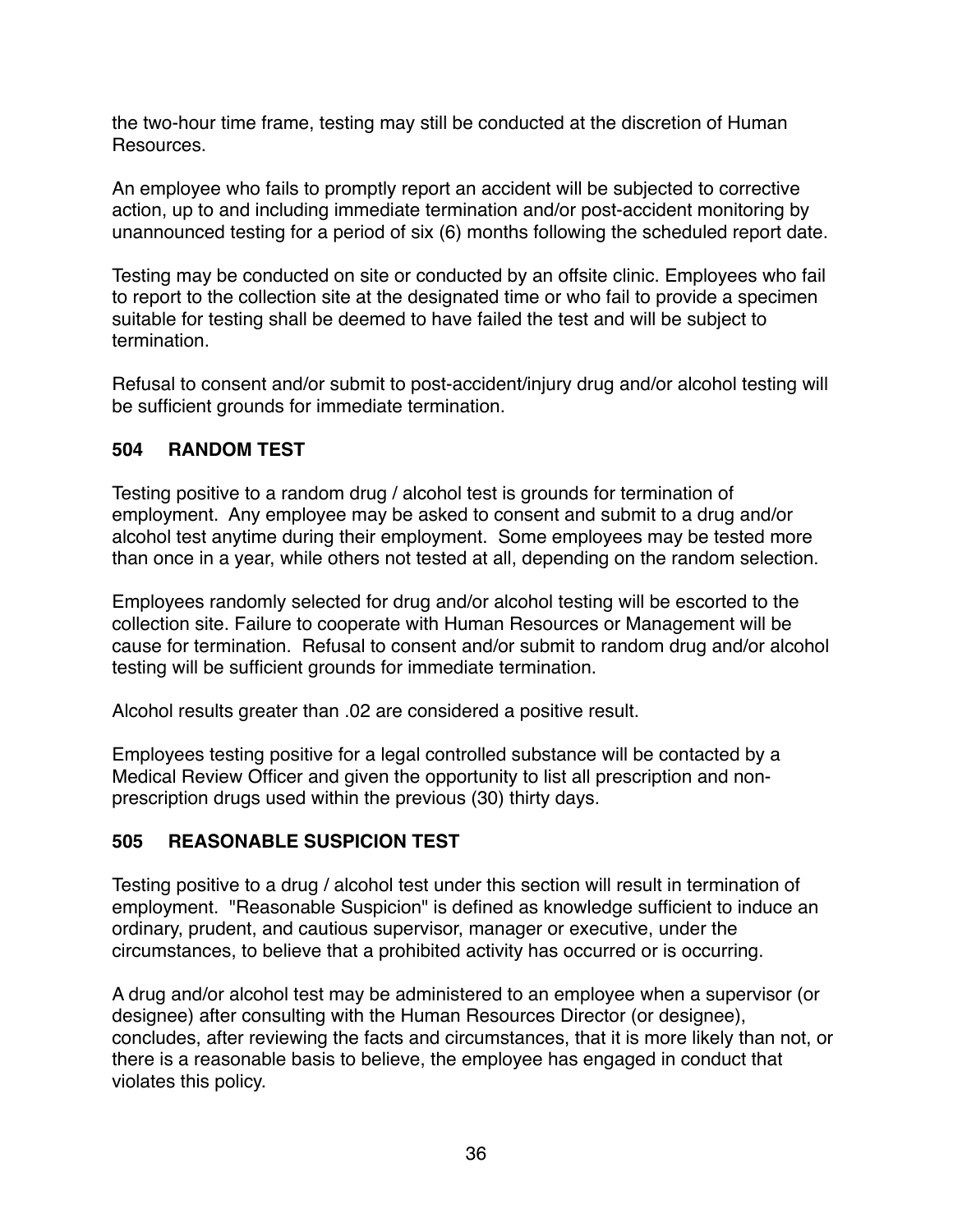the two-hour time frame, testing may still be conducted at the discretion of Human Resources.

An employee who fails to promptly report an accident will be subjected to corrective action, up to and including immediate termination and/or post-accident monitoring by unannounced testing for a period of six (6) months following the scheduled report date.

Testing may be conducted on site or conducted by an offsite clinic. Employees who fail to report to the collection site at the designated time or who fail to provide a specimen suitable for testing shall be deemed to have failed the test and will be subject to termination.

Refusal to consent and/or submit to post-accident/injury drug and/or alcohol testing will be sufficient grounds for immediate termination.

### 504 RANDOM TEST

Testing positive to a random drug / alcohol test is grounds for termination of employment. Any employee may be asked to consent and submit to a drug and/or alcohol test anytime during their employment. Some employees may be tested more than once in a year, while others not tested at all, depending on the random selection.

Employees randomly selected for drug and/or alcohol testing will be escorted to the collection site. Failure to cooperate with Human Resources or Management will be cause for termination. Refusal to consent and/or submit to random drug and/or alcohol testing will be sufficient grounds for immediate termination.

Alcohol results greater than .02 are considered a positive result.

Employees testing positive for a legal controlled substance will be contacted by a Medical Review Officer and given the opportunity to list all prescription and non-prescription drugs used within the previous (30) thirty days.

### 505 REASONABLE SUSPICION TEST

Testing positive to a drug / alcohol test under this section will result in termination of employment. "Reasonable Suspicion" is defined as knowledge sufficient to induce an ordinary, prudent, and cautious supervisor, manager or executive, under the circumstances, to believe that a prohibited activity has occurred or is occurring.

A drug and/or alcohol test may be administered to an employee when a supervisor (or designee) after consulting with the Human Resources Director (or designee), concludes, after reviewing the facts and circumstances, that it is more likely than not, or there is a reasonable basis to believe, the employee has engaged in conduct that violates this policy.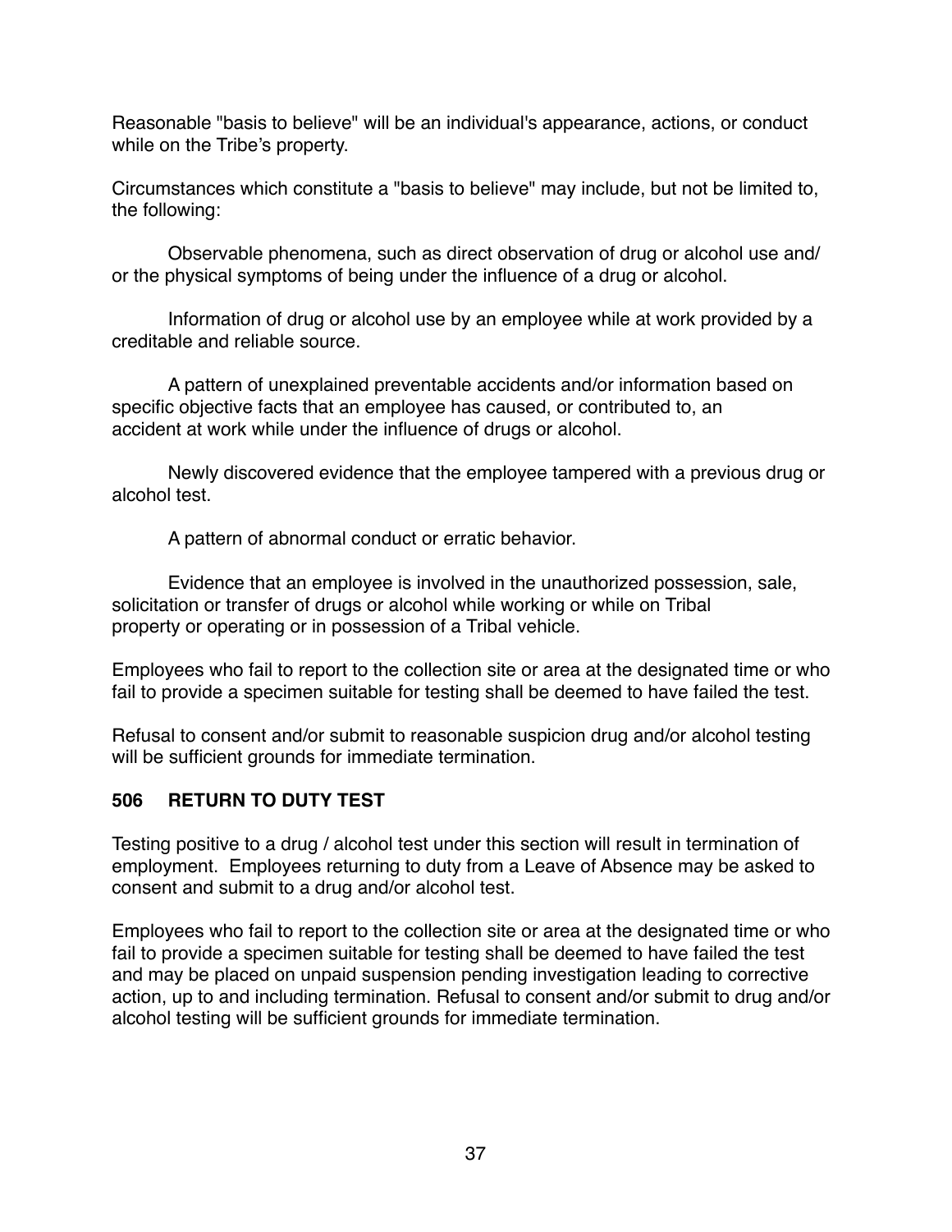Reasonable "basis to believe" will be an individual's appearance, actions, or conduct while on the Tribe's property.

Circumstances which constitute a "basis to believe" may include, but not be limited to, the following:

Observable phenomena, such as direct observation of drug or alcohol use and/or the physical symptoms of being under the influence of a drug or alcohol.

Information of drug or alcohol use by an employee while at work provided by a creditable and reliable source.

A pattern of unexplained preventable accidents and/or information based on specific objective facts that an employee has caused, or contributed to, an accident at work while under the influence of drugs or alcohol.

Newly discovered evidence that the employee tampered with a previous drug or alcohol test.

A pattern of abnormal conduct or erratic behavior.

Evidence that an employee is involved in the unauthorized possession, sale, solicitation or transfer of drugs or alcohol while working or while on Tribal property or operating or in possession of a Tribal vehicle.

Employees who fail to report to the collection site or area at the designated time or who fail to provide a specimen suitable for testing shall be deemed to have failed the test.

Refusal to consent and/or submit to reasonable suspicion drug and/or alcohol testing will be sufficient grounds for immediate termination.

## 506 RETURN TO DUTY TEST

Testing positive to a drug / alcohol test under this section will result in termination of employment. Employees returning to duty from a Leave of Absence may be asked to consent and submit to a drug and/or alcohol test.

Employees who fail to report to the collection site or area at the designated time or who fail to provide a specimen suitable for testing shall be deemed to have failed the test and may be placed on unpaid suspension pending investigation leading to corrective action, up to and including termination. Refusal to consent and/or submit to drug and/or alcohol testing will be sufficient grounds for immediate termination.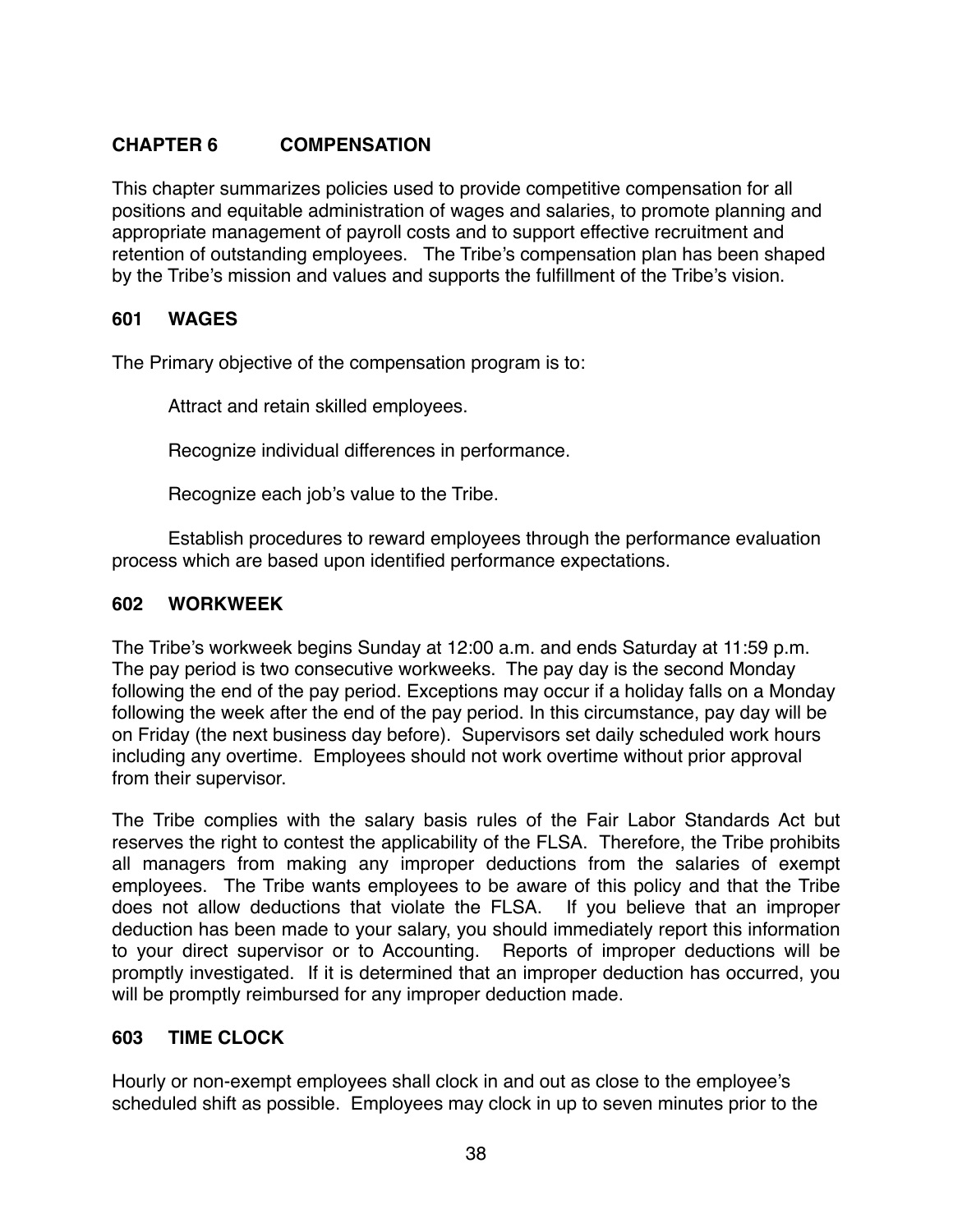## CHAPTER 6 COMPENSATION

This chapter summarizes policies used to provide competitive compensation for all positions and equitable administration of wages and salaries, to promote planning and appropriate management of payroll costs and to support effective recruitment and retention of outstanding employees. The Tribe's compensation plan has been shaped by the Tribe's mission and values and supports the fulfillment of the Tribe's vision.

### 601 WAGES

The Primary objective of the compensation program is to:

Attract and retain skilled employees.

Recognize individual differences in performance.

Recognize each job's value to the Tribe.

Establish procedures to reward employees through the performance evaluation process which are based upon identified performance expectations.

### 602 WORKWEEK

The Tribe's workweek begins Sunday at 12:00 a.m. and ends Saturday at 11:59 p.m. The pay period is two consecutive workweeks. The pay day is the second Monday following the end of the pay period. Exceptions may occur if a holiday falls on a Monday following the week after the end of the pay period. In this circumstance, pay day will be on Friday (the next business day before). Supervisors set daily scheduled work hours including any overtime. Employees should not work overtime without prior approval from their supervisor.

The Tribe complies with the salary basis rules of the Fair Labor Standards Act but reserves the right to contest the applicability of the FLSA. Therefore, the Tribe prohibits all managers from making any improper deductions from the salaries of exempt employees. The Tribe wants employees to be aware of this policy and that the Tribe does not allow deductions that violate the FLSA. If you believe that an improper deduction has been made to your salary, you should immediately report this information to your direct supervisor or to Accounting. Reports of improper deductions will be promptly investigated. If it is determined that an improper deduction has occurred, you will be promptly reimbursed for any improper deduction made.

### 603 TIME CLOCK

Hourly or non-exempt employees shall clock in and out as close to the employee's scheduled shift as possible. Employees may clock in up to seven minutes prior to the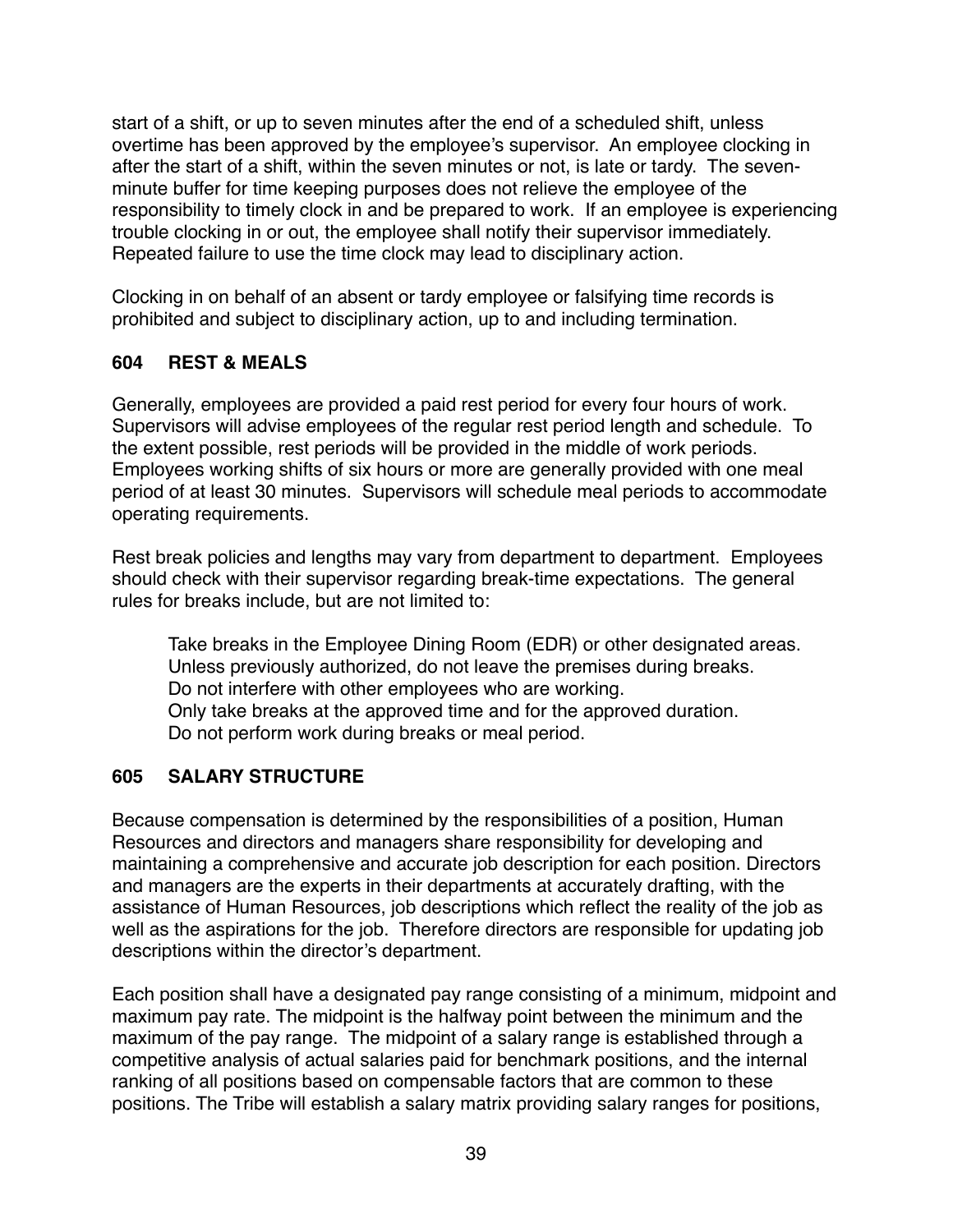start of a shift, or up to seven minutes after the end of a scheduled shift, unless overtime has been approved by the employee's supervisor. An employee clocking in after the start of a shift, within the seven minutes or not, is late or tardy. The seven-minute buffer for time keeping purposes does not relieve the employee of the responsibility to timely clock in and be prepared to work. If an employee is experiencing trouble clocking in or out, the employee shall notify their supervisor immediately. Repeated failure to use the time clock may lead to disciplinary action.

Clocking in on behalf of an absent or tardy employee or falsifying time records is prohibited and subject to disciplinary action, up to and including termination.

### 604 REST & MEALS

Generally, employees are provided a paid rest period for every four hours of work. Supervisors will advise employees of the regular rest period length and schedule. To the extent possible, rest periods will be provided in the middle of work periods. Employees working shifts of six hours or more are generally provided with one meal period of at least 30 minutes. Supervisors will schedule meal periods to accommodate operating requirements.

Rest break policies and lengths may vary from department to department. Employees should check with their supervisor regarding break-time expectations. The general rules for breaks include, but are not limited to:

> Take breaks in the Employee Dining Room (EDR) or other designated areas.
> Unless previously authorized, do not leave the premises during breaks.
> Do not interfere with other employees who are working.
> Only take breaks at the approved time and for the approved duration.
> Do not perform work during breaks or meal period.

### 605 SALARY STRUCTURE

Because compensation is determined by the responsibilities of a position, Human Resources and directors and managers share responsibility for developing and maintaining a comprehensive and accurate job description for each position. Directors and managers are the experts in their departments at accurately drafting, with the assistance of Human Resources, job descriptions which reflect the reality of the job as well as the aspirations for the job. Therefore directors are responsible for updating job descriptions within the director's department.

Each position shall have a designated pay range consisting of a minimum, midpoint and maximum pay rate. The midpoint is the halfway point between the minimum and the maximum of the pay range. The midpoint of a salary range is established through a competitive analysis of actual salaries paid for benchmark positions, and the internal ranking of all positions based on compensable factors that are common to these positions. The Tribe will establish a salary matrix providing salary ranges for positions,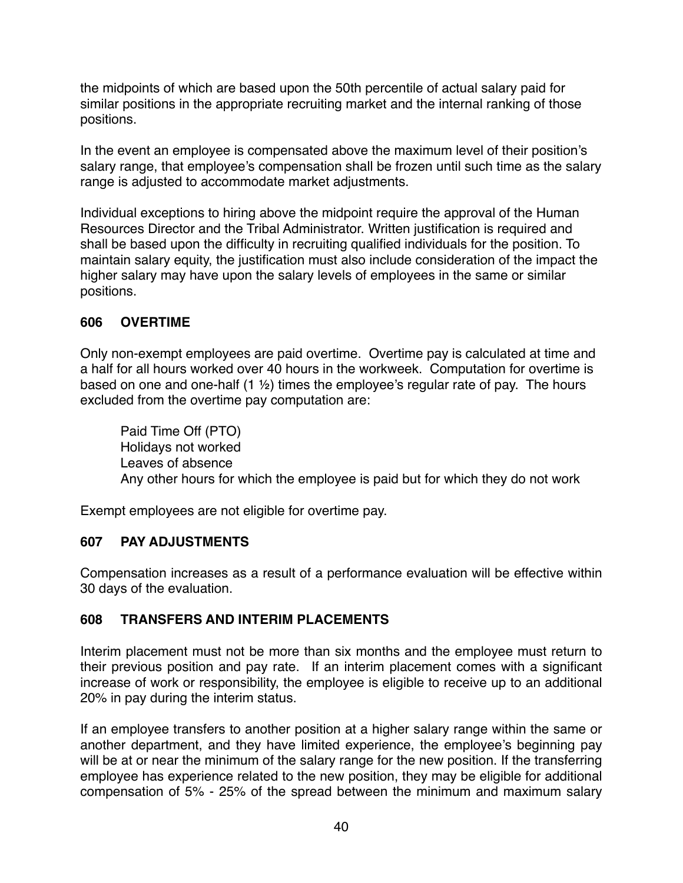the midpoints of which are based upon the 50th percentile of actual salary paid for similar positions in the appropriate recruiting market and the internal ranking of those positions.

In the event an employee is compensated above the maximum level of their position's salary range, that employee's compensation shall be frozen until such time as the salary range is adjusted to accommodate market adjustments.

Individual exceptions to hiring above the midpoint require the approval of the Human Resources Director and the Tribal Administrator. Written justification is required and shall be based upon the difficulty in recruiting qualified individuals for the position. To maintain salary equity, the justification must also include consideration of the impact the higher salary may have upon the salary levels of employees in the same or similar positions.

### 606 OVERTIME

Only non-exempt employees are paid overtime. Overtime pay is calculated at time and a half for all hours worked over 40 hours in the workweek. Computation for overtime is based on one and one-half (1 ½) times the employee's regular rate of pay. The hours excluded from the overtime pay computation are:

- Paid Time Off (PTO)
- Holidays not worked
- Leaves of absence
- Any other hours for which the employee is paid but for which they do not work

Exempt employees are not eligible for overtime pay.

### 607 PAY ADJUSTMENTS

Compensation increases as a result of a performance evaluation will be effective within 30 days of the evaluation.

### 608 TRANSFERS AND INTERIM PLACEMENTS

Interim placement must not be more than six months and the employee must return to their previous position and pay rate. If an interim placement comes with a significant increase of work or responsibility, the employee is eligible to receive up to an additional 20% in pay during the interim status.

If an employee transfers to another position at a higher salary range within the same or another department, and they have limited experience, the employee's beginning pay will be at or near the minimum of the salary range for the new position. If the transferring employee has experience related to the new position, they may be eligible for additional compensation of 5% - 25% of the spread between the minimum and maximum salary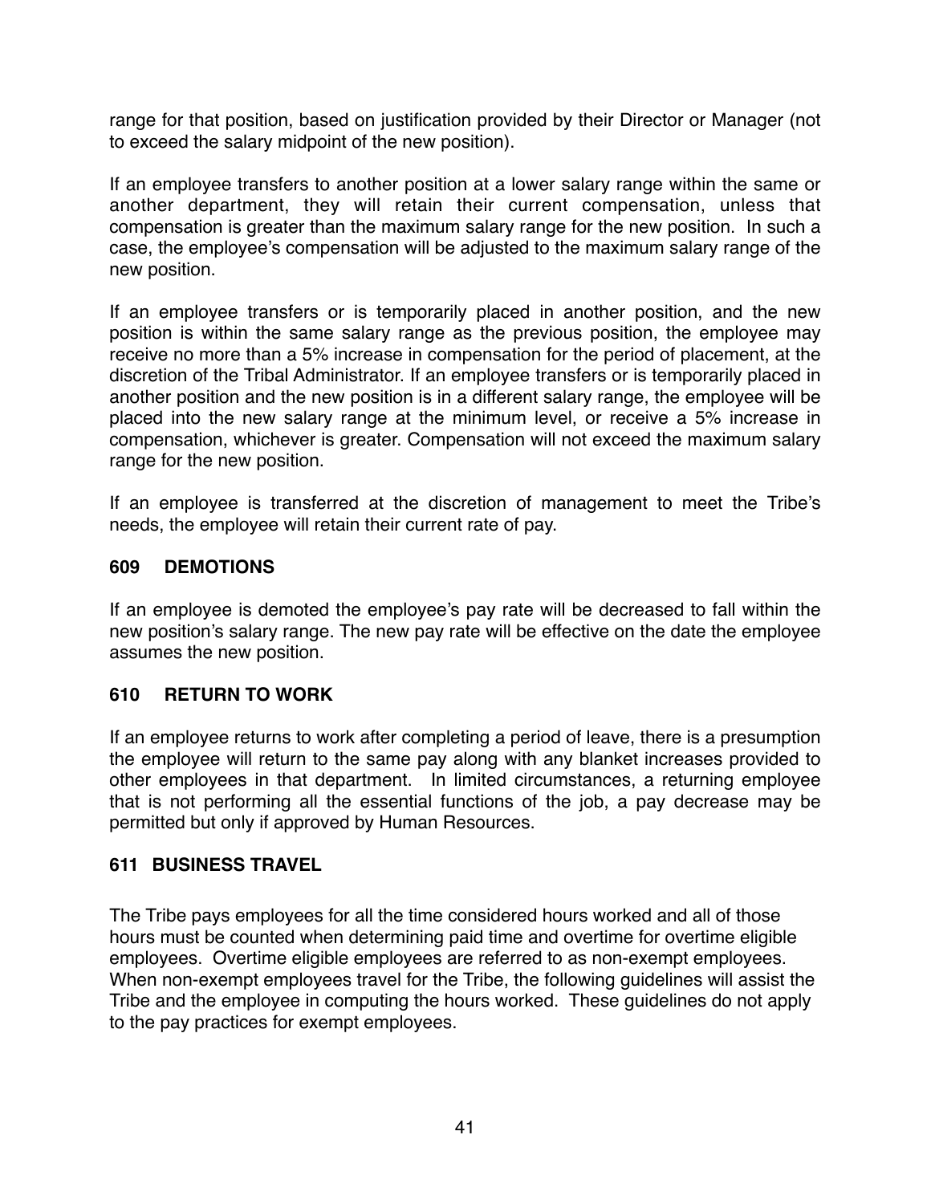range for that position, based on justification provided by their Director or Manager (not to exceed the salary midpoint of the new position).

If an employee transfers to another position at a lower salary range within the same or another department, they will retain their current compensation, unless that compensation is greater than the maximum salary range for the new position. In such a case, the employee's compensation will be adjusted to the maximum salary range of the new position.

If an employee transfers or is temporarily placed in another position, and the new position is within the same salary range as the previous position, the employee may receive no more than a 5% increase in compensation for the period of placement, at the discretion of the Tribal Administrator. If an employee transfers or is temporarily placed in another position and the new position is in a different salary range, the employee will be placed into the new salary range at the minimum level, or receive a 5% increase in compensation, whichever is greater. Compensation will not exceed the maximum salary range for the new position.

If an employee is transferred at the discretion of management to meet the Tribe's needs, the employee will retain their current rate of pay.

## 609 DEMOTIONS

If an employee is demoted the employee's pay rate will be decreased to fall within the new position's salary range. The new pay rate will be effective on the date the employee assumes the new position.

## 610 RETURN TO WORK

If an employee returns to work after completing a period of leave, there is a presumption the employee will return to the same pay along with any blanket increases provided to other employees in that department. In limited circumstances, a returning employee that is not performing all the essential functions of the job, a pay decrease may be permitted but only if approved by Human Resources.

## 611 BUSINESS TRAVEL

The Tribe pays employees for all the time considered hours worked and all of those hours must be counted when determining paid time and overtime for overtime eligible employees. Overtime eligible employees are referred to as non-exempt employees. When non-exempt employees travel for the Tribe, the following guidelines will assist the Tribe and the employee in computing the hours worked. These guidelines do not apply to the pay practices for exempt employees.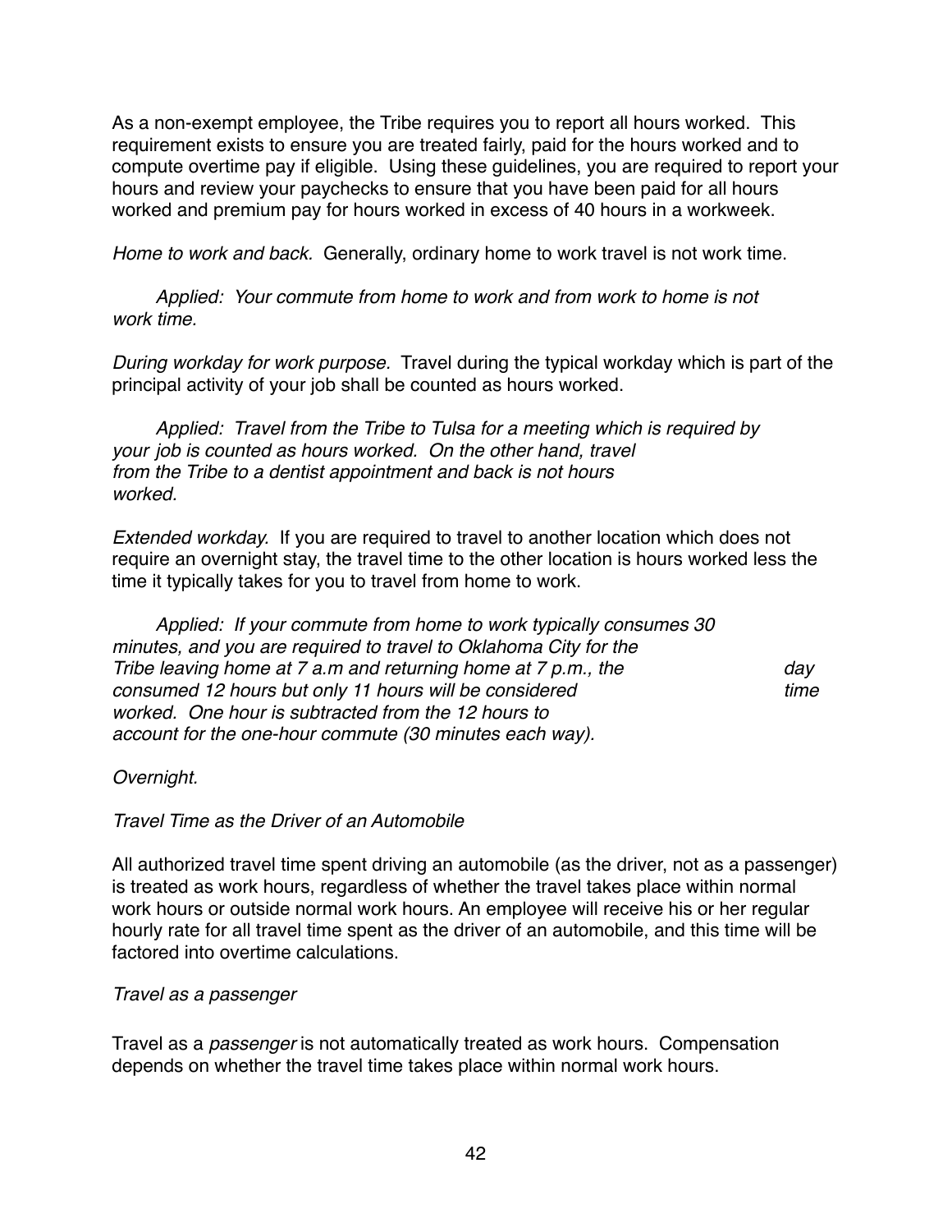As a non-exempt employee, the Tribe requires you to report all hours worked. This requirement exists to ensure you are treated fairly, paid for the hours worked and to compute overtime pay if eligible. Using these guidelines, you are required to report your hours and review your paychecks to ensure that you have been paid for all hours worked and premium pay for hours worked in excess of 40 hours in a workweek.

*Home to work and back.* Generally, ordinary home to work travel is not work time.

> *Applied: Your commute from home to work and from work to home is not work time.*

*During workday for work purpose.* Travel during the typical workday which is part of the principal activity of your job shall be counted as hours worked.

> *Applied: Travel from the Tribe to Tulsa for a meeting which is required by your job is counted as hours worked. On the other hand, travel from the Tribe to a dentist appointment and back is not hours worked.*

*Extended workday.* If you are required to travel to another location which does not require an overnight stay, the travel time to the other location is hours worked less the time it typically takes for you to travel from home to work.

> *Applied: If your commute from home to work typically consumes 30 minutes, and you are required to travel to Oklahoma City for the Tribe leaving home at 7 a.m and returning home at 7 p.m., the day consumed 12 hours but only 11 hours will be considered time worked. One hour is subtracted from the 12 hours to account for the one-hour commute (30 minutes each way).*

*Overnight.*

*Travel Time as the Driver of an Automobile*

All authorized travel time spent driving an automobile (as the driver, not as a passenger) is treated as work hours, regardless of whether the travel takes place within normal work hours or outside normal work hours. An employee will receive his or her regular hourly rate for all travel time spent as the driver of an automobile, and this time will be factored into overtime calculations.

*Travel as a passenger*

Travel as a *passenger* is not automatically treated as work hours. Compensation depends on whether the travel time takes place within normal work hours.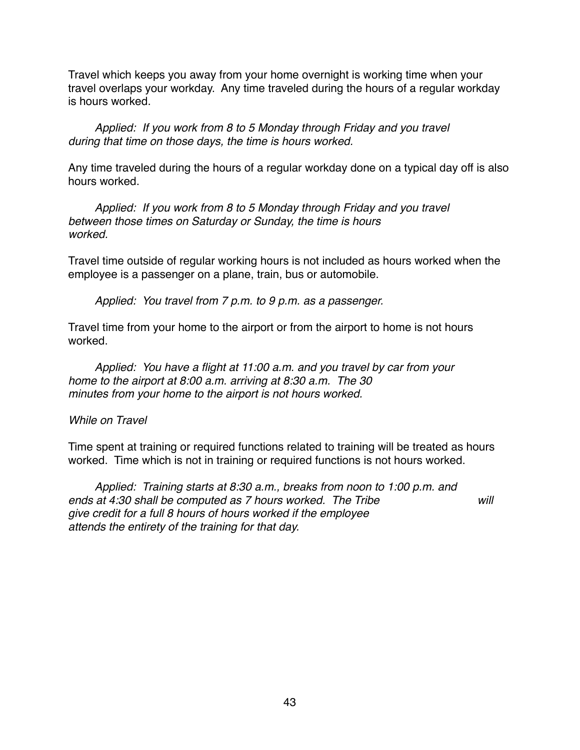Travel which keeps you away from your home overnight is working time when your travel overlaps your workday. Any time traveled during the hours of a regular workday is hours worked.

*Applied: If you work from 8 to 5 Monday through Friday and you travel during that time on those days, the time is hours worked.*

Any time traveled during the hours of a regular workday done on a typical day off is also hours worked.

*Applied: If you work from 8 to 5 Monday through Friday and you travel between those times on Saturday or Sunday, the time is hours worked.*

Travel time outside of regular working hours is not included as hours worked when the employee is a passenger on a plane, train, bus or automobile.

*Applied: You travel from 7 p.m. to 9 p.m. as a passenger.*

Travel time from your home to the airport or from the airport to home is not hours worked.

*Applied: You have a flight at 11:00 a.m. and you travel by car from your home to the airport at 8:00 a.m. arriving at 8:30 a.m. The 30 minutes from your home to the airport is not hours worked.*

*While on Travel*

Time spent at training or required functions related to training will be treated as hours worked. Time which is not in training or required functions is not hours worked.

*Applied: Training starts at 8:30 a.m., breaks from noon to 1:00 p.m. and ends at 4:30 shall be computed as 7 hours worked. The Tribe will give credit for a full 8 hours of hours worked if the employee attends the entirety of the training for that day.*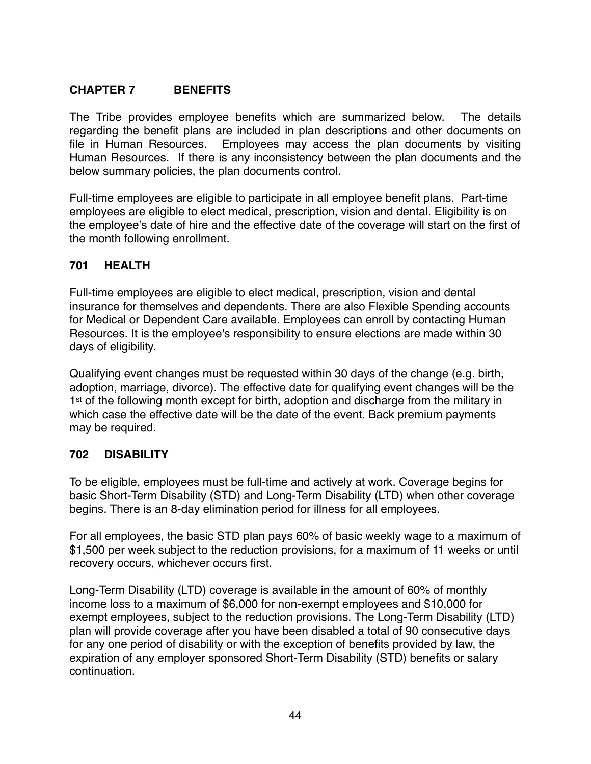## CHAPTER 7 BENEFITS

The Tribe provides employee benefits which are summarized below. The details regarding the benefit plans are included in plan descriptions and other documents on file in Human Resources. Employees may access the plan documents by visiting Human Resources. If there is any inconsistency between the plan documents and the below summary policies, the plan documents control.

Full-time employees are eligible to participate in all employee benefit plans. Part-time employees are eligible to elect medical, prescription, vision and dental. Eligibility is on the employee's date of hire and the effective date of the coverage will start on the first of the month following enrollment.

### 701 HEALTH

Full-time employees are eligible to elect medical, prescription, vision and dental insurance for themselves and dependents. There are also Flexible Spending accounts for Medical or Dependent Care available. Employees can enroll by contacting Human Resources. It is the employee's responsibility to ensure elections are made within 30 days of eligibility.

Qualifying event changes must be requested within 30 days of the change (e.g. birth, adoption, marriage, divorce). The effective date for qualifying event changes will be the 1st of the following month except for birth, adoption and discharge from the military in which case the effective date will be the date of the event. Back premium payments may be required.

### 702 DISABILITY

To be eligible, employees must be full-time and actively at work. Coverage begins for basic Short-Term Disability (STD) and Long-Term Disability (LTD) when other coverage begins. There is an 8-day elimination period for illness for all employees.

For all employees, the basic STD plan pays 60% of basic weekly wage to a maximum of $1,500 per week subject to the reduction provisions, for a maximum of 11 weeks or until recovery occurs, whichever occurs first.

Long-Term Disability (LTD) coverage is available in the amount of 60% of monthly income loss to a maximum of $6,000 for non-exempt employees and $10,000 for exempt employees, subject to the reduction provisions. The Long-Term Disability (LTD) plan will provide coverage after you have been disabled a total of 90 consecutive days for any one period of disability or with the exception of benefits provided by law, the expiration of any employer sponsored Short-Term Disability (STD) benefits or salary continuation.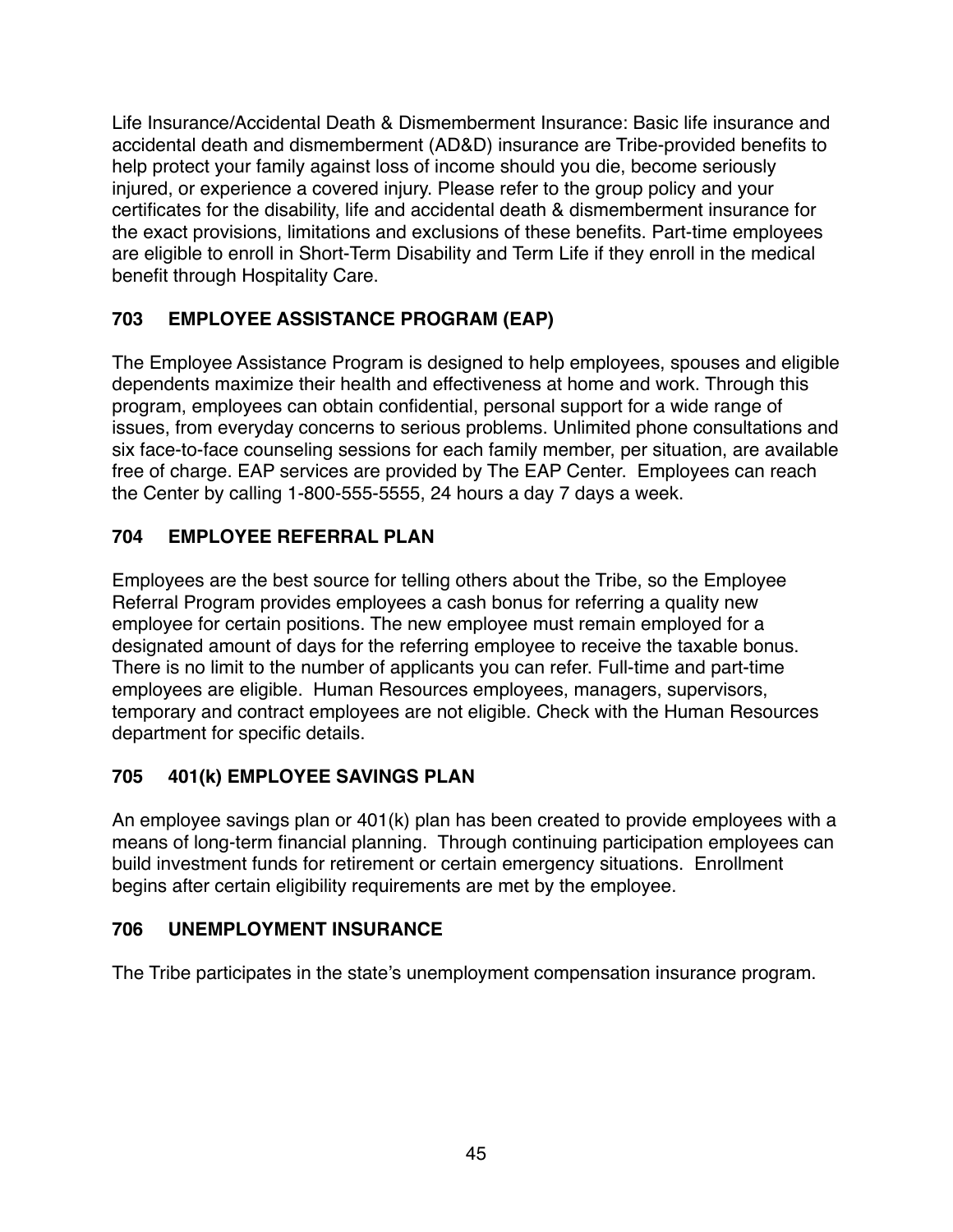Life Insurance/Accidental Death & Dismemberment Insurance: Basic life insurance and accidental death and dismemberment (AD&D) insurance are Tribe-provided benefits to help protect your family against loss of income should you die, become seriously injured, or experience a covered injury. Please refer to the group policy and your certificates for the disability, life and accidental death & dismemberment insurance for the exact provisions, limitations and exclusions of these benefits. Part-time employees are eligible to enroll in Short-Term Disability and Term Life if they enroll in the medical benefit through Hospitality Care.

## 703 EMPLOYEE ASSISTANCE PROGRAM (EAP)

The Employee Assistance Program is designed to help employees, spouses and eligible dependents maximize their health and effectiveness at home and work. Through this program, employees can obtain confidential, personal support for a wide range of issues, from everyday concerns to serious problems. Unlimited phone consultations and six face-to-face counseling sessions for each family member, per situation, are available free of charge. EAP services are provided by The EAP Center. Employees can reach the Center by calling 1-800-555-5555, 24 hours a day 7 days a week.

## 704 EMPLOYEE REFERRAL PLAN

Employees are the best source for telling others about the Tribe, so the Employee Referral Program provides employees a cash bonus for referring a quality new employee for certain positions. The new employee must remain employed for a designated amount of days for the referring employee to receive the taxable bonus. There is no limit to the number of applicants you can refer. Full-time and part-time employees are eligible. Human Resources employees, managers, supervisors, temporary and contract employees are not eligible. Check with the Human Resources department for specific details.

## 705 401(k) EMPLOYEE SAVINGS PLAN

An employee savings plan or 401(k) plan has been created to provide employees with a means of long-term financial planning. Through continuing participation employees can build investment funds for retirement or certain emergency situations. Enrollment begins after certain eligibility requirements are met by the employee.

## 706 UNEMPLOYMENT INSURANCE

The Tribe participates in the state's unemployment compensation insurance program.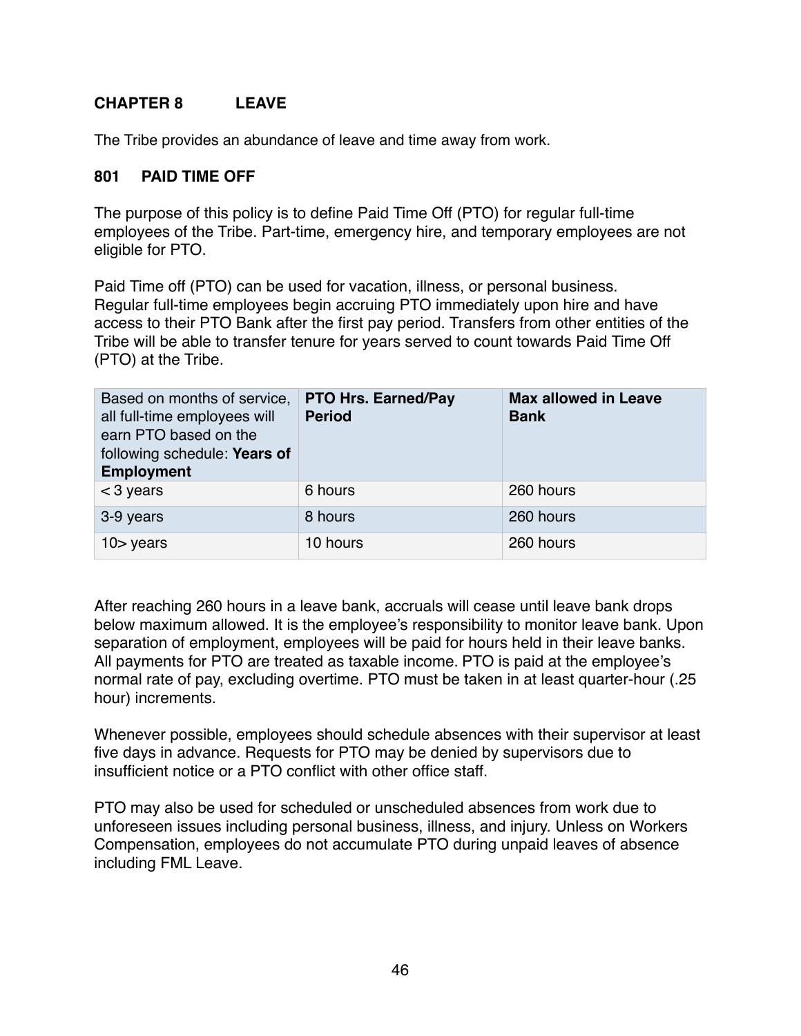## CHAPTER 8 LEAVE

The Tribe provides an abundance of leave and time away from work.

### 801 PAID TIME OFF

The purpose of this policy is to define Paid Time Off (PTO) for regular full-time employees of the Tribe. Part-time, emergency hire, and temporary employees are not eligible for PTO.

Paid Time off (PTO) can be used for vacation, illness, or personal business. Regular full-time employees begin accruing PTO immediately upon hire and have access to their PTO Bank after the first pay period. Transfers from other entities of the Tribe will be able to transfer tenure for years served to count towards Paid Time Off (PTO) at the Tribe.

| Based on months of service, all full-time employees will earn PTO based on the following schedule: **Years of Employment** | **PTO Hrs. Earned/Pay Period** | **Max allowed in Leave Bank** |
|---|---|---|
| < 3 years | 6 hours | 260 hours |
| 3-9 years | 8 hours | 260 hours |
| 10> years | 10 hours | 260 hours |

After reaching 260 hours in a leave bank, accruals will cease until leave bank drops below maximum allowed. It is the employee's responsibility to monitor leave bank. Upon separation of employment, employees will be paid for hours held in their leave banks. All payments for PTO are treated as taxable income. PTO is paid at the employee's normal rate of pay, excluding overtime. PTO must be taken in at least quarter-hour (.25 hour) increments.

Whenever possible, employees should schedule absences with their supervisor at least five days in advance. Requests for PTO may be denied by supervisors due to insufficient notice or a PTO conflict with other office staff.

PTO may also be used for scheduled or unscheduled absences from work due to unforeseen issues including personal business, illness, and injury. Unless on Workers Compensation, employees do not accumulate PTO during unpaid leaves of absence including FML Leave.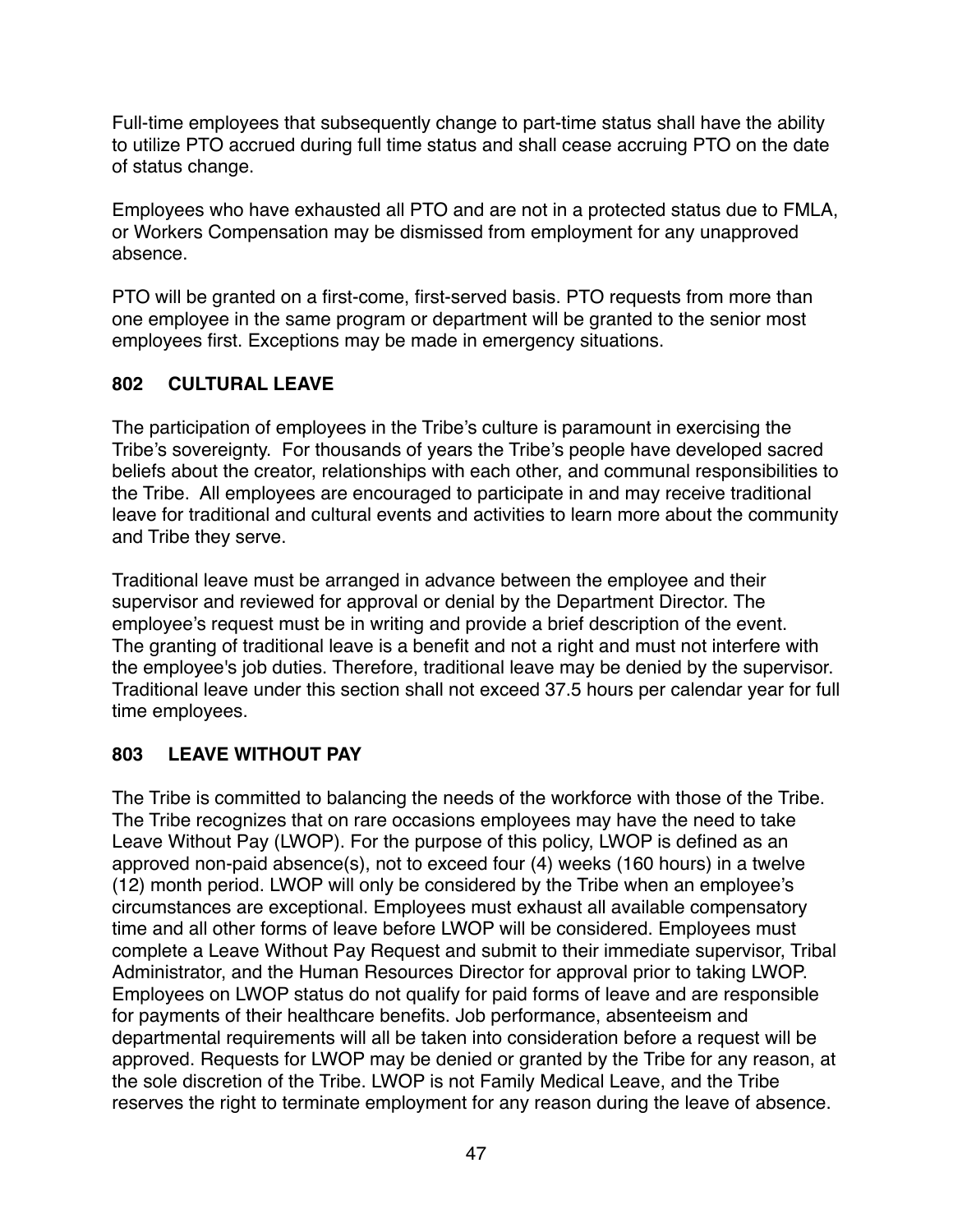Full-time employees that subsequently change to part-time status shall have the ability to utilize PTO accrued during full time status and shall cease accruing PTO on the date of status change.

Employees who have exhausted all PTO and are not in a protected status due to FMLA, or Workers Compensation may be dismissed from employment for any unapproved absence.

PTO will be granted on a first-come, first-served basis. PTO requests from more than one employee in the same program or department will be granted to the senior most employees first. Exceptions may be made in emergency situations.

## 802 CULTURAL LEAVE

The participation of employees in the Tribe's culture is paramount in exercising the Tribe's sovereignty. For thousands of years the Tribe's people have developed sacred beliefs about the creator, relationships with each other, and communal responsibilities to the Tribe. All employees are encouraged to participate in and may receive traditional leave for traditional and cultural events and activities to learn more about the community and Tribe they serve.

Traditional leave must be arranged in advance between the employee and their supervisor and reviewed for approval or denial by the Department Director. The employee's request must be in writing and provide a brief description of the event. The granting of traditional leave is a benefit and not a right and must not interfere with the employee's job duties. Therefore, traditional leave may be denied by the supervisor. Traditional leave under this section shall not exceed 37.5 hours per calendar year for full time employees.

## 803 LEAVE WITHOUT PAY

The Tribe is committed to balancing the needs of the workforce with those of the Tribe. The Tribe recognizes that on rare occasions employees may have the need to take Leave Without Pay (LWOP). For the purpose of this policy, LWOP is defined as an approved non-paid absence(s), not to exceed four (4) weeks (160 hours) in a twelve (12) month period. LWOP will only be considered by the Tribe when an employee's circumstances are exceptional. Employees must exhaust all available compensatory time and all other forms of leave before LWOP will be considered. Employees must complete a Leave Without Pay Request and submit to their immediate supervisor, Tribal Administrator, and the Human Resources Director for approval prior to taking LWOP. Employees on LWOP status do not qualify for paid forms of leave and are responsible for payments of their healthcare benefits. Job performance, absenteeism and departmental requirements will all be taken into consideration before a request will be approved. Requests for LWOP may be denied or granted by the Tribe for any reason, at the sole discretion of the Tribe. LWOP is not Family Medical Leave, and the Tribe reserves the right to terminate employment for any reason during the leave of absence.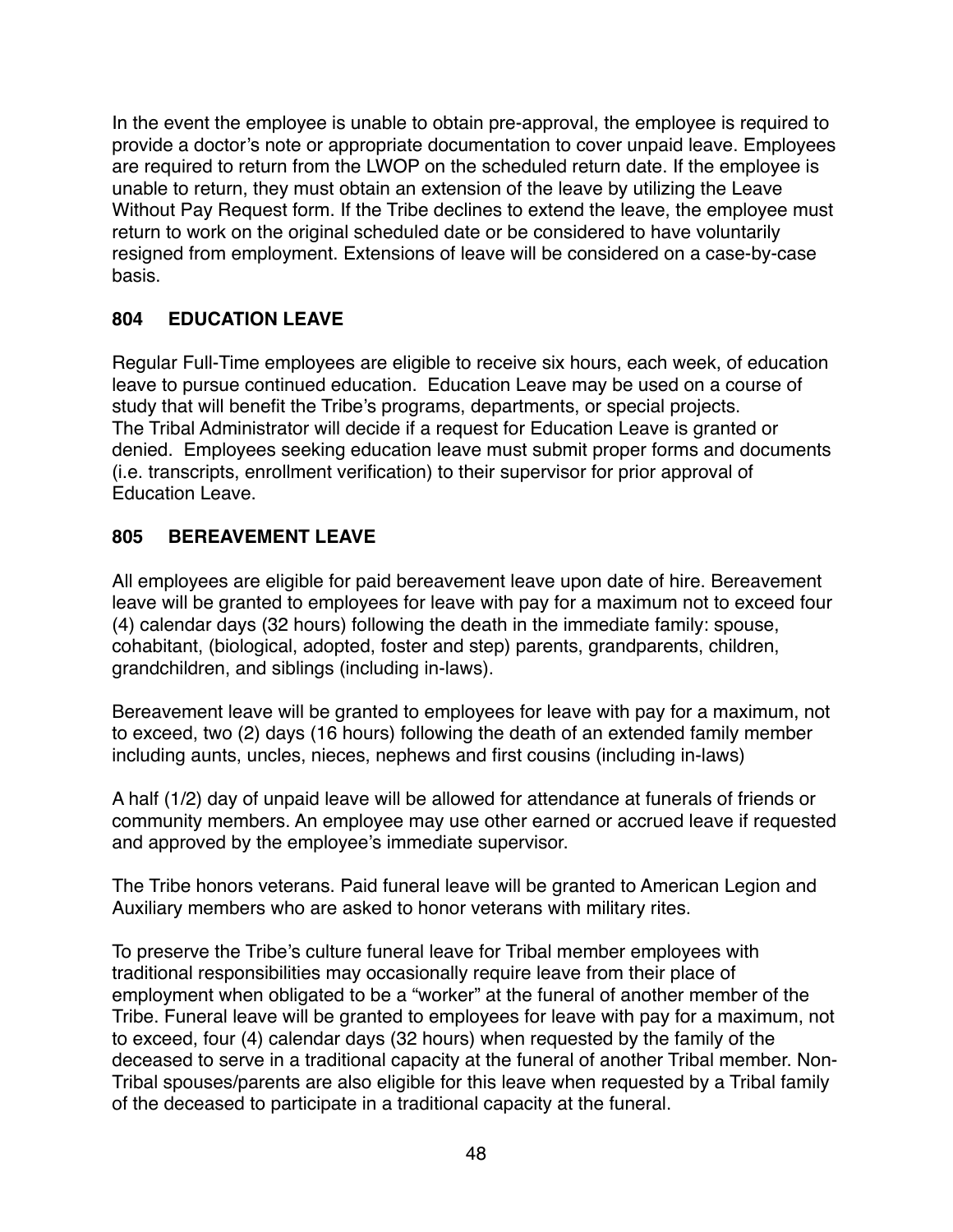In the event the employee is unable to obtain pre-approval, the employee is required to provide a doctor's note or appropriate documentation to cover unpaid leave. Employees are required to return from the LWOP on the scheduled return date. If the employee is unable to return, they must obtain an extension of the leave by utilizing the Leave Without Pay Request form. If the Tribe declines to extend the leave, the employee must return to work on the original scheduled date or be considered to have voluntarily resigned from employment. Extensions of leave will be considered on a case-by-case basis.

## 804 EDUCATION LEAVE

Regular Full-Time employees are eligible to receive six hours, each week, of education leave to pursue continued education. Education Leave may be used on a course of study that will benefit the Tribe's programs, departments, or special projects. The Tribal Administrator will decide if a request for Education Leave is granted or denied. Employees seeking education leave must submit proper forms and documents (i.e. transcripts, enrollment verification) to their supervisor for prior approval of Education Leave.

## 805 BEREAVEMENT LEAVE

All employees are eligible for paid bereavement leave upon date of hire. Bereavement leave will be granted to employees for leave with pay for a maximum not to exceed four (4) calendar days (32 hours) following the death in the immediate family: spouse, cohabitant, (biological, adopted, foster and step) parents, grandparents, children, grandchildren, and siblings (including in-laws).

Bereavement leave will be granted to employees for leave with pay for a maximum, not to exceed, two (2) days (16 hours) following the death of an extended family member including aunts, uncles, nieces, nephews and first cousins (including in-laws)

A half (1/2) day of unpaid leave will be allowed for attendance at funerals of friends or community members. An employee may use other earned or accrued leave if requested and approved by the employee's immediate supervisor.

The Tribe honors veterans. Paid funeral leave will be granted to American Legion and Auxiliary members who are asked to honor veterans with military rites.

To preserve the Tribe's culture funeral leave for Tribal member employees with traditional responsibilities may occasionally require leave from their place of employment when obligated to be a "worker" at the funeral of another member of the Tribe. Funeral leave will be granted to employees for leave with pay for a maximum, not to exceed, four (4) calendar days (32 hours) when requested by the family of the deceased to serve in a traditional capacity at the funeral of another Tribal member. Non-Tribal spouses/parents are also eligible for this leave when requested by a Tribal family of the deceased to participate in a traditional capacity at the funeral.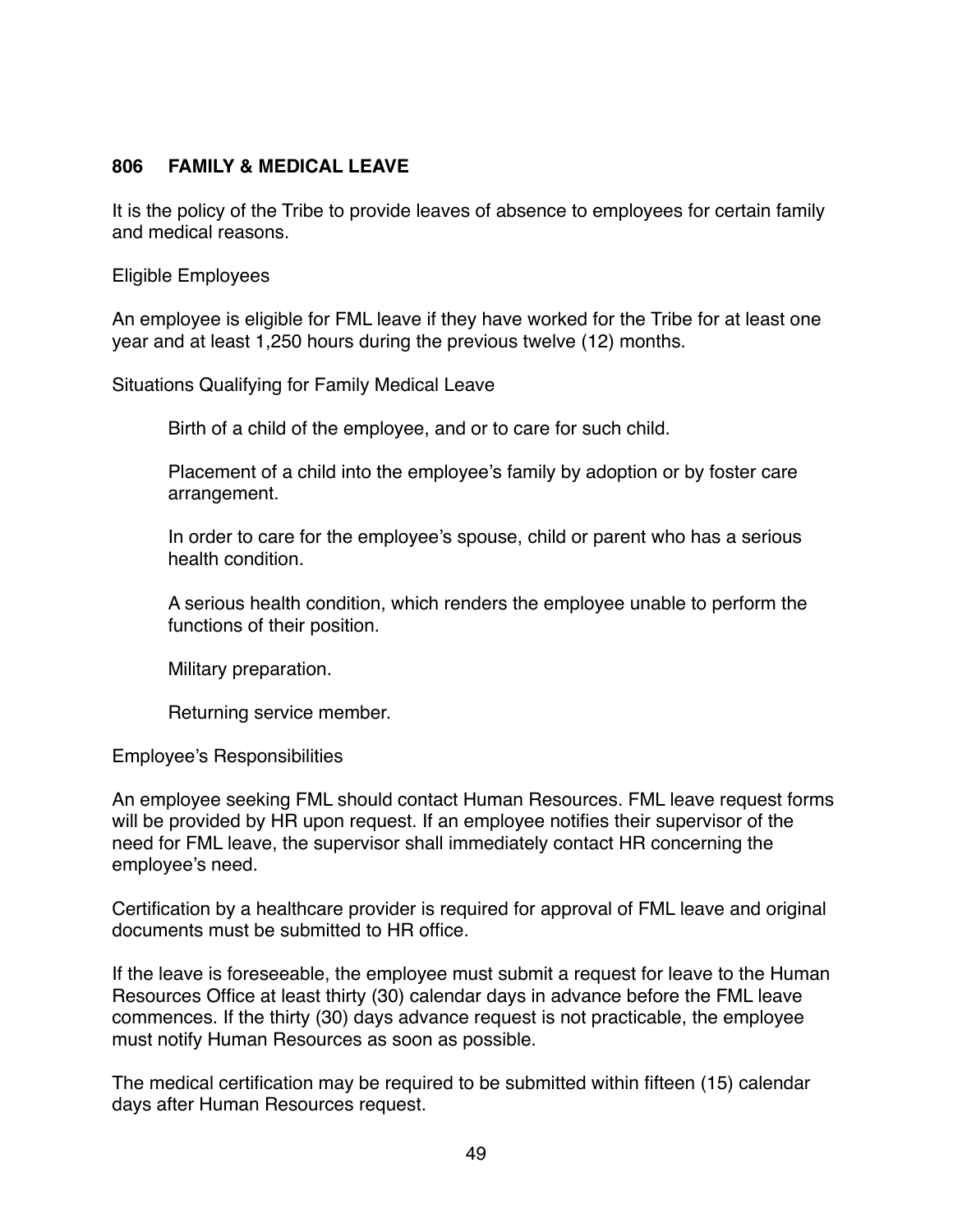## 806 FAMILY & MEDICAL LEAVE

It is the policy of the Tribe to provide leaves of absence to employees for certain family and medical reasons.

Eligible Employees

An employee is eligible for FML leave if they have worked for the Tribe for at least one year and at least 1,250 hours during the previous twelve (12) months.

Situations Qualifying for Family Medical Leave

> Birth of a child of the employee, and or to care for such child.
>
> Placement of a child into the employee's family by adoption or by foster care arrangement.
>
> In order to care for the employee's spouse, child or parent who has a serious health condition.
>
> A serious health condition, which renders the employee unable to perform the functions of their position.
>
> Military preparation.
>
> Returning service member.

Employee's Responsibilities

An employee seeking FML should contact Human Resources. FML leave request forms will be provided by HR upon request. If an employee notifies their supervisor of the need for FML leave, the supervisor shall immediately contact HR concerning the employee's need.

Certification by a healthcare provider is required for approval of FML leave and original documents must be submitted to HR office.

If the leave is foreseeable, the employee must submit a request for leave to the Human Resources Office at least thirty (30) calendar days in advance before the FML leave commences. If the thirty (30) days advance request is not practicable, the employee must notify Human Resources as soon as possible.

The medical certification may be required to be submitted within fifteen (15) calendar days after Human Resources request.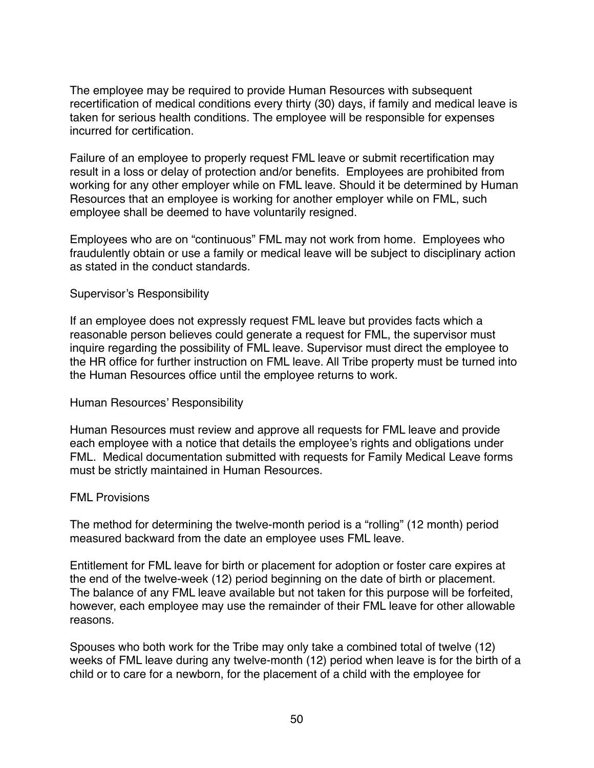The employee may be required to provide Human Resources with subsequent recertification of medical conditions every thirty (30) days, if family and medical leave is taken for serious health conditions. The employee will be responsible for expenses incurred for certification.

Failure of an employee to properly request FML leave or submit recertification may result in a loss or delay of protection and/or benefits. Employees are prohibited from working for any other employer while on FML leave. Should it be determined by Human Resources that an employee is working for another employer while on FML, such employee shall be deemed to have voluntarily resigned.

Employees who are on "continuous" FML may not work from home. Employees who fraudulently obtain or use a family or medical leave will be subject to disciplinary action as stated in the conduct standards.

### Supervisor's Responsibility

If an employee does not expressly request FML leave but provides facts which a reasonable person believes could generate a request for FML, the supervisor must inquire regarding the possibility of FML leave. Supervisor must direct the employee to the HR office for further instruction on FML leave. All Tribe property must be turned into the Human Resources office until the employee returns to work.

### Human Resources' Responsibility

Human Resources must review and approve all requests for FML leave and provide each employee with a notice that details the employee's rights and obligations under FML. Medical documentation submitted with requests for Family Medical Leave forms must be strictly maintained in Human Resources.

### FML Provisions

The method for determining the twelve-month period is a "rolling" (12 month) period measured backward from the date an employee uses FML leave.

Entitlement for FML leave for birth or placement for adoption or foster care expires at the end of the twelve-week (12) period beginning on the date of birth or placement. The balance of any FML leave available but not taken for this purpose will be forfeited, however, each employee may use the remainder of their FML leave for other allowable reasons.

Spouses who both work for the Tribe may only take a combined total of twelve (12) weeks of FML leave during any twelve-month (12) period when leave is for the birth of a child or to care for a newborn, for the placement of a child with the employee for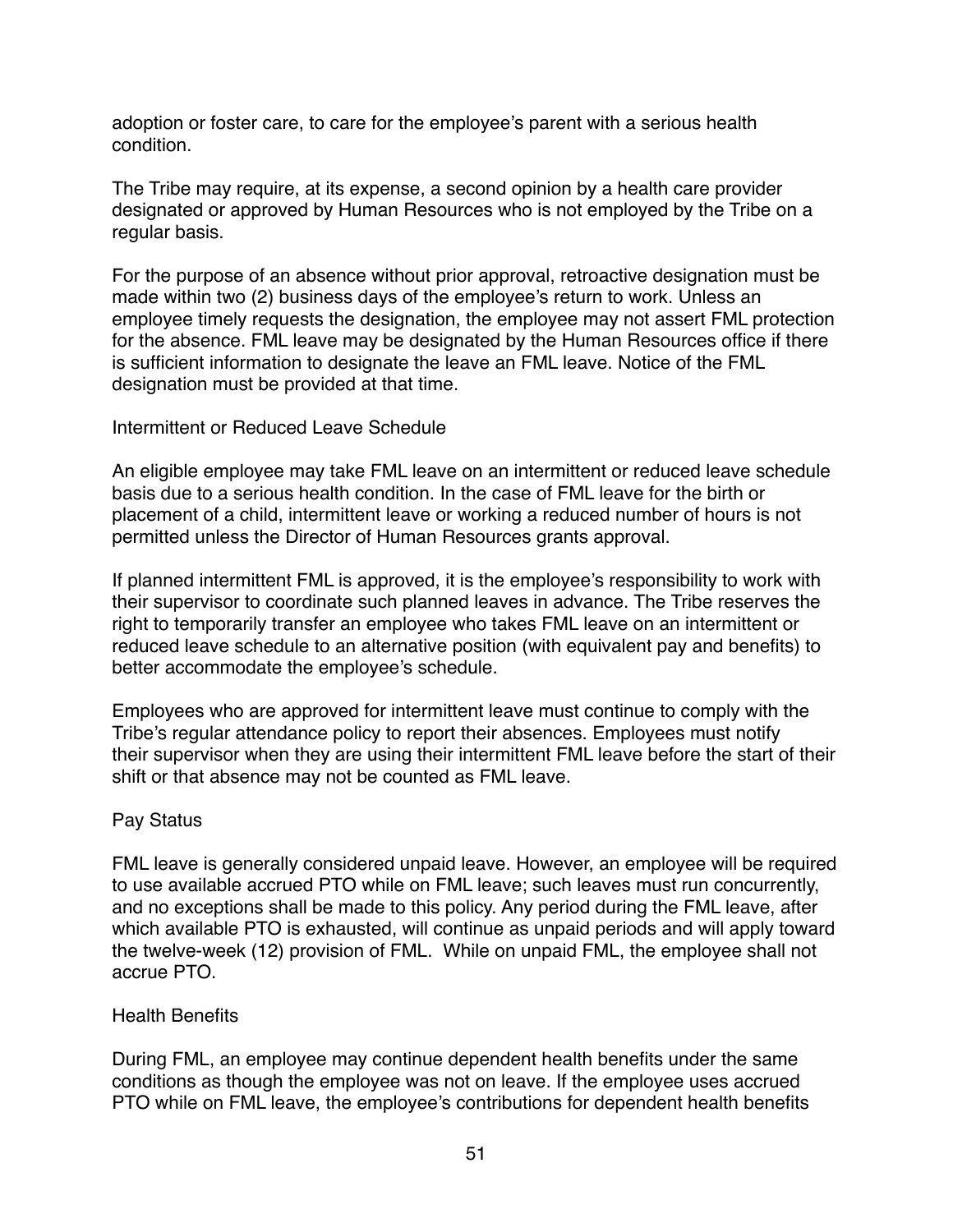adoption or foster care, to care for the employee's parent with a serious health condition.

The Tribe may require, at its expense, a second opinion by a health care provider designated or approved by Human Resources who is not employed by the Tribe on a regular basis.

For the purpose of an absence without prior approval, retroactive designation must be made within two (2) business days of the employee's return to work. Unless an employee timely requests the designation, the employee may not assert FML protection for the absence. FML leave may be designated by the Human Resources office if there is sufficient information to designate the leave an FML leave. Notice of the FML designation must be provided at that time.

### Intermittent or Reduced Leave Schedule

An eligible employee may take FML leave on an intermittent or reduced leave schedule basis due to a serious health condition. In the case of FML leave for the birth or placement of a child, intermittent leave or working a reduced number of hours is not permitted unless the Director of Human Resources grants approval.

If planned intermittent FML is approved, it is the employee's responsibility to work with their supervisor to coordinate such planned leaves in advance. The Tribe reserves the right to temporarily transfer an employee who takes FML leave on an intermittent or reduced leave schedule to an alternative position (with equivalent pay and benefits) to better accommodate the employee's schedule.

Employees who are approved for intermittent leave must continue to comply with the Tribe's regular attendance policy to report their absences. Employees must notify their supervisor when they are using their intermittent FML leave before the start of their shift or that absence may not be counted as FML leave.

### Pay Status

FML leave is generally considered unpaid leave. However, an employee will be required to use available accrued PTO while on FML leave; such leaves must run concurrently, and no exceptions shall be made to this policy. Any period during the FML leave, after which available PTO is exhausted, will continue as unpaid periods and will apply toward the twelve-week (12) provision of FML. While on unpaid FML, the employee shall not accrue PTO.

### Health Benefits

During FML, an employee may continue dependent health benefits under the same conditions as though the employee was not on leave. If the employee uses accrued PTO while on FML leave, the employee's contributions for dependent health benefits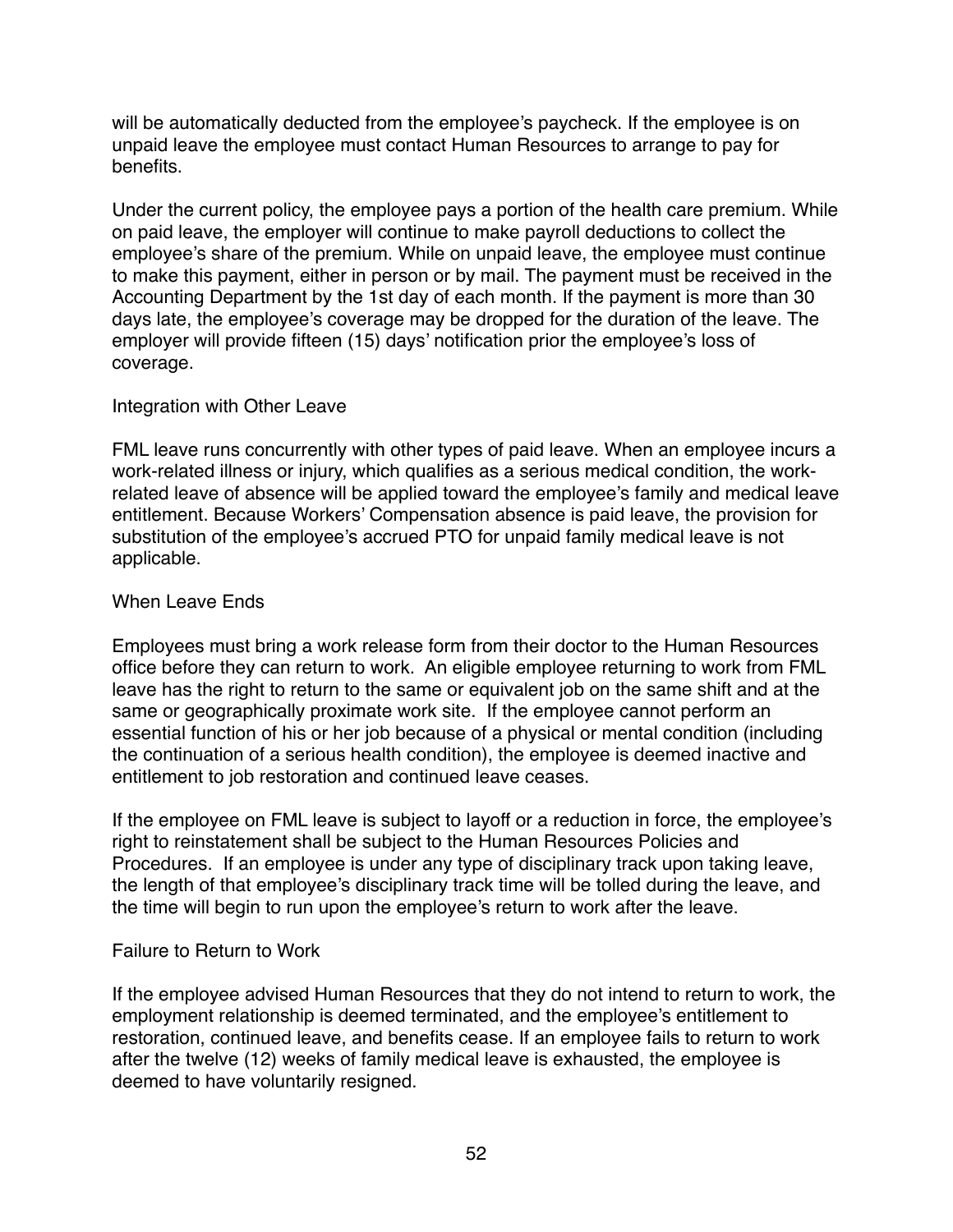will be automatically deducted from the employee's paycheck. If the employee is on unpaid leave the employee must contact Human Resources to arrange to pay for benefits.

Under the current policy, the employee pays a portion of the health care premium. While on paid leave, the employer will continue to make payroll deductions to collect the employee's share of the premium. While on unpaid leave, the employee must continue to make this payment, either in person or by mail. The payment must be received in the Accounting Department by the 1st day of each month. If the payment is more than 30 days late, the employee's coverage may be dropped for the duration of the leave. The employer will provide fifteen (15) days' notification prior the employee's loss of coverage.

### Integration with Other Leave

FML leave runs concurrently with other types of paid leave. When an employee incurs a work-related illness or injury, which qualifies as a serious medical condition, the work-related leave of absence will be applied toward the employee's family and medical leave entitlement. Because Workers' Compensation absence is paid leave, the provision for substitution of the employee's accrued PTO for unpaid family medical leave is not applicable.

### When Leave Ends

Employees must bring a work release form from their doctor to the Human Resources office before they can return to work. An eligible employee returning to work from FML leave has the right to return to the same or equivalent job on the same shift and at the same or geographically proximate work site. If the employee cannot perform an essential function of his or her job because of a physical or mental condition (including the continuation of a serious health condition), the employee is deemed inactive and entitlement to job restoration and continued leave ceases.

If the employee on FML leave is subject to layoff or a reduction in force, the employee's right to reinstatement shall be subject to the Human Resources Policies and Procedures. If an employee is under any type of disciplinary track upon taking leave, the length of that employee's disciplinary track time will be tolled during the leave, and the time will begin to run upon the employee's return to work after the leave.

### Failure to Return to Work

If the employee advised Human Resources that they do not intend to return to work, the employment relationship is deemed terminated, and the employee's entitlement to restoration, continued leave, and benefits cease. If an employee fails to return to work after the twelve (12) weeks of family medical leave is exhausted, the employee is deemed to have voluntarily resigned.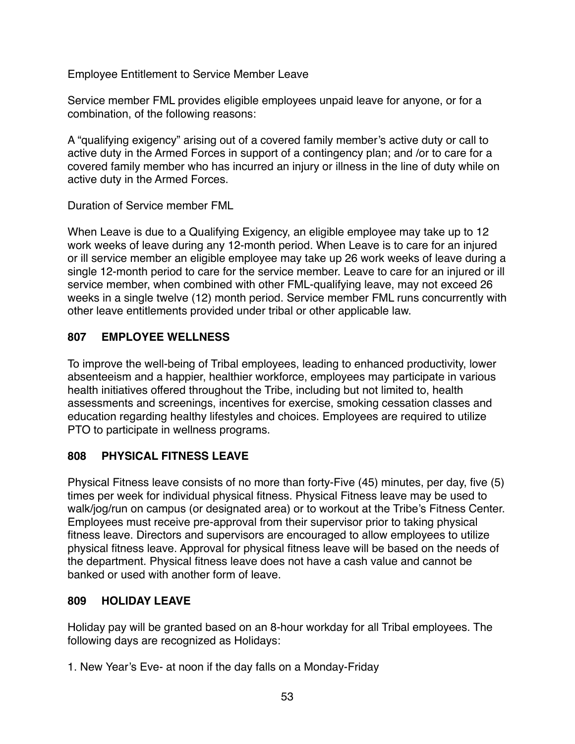Employee Entitlement to Service Member Leave

Service member FML provides eligible employees unpaid leave for anyone, or for a combination, of the following reasons:

A "qualifying exigency" arising out of a covered family member's active duty or call to active duty in the Armed Forces in support of a contingency plan; and /or to care for a covered family member who has incurred an injury or illness in the line of duty while on active duty in the Armed Forces.

Duration of Service member FML

When Leave is due to a Qualifying Exigency, an eligible employee may take up to 12 work weeks of leave during any 12-month period. When Leave is to care for an injured or ill service member an eligible employee may take up 26 work weeks of leave during a single 12-month period to care for the service member. Leave to care for an injured or ill service member, when combined with other FML-qualifying leave, may not exceed 26 weeks in a single twelve (12) month period. Service member FML runs concurrently with other leave entitlements provided under tribal or other applicable law.

## 807 EMPLOYEE WELLNESS

To improve the well-being of Tribal employees, leading to enhanced productivity, lower absenteeism and a happier, healthier workforce, employees may participate in various health initiatives offered throughout the Tribe, including but not limited to, health assessments and screenings, incentives for exercise, smoking cessation classes and education regarding healthy lifestyles and choices. Employees are required to utilize PTO to participate in wellness programs.

## 808 PHYSICAL FITNESS LEAVE

Physical Fitness leave consists of no more than forty-Five (45) minutes, per day, five (5) times per week for individual physical fitness. Physical Fitness leave may be used to walk/jog/run on campus (or designated area) or to workout at the Tribe's Fitness Center. Employees must receive pre-approval from their supervisor prior to taking physical fitness leave. Directors and supervisors are encouraged to allow employees to utilize physical fitness leave. Approval for physical fitness leave will be based on the needs of the department. Physical fitness leave does not have a cash value and cannot be banked or used with another form of leave.

## 809 HOLIDAY LEAVE

Holiday pay will be granted based on an 8-hour workday for all Tribal employees. The following days are recognized as Holidays:

1. New Year's Eve- at noon if the day falls on a Monday-Friday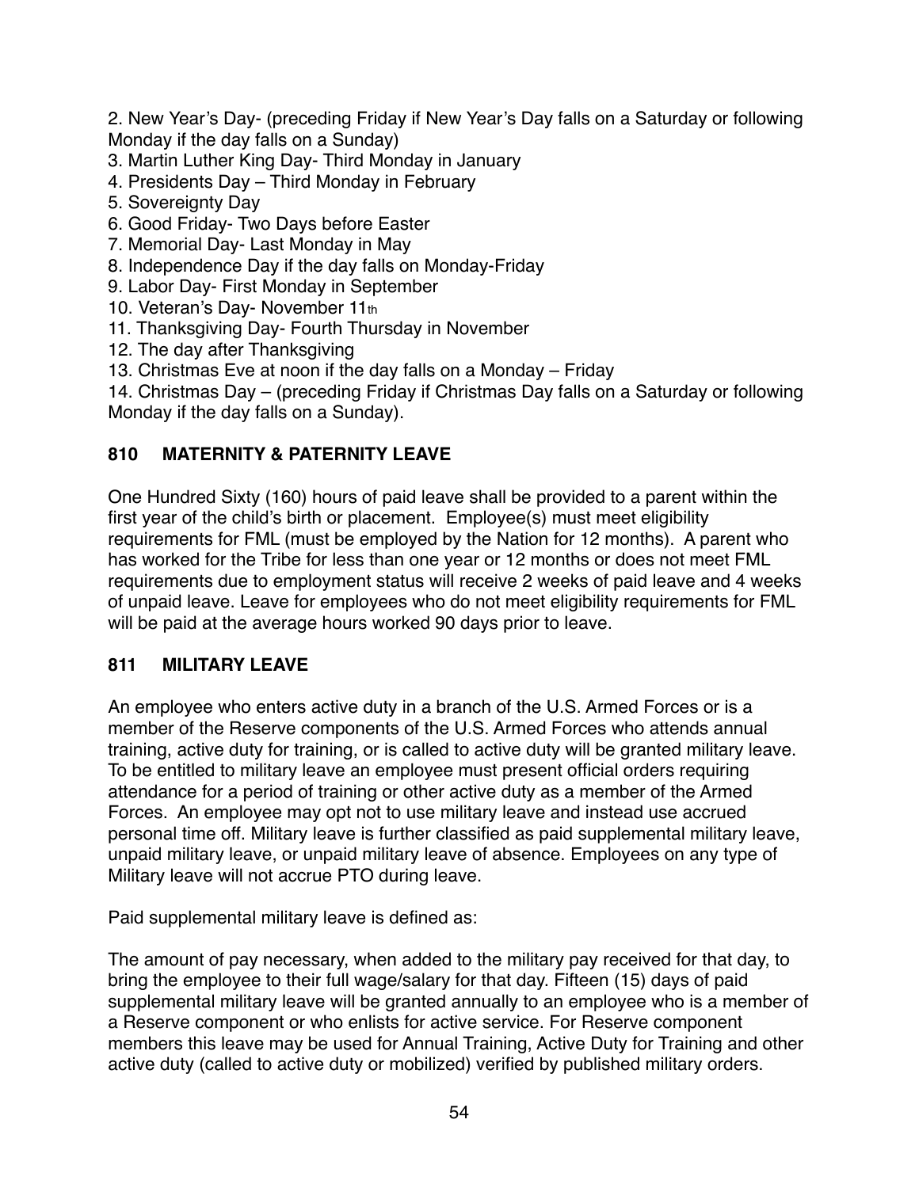2. New Year's Day- (preceding Friday if New Year's Day falls on a Saturday or following Monday if the day falls on a Sunday)
3. Martin Luther King Day- Third Monday in January
4. Presidents Day – Third Monday in February
5. Sovereignty Day
6. Good Friday- Two Days before Easter
7. Memorial Day- Last Monday in May
8. Independence Day if the day falls on Monday-Friday
9. Labor Day- First Monday in September
10. Veteran's Day- November 11th
11. Thanksgiving Day- Fourth Thursday in November
12. The day after Thanksgiving
13. Christmas Eve at noon if the day falls on a Monday – Friday
14. Christmas Day – (preceding Friday if Christmas Day falls on a Saturday or following Monday if the day falls on a Sunday).

## 810 MATERNITY & PATERNITY LEAVE

One Hundred Sixty (160) hours of paid leave shall be provided to a parent within the first year of the child's birth or placement. Employee(s) must meet eligibility requirements for FML (must be employed by the Nation for 12 months). A parent who has worked for the Tribe for less than one year or 12 months or does not meet FML requirements due to employment status will receive 2 weeks of paid leave and 4 weeks of unpaid leave. Leave for employees who do not meet eligibility requirements for FML will be paid at the average hours worked 90 days prior to leave.

## 811 MILITARY LEAVE

An employee who enters active duty in a branch of the U.S. Armed Forces or is a member of the Reserve components of the U.S. Armed Forces who attends annual training, active duty for training, or is called to active duty will be granted military leave. To be entitled to military leave an employee must present official orders requiring attendance for a period of training or other active duty as a member of the Armed Forces. An employee may opt not to use military leave and instead use accrued personal time off. Military leave is further classified as paid supplemental military leave, unpaid military leave, or unpaid military leave of absence. Employees on any type of Military leave will not accrue PTO during leave.

Paid supplemental military leave is defined as:

The amount of pay necessary, when added to the military pay received for that day, to bring the employee to their full wage/salary for that day. Fifteen (15) days of paid supplemental military leave will be granted annually to an employee who is a member of a Reserve component or who enlists for active service. For Reserve component members this leave may be used for Annual Training, Active Duty for Training and other active duty (called to active duty or mobilized) verified by published military orders.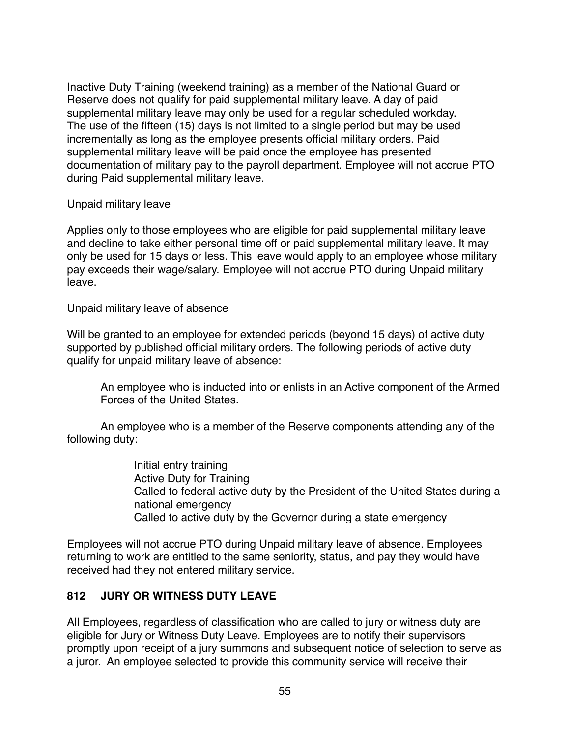Inactive Duty Training (weekend training) as a member of the National Guard or Reserve does not qualify for paid supplemental military leave. A day of paid supplemental military leave may only be used for a regular scheduled workday. The use of the fifteen (15) days is not limited to a single period but may be used incrementally as long as the employee presents official military orders. Paid supplemental military leave will be paid once the employee has presented documentation of military pay to the payroll department. Employee will not accrue PTO during Paid supplemental military leave.

Unpaid military leave

Applies only to those employees who are eligible for paid supplemental military leave and decline to take either personal time off or paid supplemental military leave. It may only be used for 15 days or less. This leave would apply to an employee whose military pay exceeds their wage/salary. Employee will not accrue PTO during Unpaid military leave.

Unpaid military leave of absence

Will be granted to an employee for extended periods (beyond 15 days) of active duty supported by published official military orders. The following periods of active duty qualify for unpaid military leave of absence:

> An employee who is inducted into or enlists in an Active component of the Armed Forces of the United States.

An employee who is a member of the Reserve components attending any of the following duty:

> Initial entry training
> Active Duty for Training
> Called to federal active duty by the President of the United States during a national emergency
> Called to active duty by the Governor during a state emergency

Employees will not accrue PTO during Unpaid military leave of absence. Employees returning to work are entitled to the same seniority, status, and pay they would have received had they not entered military service.

## 812 JURY OR WITNESS DUTY LEAVE

All Employees, regardless of classification who are called to jury or witness duty are eligible for Jury or Witness Duty Leave. Employees are to notify their supervisors promptly upon receipt of a jury summons and subsequent notice of selection to serve as a juror. An employee selected to provide this community service will receive their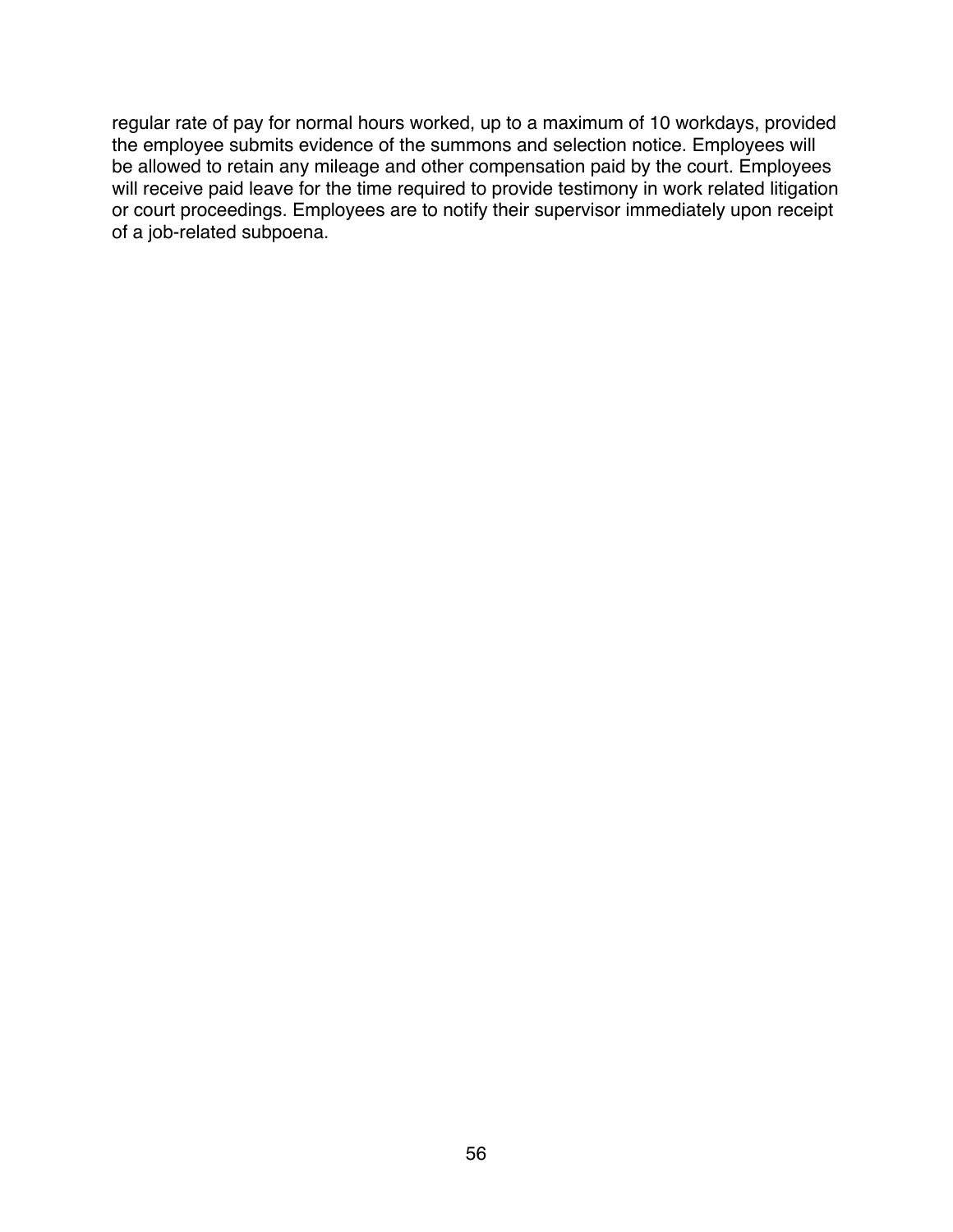regular rate of pay for normal hours worked, up to a maximum of 10 workdays, provided the employee submits evidence of the summons and selection notice. Employees will be allowed to retain any mileage and other compensation paid by the court. Employees will receive paid leave for the time required to provide testimony in work related litigation or court proceedings. Employees are to notify their supervisor immediately upon receipt of a job-related subpoena.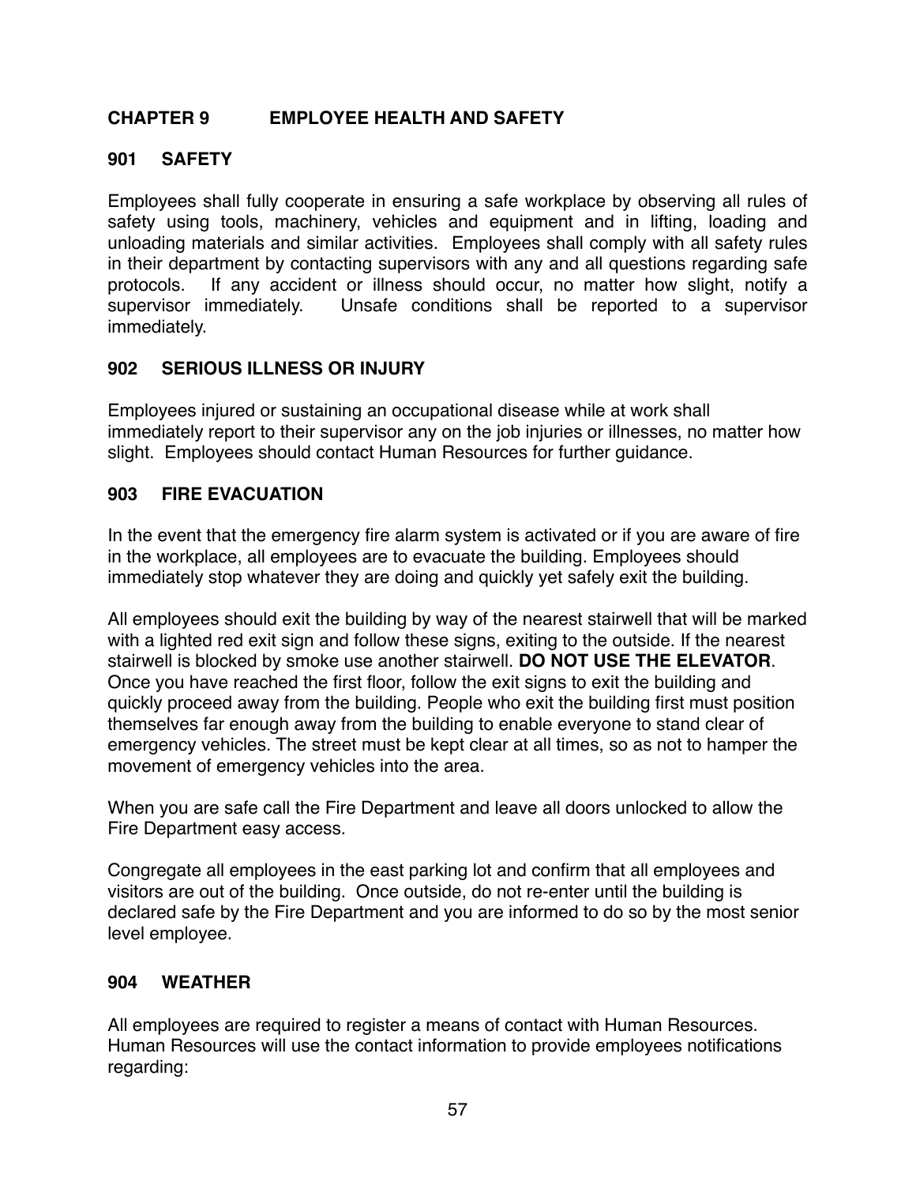## CHAPTER 9 EMPLOYEE HEALTH AND SAFETY

### 901 SAFETY

Employees shall fully cooperate in ensuring a safe workplace by observing all rules of safety using tools, machinery, vehicles and equipment and in lifting, loading and unloading materials and similar activities. Employees shall comply with all safety rules in their department by contacting supervisors with any and all questions regarding safe protocols. If any accident or illness should occur, no matter how slight, notify a supervisor immediately. Unsafe conditions shall be reported to a supervisor immediately.

### 902 SERIOUS ILLNESS OR INJURY

Employees injured or sustaining an occupational disease while at work shall immediately report to their supervisor any on the job injuries or illnesses, no matter how slight. Employees should contact Human Resources for further guidance.

### 903 FIRE EVACUATION

In the event that the emergency fire alarm system is activated or if you are aware of fire in the workplace, all employees are to evacuate the building. Employees should immediately stop whatever they are doing and quickly yet safely exit the building.

All employees should exit the building by way of the nearest stairwell that will be marked with a lighted red exit sign and follow these signs, exiting to the outside. If the nearest stairwell is blocked by smoke use another stairwell. **DO NOT USE THE ELEVATOR**. Once you have reached the first floor, follow the exit signs to exit the building and quickly proceed away from the building. People who exit the building first must position themselves far enough away from the building to enable everyone to stand clear of emergency vehicles. The street must be kept clear at all times, so as not to hamper the movement of emergency vehicles into the area.

When you are safe call the Fire Department and leave all doors unlocked to allow the Fire Department easy access.

Congregate all employees in the east parking lot and confirm that all employees and visitors are out of the building. Once outside, do not re-enter until the building is declared safe by the Fire Department and you are informed to do so by the most senior level employee.

### 904 WEATHER

All employees are required to register a means of contact with Human Resources. Human Resources will use the contact information to provide employees notifications regarding: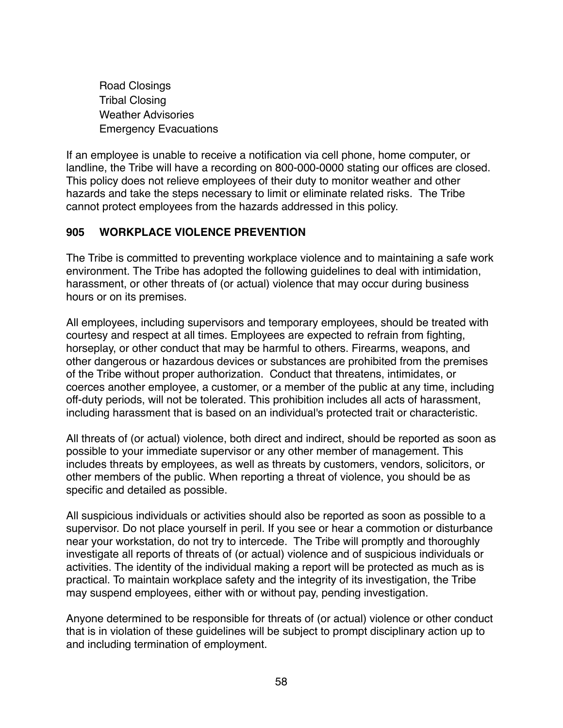Road Closings
Tribal Closing
Weather Advisories
Emergency Evacuations

If an employee is unable to receive a notification via cell phone, home computer, or landline, the Tribe will have a recording on 800-000-0000 stating our offices are closed. This policy does not relieve employees of their duty to monitor weather and other hazards and take the steps necessary to limit or eliminate related risks. The Tribe cannot protect employees from the hazards addressed in this policy.

## 905 WORKPLACE VIOLENCE PREVENTION

The Tribe is committed to preventing workplace violence and to maintaining a safe work environment. The Tribe has adopted the following guidelines to deal with intimidation, harassment, or other threats of (or actual) violence that may occur during business hours or on its premises.

All employees, including supervisors and temporary employees, should be treated with courtesy and respect at all times. Employees are expected to refrain from fighting, horseplay, or other conduct that may be harmful to others. Firearms, weapons, and other dangerous or hazardous devices or substances are prohibited from the premises of the Tribe without proper authorization. Conduct that threatens, intimidates, or coerces another employee, a customer, or a member of the public at any time, including off-duty periods, will not be tolerated. This prohibition includes all acts of harassment, including harassment that is based on an individual's protected trait or characteristic.

All threats of (or actual) violence, both direct and indirect, should be reported as soon as possible to your immediate supervisor or any other member of management. This includes threats by employees, as well as threats by customers, vendors, solicitors, or other members of the public. When reporting a threat of violence, you should be as specific and detailed as possible.

All suspicious individuals or activities should also be reported as soon as possible to a supervisor. Do not place yourself in peril. If you see or hear a commotion or disturbance near your workstation, do not try to intercede. The Tribe will promptly and thoroughly investigate all reports of threats of (or actual) violence and of suspicious individuals or activities. The identity of the individual making a report will be protected as much as is practical. To maintain workplace safety and the integrity of its investigation, the Tribe may suspend employees, either with or without pay, pending investigation.

Anyone determined to be responsible for threats of (or actual) violence or other conduct that is in violation of these guidelines will be subject to prompt disciplinary action up to and including termination of employment.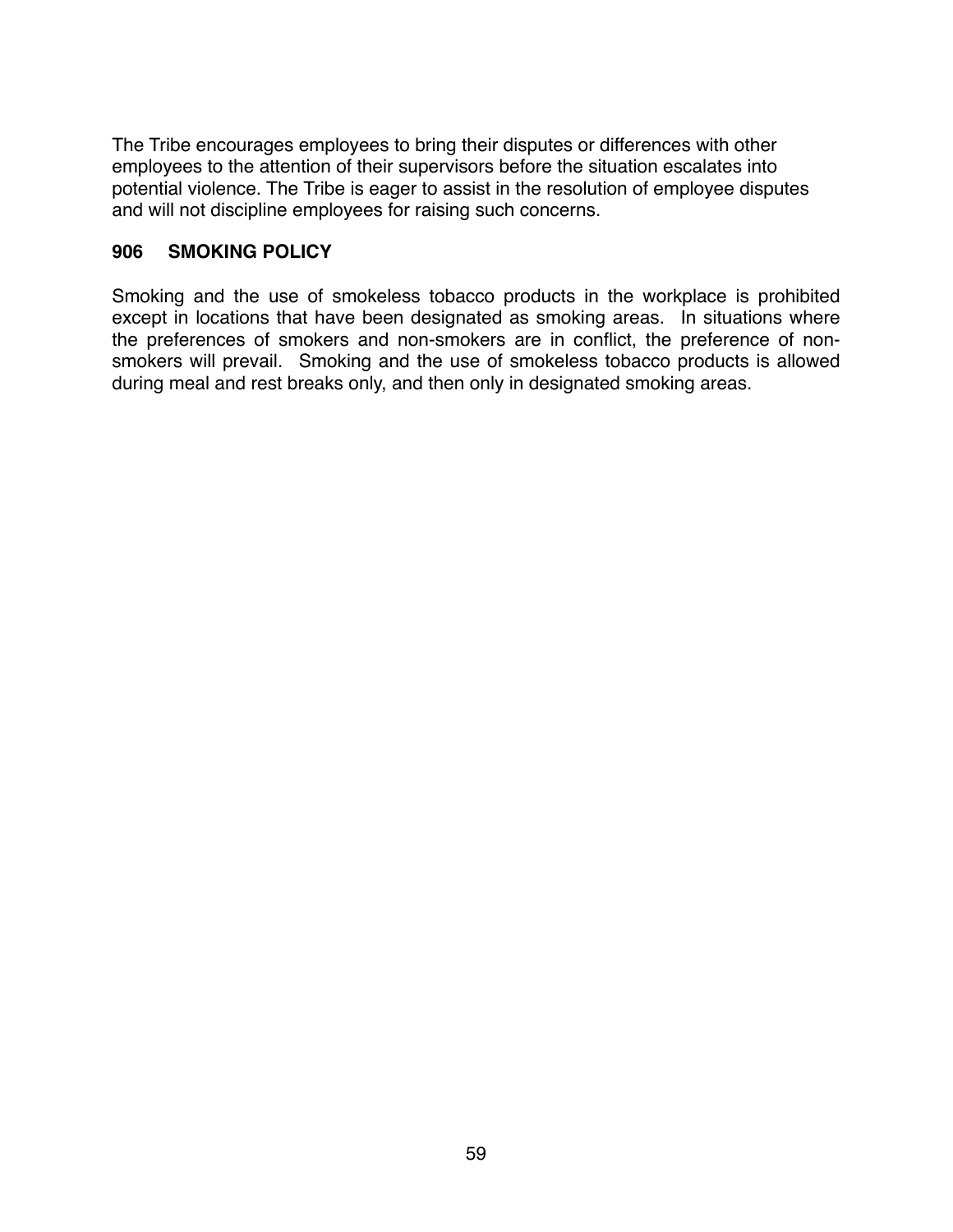The Tribe encourages employees to bring their disputes or differences with other employees to the attention of their supervisors before the situation escalates into potential violence. The Tribe is eager to assist in the resolution of employee disputes and will not discipline employees for raising such concerns.

## 906 SMOKING POLICY

Smoking and the use of smokeless tobacco products in the workplace is prohibited except in locations that have been designated as smoking areas. In situations where the preferences of smokers and non-smokers are in conflict, the preference of non-smokers will prevail. Smoking and the use of smokeless tobacco products is allowed during meal and rest breaks only, and then only in designated smoking areas.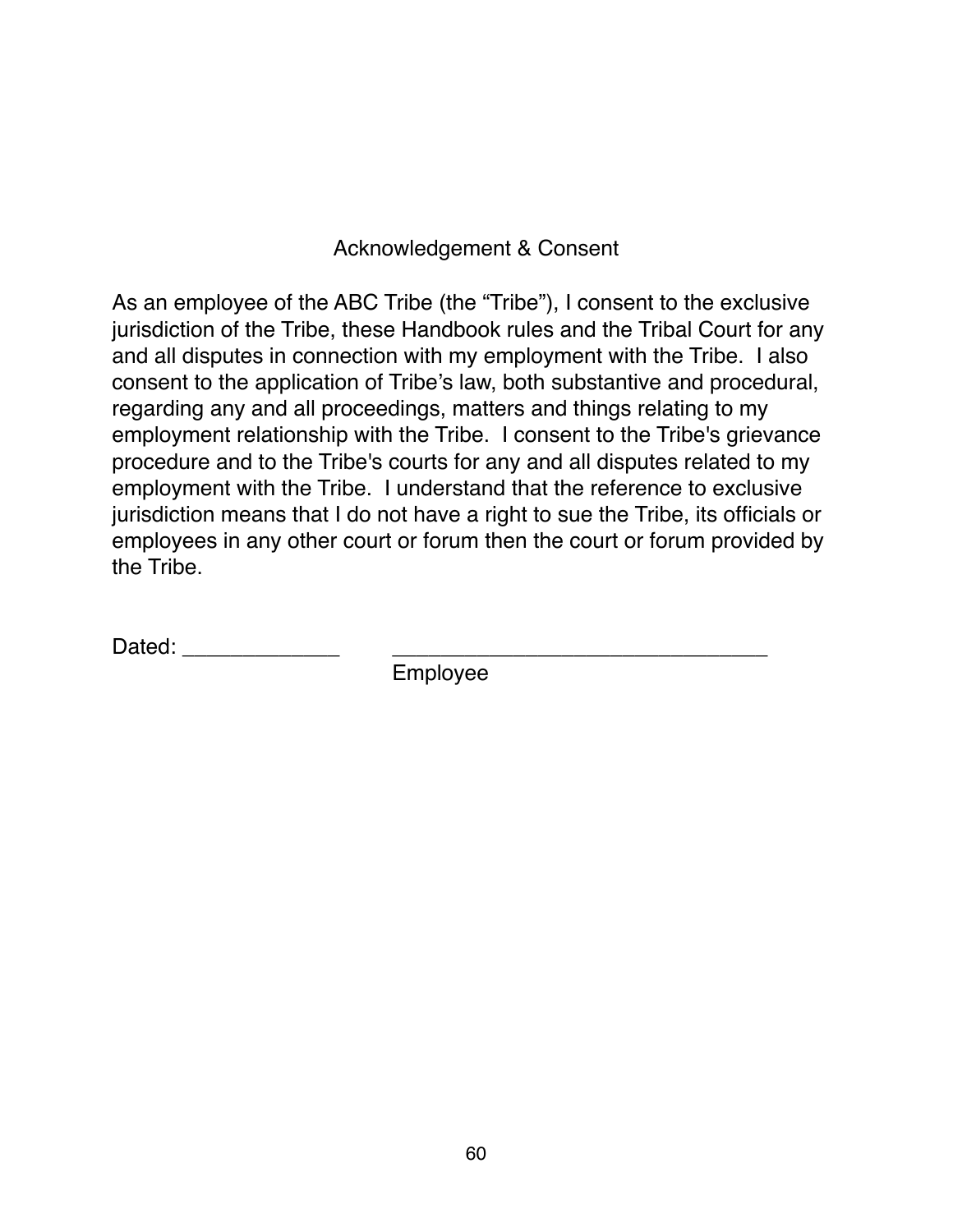## Acknowledgement & Consent

As an employee of the ABC Tribe (the "Tribe"), I consent to the exclusive jurisdiction of the Tribe, these Handbook rules and the Tribal Court for any and all disputes in connection with my employment with the Tribe. I also consent to the application of Tribe's law, both substantive and procedural, regarding any and all proceedings, matters and things relating to my employment relationship with the Tribe. I consent to the Tribe's grievance procedure and to the Tribe's courts for any and all disputes related to my employment with the Tribe. I understand that the reference to exclusive jurisdiction means that I do not have a right to sue the Tribe, its officials or employees in any other court or forum then the court or forum provided by the Tribe.

Dated: _____________ _______________________________

Employee